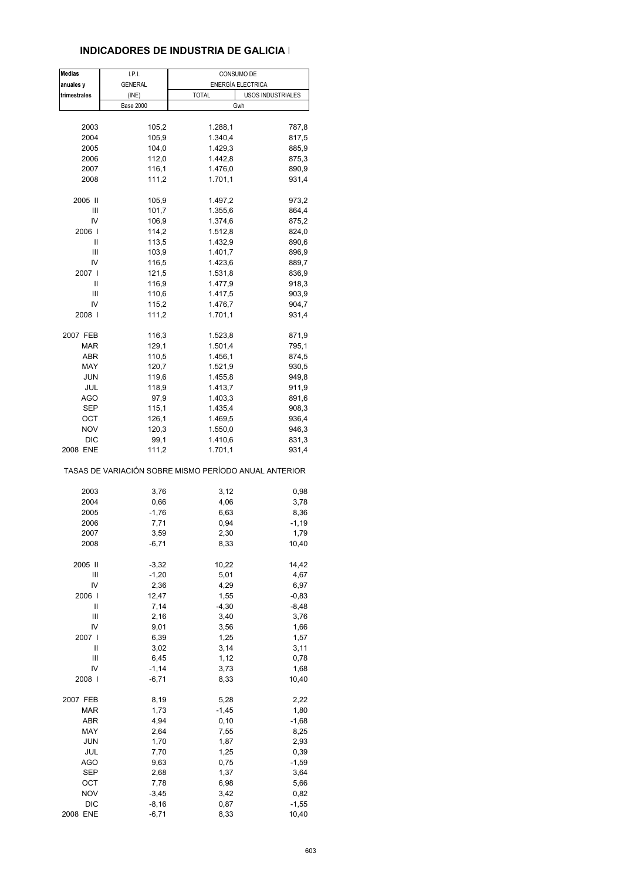## INDICADORES DE INDUSTRIA DE GALICIA

| Medias anuales y trimestrales | I.P.I. GENERAL (INE) | CONSUMO DE ENERGÍA ELECTRICA | |
|---|---|---|---|
| | | TOTAL | USOS INDUSTRIALES |
| | Base 2000 | Gwh | |
| 2003 | 105,2 | 1.288,1 | 787,8 |
| 2004 | 105,9 | 1.340,4 | 817,5 |
| 2005 | 104,0 | 1.429,3 | 885,9 |
| 2006 | 112,0 | 1.442,8 | 875,3 |
| 2007 | 116,1 | 1.476,0 | 890,9 |
| 2008 | 111,2 | 1.701,1 | 931,4 |
| 2005 II | 105,9 | 1.497,2 | 973,2 |
| III | 101,7 | 1.355,6 | 864,4 |
| IV | 106,9 | 1.374,6 | 875,2 |
| 2006 I | 114,2 | 1.512,8 | 824,0 |
| II | 113,5 | 1.432,9 | 890,6 |
| III | 103,9 | 1.401,7 | 896,9 |
| IV | 116,5 | 1.423,6 | 889,7 |
| 2007 I | 121,5 | 1.531,8 | 836,9 |
| II | 116,9 | 1.477,9 | 918,3 |
| III | 110,6 | 1.417,5 | 903,9 |
| IV | 115,2 | 1.476,7 | 904,7 |
| 2008 I | 111,2 | 1.701,1 | 931,4 |
| 2007 FEB | 116,3 | 1.523,8 | 871,9 |
| MAR | 129,1 | 1.501,4 | 795,1 |
| ABR | 110,5 | 1.456,1 | 874,5 |
| MAY | 120,7 | 1.521,9 | 930,5 |
| JUN | 119,6 | 1.455,8 | 949,8 |
| JUL | 118,9 | 1.413,7 | 911,9 |
| AGO | 97,9 | 1.403,3 | 891,6 |
| SEP | 115,1 | 1.435,4 | 908,3 |
| OCT | 126,1 | 1.469,5 | 936,4 |
| NOV | 120,3 | 1.550,0 | 946,3 |
| DIC | 99,1 | 1.410,6 | 831,3 |
| 2008 ENE | 111,2 | 1.701,1 | 931,4 |

TASAS DE VARIACIÓN SOBRE MISMO PERÍODO ANUAL ANTERIOR

| Medias anuales y trimestrales | I.P.I. GENERAL (INE) | TOTAL | USOS INDUSTRIALES |
|---|---|---|---|
| 2003 | 3,76 | 3,12 | 0,98 |
| 2004 | 0,66 | 4,06 | 3,78 |
| 2005 | -1,76 | 6,63 | 8,36 |
| 2006 | 7,71 | 0,94 | -1,19 |
| 2007 | 3,59 | 2,30 | 1,79 |
| 2008 | -6,71 | 8,33 | 10,40 |
| 2005 II | -3,32 | 10,22 | 14,42 |
| III | -1,20 | 5,01 | 4,67 |
| IV | 2,36 | 4,29 | 6,97 |
| 2006 I | 12,47 | 1,55 | -0,83 |
| II | 7,14 | -4,30 | -8,48 |
| III | 2,16 | 3,40 | 3,76 |
| IV | 9,01 | 3,56 | 1,66 |
| 2007 I | 6,39 | 1,25 | 1,57 |
| II | 3,02 | 3,14 | 3,11 |
| III | 6,45 | 1,12 | 0,78 |
| IV | -1,14 | 3,73 | 1,68 |
| 2008 I | -6,71 | 8,33 | 10,40 |
| 2007 FEB | 8,19 | 5,28 | 2,22 |
| MAR | 1,73 | -1,45 | 1,80 |
| ABR | 4,94 | 0,10 | -1,68 |
| MAY | 2,64 | 7,55 | 8,25 |
| JUN | 1,70 | 1,87 | 2,93 |
| JUL | 7,70 | 1,25 | 0,39 |
| AGO | 9,63 | 0,75 | -1,59 |
| SEP | 2,68 | 1,37 | 3,64 |
| OCT | 7,78 | 6,98 | 5,66 |
| NOV | -3,45 | 3,42 | 0,82 |
| DIC | -8,16 | 0,87 | -1,55 |
| 2008 ENE | -6,71 | 8,33 | 10,40 |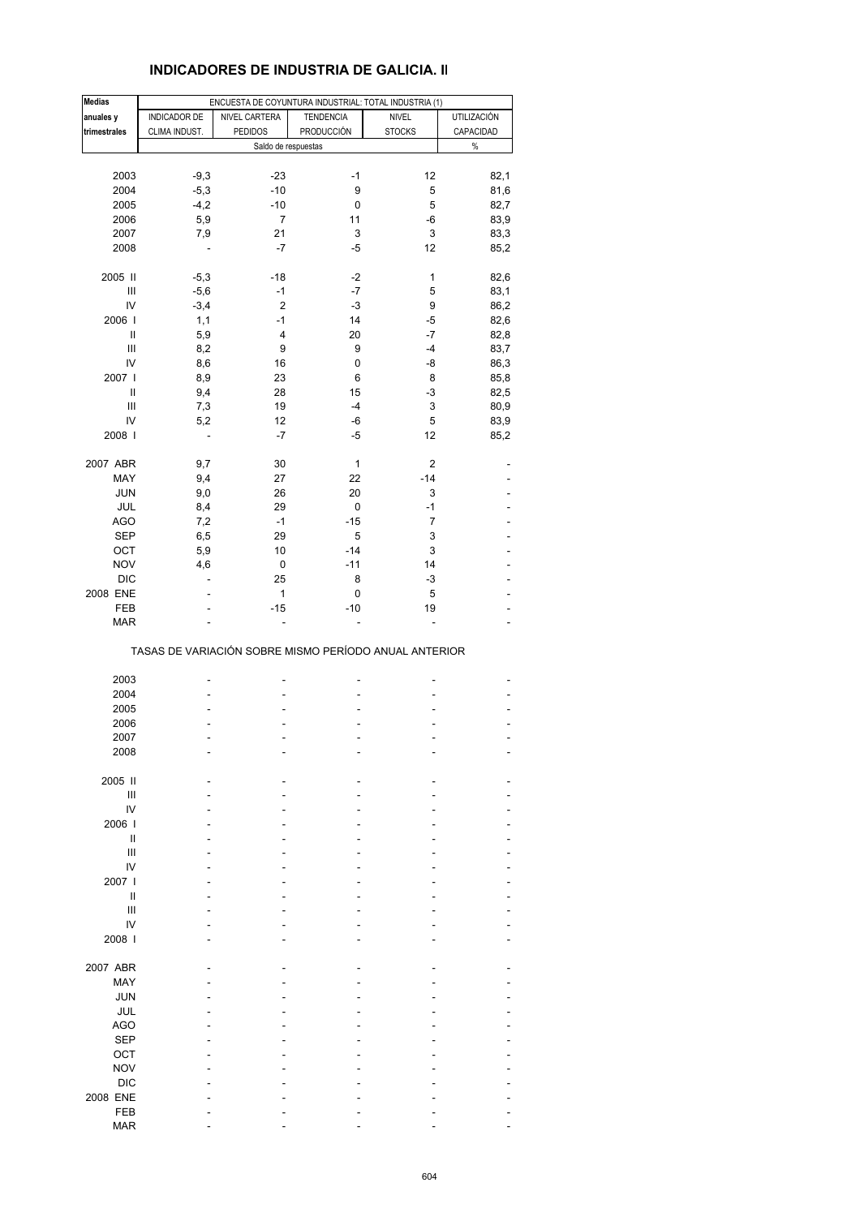## INDICADORES DE INDUSTRIA DE GALICIA. II

| Medias anuales y trimestrales | ENCUESTA DE COYUNTURA INDUSTRIAL: TOTAL INDUSTRIA (1) | | | | |
|---|---|---|---|---|---|
| | INDICADOR DE CLIMA INDUST. | NIVEL CARTERA PEDIDOS | TENDENCIA PRODUCCIÓN | NIVEL STOCKS | UTILIZACIÓN CAPACIDAD |
| | Saldo de respuestas | | | | % |
| 2003 | -9,3 | -23 | -1 | 12 | 82,1 |
| 2004 | -5,3 | -10 | 9 | 5 | 81,6 |
| 2005 | -4,2 | -10 | 0 | 5 | 82,7 |
| 2006 | 5,9 | 7 | 11 | -6 | 83,9 |
| 2007 | 7,9 | 21 | 3 | 3 | 83,3 |
| 2008 | - | -7 | -5 | 12 | 85,2 |
| 2005 II | -5,3 | -18 | -2 | 1 | 82,6 |
| III | -5,6 | -1 | -7 | 5 | 83,1 |
| IV | -3,4 | 2 | -3 | 9 | 86,2 |
| 2006 I | 1,1 | -1 | 14 | -5 | 82,6 |
| II | 5,9 | 4 | 20 | -7 | 82,8 |
| III | 8,2 | 9 | 9 | -4 | 83,7 |
| IV | 8,6 | 16 | 0 | -8 | 86,3 |
| 2007 I | 8,9 | 23 | 6 | 8 | 85,8 |
| II | 9,4 | 28 | 15 | -3 | 82,5 |
| III | 7,3 | 19 | -4 | 3 | 80,9 |
| IV | 5,2 | 12 | -6 | 5 | 83,9 |
| 2008 I | - | -7 | -5 | 12 | 85,2 |
| 2007 ABR | 9,7 | 30 | 1 | 2 | - |
| MAY | 9,4 | 27 | 22 | -14 | - |
| JUN | 9,0 | 26 | 20 | 3 | - |
| JUL | 8,4 | 29 | 0 | -1 | - |
| AGO | 7,2 | -1 | -15 | 7 | - |
| SEP | 6,5 | 29 | 5 | 3 | - |
| OCT | 5,9 | 10 | -14 | 3 | - |
| NOV | 4,6 | 0 | -11 | 14 | - |
| DIC | - | 25 | 8 | -3 | - |
| 2008 ENE | - | 1 | 0 | 5 | - |
| FEB | - | -15 | -10 | 19 | - |
| MAR | - | - | - | - | - |

TASAS DE VARIACIÓN SOBRE MISMO PERÍODO ANUAL ANTERIOR

| | | | | | |
|---|---|---|---|---|---|
| 2003 | - | - | - | - | - |
| 2004 | - | - | - | - | - |
| 2005 | - | - | - | - | - |
| 2006 | - | - | - | - | - |
| 2007 | - | - | - | - | - |
| 2008 | - | - | - | - | - |
| 2005 II | - | - | - | - | - |
| III | - | - | - | - | - |
| IV | - | - | - | - | - |
| 2006 I | - | - | - | - | - |
| II | - | - | - | - | - |
| III | - | - | - | - | - |
| IV | - | - | - | - | - |
| 2007 I | - | - | - | - | - |
| II | - | - | - | - | - |
| III | - | - | - | - | - |
| IV | - | - | - | - | - |
| 2008 I | - | - | - | - | - |
| 2007 ABR | - | - | - | - | - |
| MAY | - | - | - | - | - |
| JUN | - | - | - | - | - |
| JUL | - | - | - | - | - |
| AGO | - | - | - | - | - |
| SEP | - | - | - | - | - |
| OCT | - | - | - | - | - |
| NOV | - | - | - | - | - |
| DIC | - | - | - | - | - |
| 2008 ENE | - | - | - | - | - |
| FEB | - | - | - | - | - |
| MAR | - | - | - | - | - |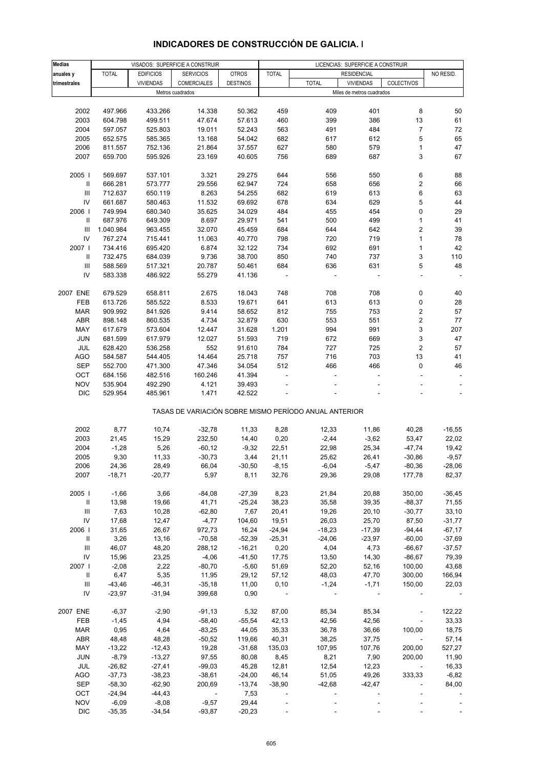# INDICADORES DE CONSTRUCCIÓN DE GALICIA. I

| Medias anuales y trimestrales | VISADOS: SUPERFICIE A CONSTRUIR | | | | LICENCIAS: SUPERFICIE A CONSTRUIR | | | | |
|---|---|---|---|---|---|---|---|---|---|
| | TOTAL | EDIFICIOS VIVIENDAS | SERVICIOS COMERCIALES | OTROS DESTINOS | TOTAL | RESIDENCIAL | | | NO RESID. |
| | | | | | | TOTAL | VIVIENDAS | COLECTIVOS | |
| | Metros cuadrados | | | | Miles de metros cuadrados | | | | |
| 2002 | 497.966 | 433.266 | 14.338 | 50.362 | 459 | 409 | 401 | 8 | 50 |
| 2003 | 604.798 | 499.511 | 47.674 | 57.613 | 460 | 399 | 386 | 13 | 61 |
| 2004 | 597.057 | 525.803 | 19.011 | 52.243 | 563 | 491 | 484 | 7 | 72 |
| 2005 | 652.575 | 585.365 | 13.168 | 54.042 | 682 | 617 | 612 | 5 | 65 |
| 2006 | 811.557 | 752.136 | 21.864 | 37.557 | 627 | 580 | 579 | 1 | 47 |
| 2007 | 659.700 | 595.926 | 23.169 | 40.605 | 756 | 689 | 687 | 3 | 67 |
| 2005 I | 569.697 | 537.101 | 3.321 | 29.275 | 644 | 556 | 550 | 6 | 88 |
| II | 666.281 | 573.777 | 29.556 | 62.947 | 724 | 658 | 656 | 2 | 66 |
| III | 712.637 | 650.119 | 8.263 | 54.255 | 682 | 619 | 613 | 6 | 63 |
| IV | 661.687 | 580.463 | 11.532 | 69.692 | 678 | 634 | 629 | 5 | 44 |
| 2006 I | 749.994 | 680.340 | 35.625 | 34.029 | 484 | 455 | 454 | 0 | 29 |
| II | 687.976 | 649.309 | 8.697 | 29.971 | 541 | 500 | 499 | 1 | 41 |
| III | 1.040.984 | 963.455 | 32.070 | 45.459 | 684 | 644 | 642 | 2 | 39 |
| IV | 767.274 | 715.441 | 11.063 | 40.770 | 798 | 720 | 719 | 1 | 78 |
| 2007 I | 734.416 | 695.420 | 6.874 | 32.122 | 734 | 692 | 691 | 1 | 42 |
| II | 732.475 | 684.039 | 9.736 | 38.700 | 850 | 740 | 737 | 3 | 110 |
| III | 588.569 | 517.321 | 20.787 | 50.461 | 684 | 636 | 631 | 5 | 48 |
| IV | 583.338 | 486.922 | 55.279 | 41.136 | - | - | - | - | - |
| 2007 ENE | 679.529 | 658.811 | 2.675 | 18.043 | 748 | 708 | 708 | 0 | 40 |
| FEB | 613.726 | 585.522 | 8.533 | 19.671 | 641 | 613 | 613 | 0 | 28 |
| MAR | 909.992 | 841.926 | 9.414 | 58.652 | 812 | 755 | 753 | 2 | 57 |
| ABR | 898.148 | 860.535 | 4.734 | 32.879 | 630 | 553 | 551 | 2 | 77 |
| MAY | 617.679 | 573.604 | 12.447 | 31.628 | 1.201 | 994 | 991 | 3 | 207 |
| JUN | 681.599 | 617.979 | 12.027 | 51.593 | 719 | 672 | 669 | 3 | 47 |
| JUL | 628.420 | 536.258 | 552 | 91.610 | 784 | 727 | 725 | 2 | 57 |
| AGO | 584.587 | 544.405 | 14.464 | 25.718 | 757 | 716 | 703 | 13 | 41 |
| SEP | 552.700 | 471.300 | 47.346 | 34.054 | 512 | 466 | 466 | 0 | 46 |
| OCT | 684.156 | 482.516 | 160.246 | 41.394 | - | - | - | - | - |
| NOV | 535.904 | 492.290 | 4.121 | 39.493 | - | - | - | - | - |
| DIC | 529.954 | 485.961 | 1.471 | 42.522 | - | - | - | - | - |
| TASAS DE VARIACIÓN SOBRE MISMO PERÍODO ANUAL ANTERIOR | | | | | | | | | |
| 2002 | 8,77 | 10,74 | -32,78 | 11,33 | 8,28 | 12,33 | 11,86 | 40,28 | -16,55 |
| 2003 | 21,45 | 15,29 | 232,50 | 14,40 | 0,20 | -2,44 | -3,62 | 53,47 | 22,02 |
| 2004 | -1,28 | 5,26 | -60,12 | -9,32 | 22,51 | 22,98 | 25,34 | -47,74 | 19,42 |
| 2005 | 9,30 | 11,33 | -30,73 | 3,44 | 21,11 | 25,62 | 26,41 | -30,86 | -9,57 |
| 2006 | 24,36 | 28,49 | 66,04 | -30,50 | -8,15 | -6,04 | -5,47 | -80,36 | -28,06 |
| 2007 | -18,71 | -20,77 | 5,97 | 8,11 | 32,76 | 29,36 | 29,08 | 177,78 | 82,37 |
| 2005 I | -1,66 | 3,66 | -84,08 | -27,39 | 8,23 | 21,84 | 20,88 | 350,00 | -36,45 |
| II | 13,98 | 19,66 | 41,71 | -25,24 | 38,23 | 35,58 | 39,35 | -88,37 | 71,55 |
| III | 7,63 | 10,28 | -62,80 | 7,67 | 20,41 | 19,26 | 20,10 | -30,77 | 33,10 |
| IV | 17,68 | 12,47 | -4,77 | 104,60 | 19,51 | 26,03 | 25,70 | 87,50 | -31,77 |
| 2006 I | 31,65 | 26,67 | 972,73 | 16,24 | -24,94 | -18,23 | -17,39 | -94,44 | -67,17 |
| II | 3,26 | 13,16 | -70,58 | -52,39 | -25,31 | -24,06 | -23,97 | -60,00 | -37,69 |
| III | 46,07 | 48,20 | 288,12 | -16,21 | 0,20 | 4,04 | 4,73 | -66,67 | -37,57 |
| IV | 15,96 | 23,25 | -4,06 | -41,50 | 17,75 | 13,50 | 14,30 | -86,67 | 79,39 |
| 2007 I | -2,08 | 2,22 | -80,70 | -5,60 | 51,69 | 52,20 | 52,16 | 100,00 | 43,68 |
| II | 6,47 | 5,35 | 11,95 | 29,12 | 57,12 | 48,03 | 47,70 | 300,00 | 166,94 |
| III | -43,46 | -46,31 | -35,18 | 11,00 | 0,10 | -1,24 | -1,71 | 150,00 | 22,03 |
| IV | -23,97 | -31,94 | 399,68 | 0,90 | - | - | - | - | - |
| 2007 ENE | -6,37 | -2,90 | -91,13 | 5,32 | 87,00 | 85,34 | 85,34 | - | 122,22 |
| FEB | -1,45 | 4,94 | -58,40 | -55,54 | 42,13 | 42,56 | 42,56 | - | 33,33 |
| MAR | 0,95 | 4,64 | -83,25 | 44,05 | 35,33 | 36,78 | 36,66 | 100,00 | 18,75 |
| ABR | 48,48 | 48,28 | -50,52 | 119,66 | 40,31 | 38,25 | 37,75 | - | 57,14 |
| MAY | -13,22 | -12,43 | 19,28 | -31,68 | 135,03 | 107,95 | 107,76 | 200,00 | 527,27 |
| JUN | -8,79 | -13,27 | 97,55 | 80,08 | 8,45 | 8,21 | 7,90 | 200,00 | 11,90 |
| JUL | -26,82 | -27,41 | -99,03 | 45,28 | 12,81 | 12,54 | 12,23 | - | 16,33 |
| AGO | -37,73 | -38,23 | -38,61 | -24,00 | 46,14 | 51,05 | 49,26 | 333,33 | -6,82 |
| SEP | -58,30 | -62,90 | 200,69 | -13,74 | -38,90 | -42,68 | -42,47 | - | 84,00 |
| OCT | -24,94 | -44,43 | - | 7,53 | - | - | - | - | - |
| NOV | -6,09 | -8,08 | -9,57 | 29,44 | - | - | - | - | - |
| DIC | -35,35 | -34,54 | -93,87 | -20,23 | - | - | - | - | - |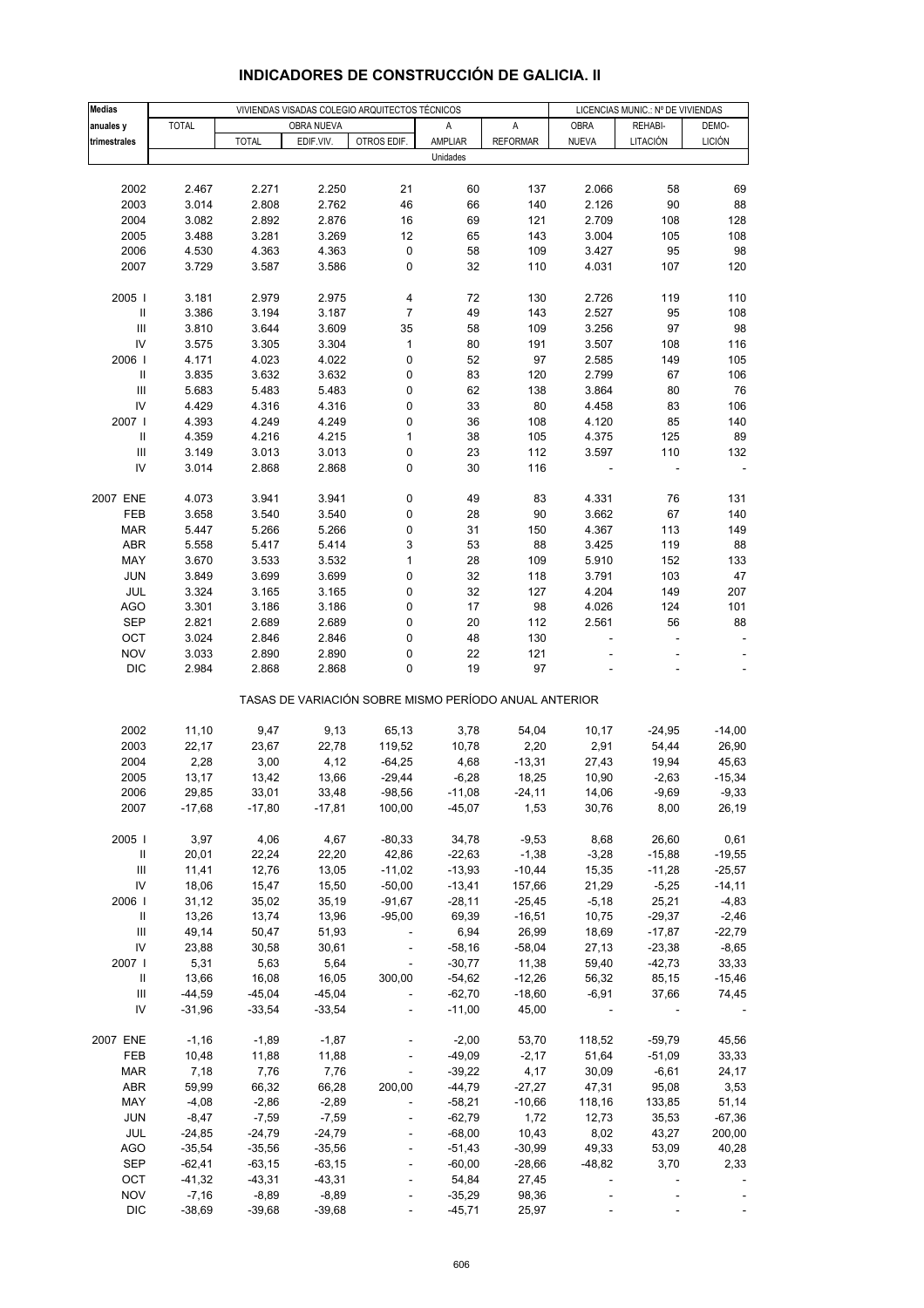# INDICADORES DE CONSTRUCCIÓN DE GALICIA. II

| Medias anuales y trimestrales | VIVIENDAS VISADAS COLEGIO ARQUITECTOS TÉCNICOS | | | | | | LICENCIAS MUNIC.: Nº DE VIVIENDAS | | |
|---|---|---|---|---|---|---|---|---|---|
| | TOTAL | OBRA NUEVA | | | A AMPLIAR | A REFORMAR | OBRA NUEVA | REHABI-LITACIÓN | DEMO-LICIÓN |
| | | TOTAL | EDIF.VIV. | OTROS EDIF. | | | | | |
| | Unidades | | | | | | | | |
| 2002 | 2.467 | 2.271 | 2.250 | 21 | 60 | 137 | 2.066 | 58 | 69 |
| 2003 | 3.014 | 2.808 | 2.762 | 46 | 66 | 140 | 2.126 | 90 | 88 |
| 2004 | 3.082 | 2.892 | 2.876 | 16 | 69 | 121 | 2.709 | 108 | 128 |
| 2005 | 3.488 | 3.281 | 3.269 | 12 | 65 | 143 | 3.004 | 105 | 108 |
| 2006 | 4.530 | 4.363 | 4.363 | 0 | 58 | 109 | 3.427 | 95 | 98 |
| 2007 | 3.729 | 3.587 | 3.586 | 0 | 32 | 110 | 4.031 | 107 | 120 |
| 2005 I | 3.181 | 2.979 | 2.975 | 4 | 72 | 130 | 2.726 | 119 | 110 |
| II | 3.386 | 3.194 | 3.187 | 7 | 49 | 143 | 2.527 | 95 | 108 |
| III | 3.810 | 3.644 | 3.609 | 35 | 58 | 109 | 3.256 | 97 | 98 |
| IV | 3.575 | 3.305 | 3.304 | 1 | 80 | 191 | 3.507 | 108 | 116 |
| 2006 I | 4.171 | 4.023 | 4.022 | 0 | 52 | 97 | 2.585 | 149 | 105 |
| II | 3.835 | 3.632 | 3.632 | 0 | 83 | 120 | 2.799 | 67 | 106 |
| III | 5.683 | 5.483 | 5.483 | 0 | 62 | 138 | 3.864 | 80 | 76 |
| IV | 4.429 | 4.316 | 4.316 | 0 | 33 | 80 | 4.458 | 83 | 106 |
| 2007 I | 4.393 | 4.249 | 4.249 | 0 | 36 | 108 | 4.120 | 85 | 140 |
| II | 4.359 | 4.216 | 4.215 | 1 | 38 | 105 | 4.375 | 125 | 89 |
| III | 3.149 | 3.013 | 3.013 | 0 | 23 | 112 | 3.597 | 110 | 132 |
| IV | 3.014 | 2.868 | 2.868 | 0 | 30 | 116 | - | - | - |
| 2007 ENE | 4.073 | 3.941 | 3.941 | 0 | 49 | 83 | 4.331 | 76 | 131 |
| FEB | 3.658 | 3.540 | 3.540 | 0 | 28 | 90 | 3.662 | 67 | 140 |
| MAR | 5.447 | 5.266 | 5.266 | 0 | 31 | 150 | 4.367 | 113 | 149 |
| ABR | 5.558 | 5.417 | 5.414 | 3 | 53 | 88 | 3.425 | 119 | 88 |
| MAY | 3.670 | 3.533 | 3.532 | 1 | 28 | 109 | 5.910 | 152 | 133 |
| JUN | 3.849 | 3.699 | 3.699 | 0 | 32 | 118 | 3.791 | 103 | 47 |
| JUL | 3.324 | 3.165 | 3.165 | 0 | 32 | 127 | 4.204 | 149 | 207 |
| AGO | 3.301 | 3.186 | 3.186 | 0 | 17 | 98 | 4.026 | 124 | 101 |
| SEP | 2.821 | 2.689 | 2.689 | 0 | 20 | 112 | 2.561 | 56 | 88 |
| OCT | 3.024 | 2.846 | 2.846 | 0 | 48 | 130 | - | - | - |
| NOV | 3.033 | 2.890 | 2.890 | 0 | 22 | 121 | - | - | - |
| DIC | 2.984 | 2.868 | 2.868 | 0 | 19 | 97 | - | - | - |
| | TASAS DE VARIACIÓN SOBRE MISMO PERÍODO ANUAL ANTERIOR | | | | | | | | |
| 2002 | 11,10 | 9,47 | 9,13 | 65,13 | 3,78 | 54,04 | 10,17 | -24,95 | -14,00 |
| 2003 | 22,17 | 23,67 | 22,78 | 119,52 | 10,78 | 2,20 | 2,91 | 54,44 | 26,90 |
| 2004 | 2,28 | 3,00 | 4,12 | -64,25 | 4,68 | -13,31 | 27,43 | 19,94 | 45,63 |
| 2005 | 13,17 | 13,42 | 13,66 | -29,44 | -6,28 | 18,25 | 10,90 | -2,63 | -15,34 |
| 2006 | 29,85 | 33,01 | 33,48 | -98,56 | -11,08 | -24,11 | 14,06 | -9,69 | -9,33 |
| 2007 | -17,68 | -17,80 | -17,81 | 100,00 | -45,07 | 1,53 | 30,76 | 8,00 | 26,19 |
| 2005 I | 3,97 | 4,06 | 4,67 | -80,33 | 34,78 | -9,53 | 8,68 | 26,60 | 0,61 |
| II | 20,01 | 22,24 | 22,20 | 42,86 | -22,63 | -1,38 | -3,28 | -15,88 | -19,55 |
| III | 11,41 | 12,76 | 13,05 | -11,02 | -13,93 | -10,44 | 15,35 | -11,28 | -25,57 |
| IV | 18,06 | 15,47 | 15,50 | -50,00 | -13,41 | 157,66 | 21,29 | -5,25 | -14,11 |
| 2006 I | 31,12 | 35,02 | 35,19 | -91,67 | -28,11 | -25,45 | -5,18 | 25,21 | -4,83 |
| II | 13,26 | 13,74 | 13,96 | -95,00 | 69,39 | -16,51 | 10,75 | -29,37 | -2,46 |
| III | 49,14 | 50,47 | 51,93 | - | 6,94 | 26,99 | 18,69 | -17,87 | -22,79 |
| IV | 23,88 | 30,58 | 30,61 | - | -58,16 | -58,04 | 27,13 | -23,38 | -8,65 |
| 2007 I | 5,31 | 5,63 | 5,64 | - | -30,77 | 11,38 | 59,40 | -42,73 | 33,33 |
| II | 13,66 | 16,08 | 16,05 | 300,00 | -54,62 | -12,26 | 56,32 | 85,15 | -15,46 |
| III | -44,59 | -45,04 | -45,04 | - | -62,70 | -18,60 | -6,91 | 37,66 | 74,45 |
| IV | -31,96 | -33,54 | -33,54 | - | -11,00 | 45,00 | - | - | - |
| 2007 ENE | -1,16 | -1,89 | -1,87 | - | -2,00 | 53,70 | 118,52 | -59,79 | 45,56 |
| FEB | 10,48 | 11,88 | 11,88 | - | -49,09 | -2,17 | 51,64 | -51,09 | 33,33 |
| MAR | 7,18 | 7,76 | 7,76 | - | -39,22 | 4,17 | 30,09 | -6,61 | 24,17 |
| ABR | 59,99 | 66,32 | 66,28 | 200,00 | -44,79 | -27,27 | 47,31 | 95,08 | 3,53 |
| MAY | -4,08 | -2,86 | -2,89 | - | -58,21 | -10,66 | 118,16 | 133,85 | 51,14 |
| JUN | -8,47 | -7,59 | -7,59 | - | -62,79 | 1,72 | 12,73 | 35,53 | -67,36 |
| JUL | -24,85 | -24,79 | -24,79 | - | -68,00 | 10,43 | 8,02 | 43,27 | 200,00 |
| AGO | -35,54 | -35,56 | -35,56 | - | -51,43 | -30,99 | 49,33 | 53,09 | 40,28 |
| SEP | -62,41 | -63,15 | -63,15 | - | -60,00 | -28,66 | -48,82 | 3,70 | 2,33 |
| OCT | -41,32 | -43,31 | -43,31 | - | 54,84 | 27,45 | - | - | - |
| NOV | -7,16 | -8,89 | -8,89 | - | -35,29 | 98,36 | - | - | - |
| DIC | -38,69 | -39,68 | -39,68 | - | -45,71 | 25,97 | - | - | - |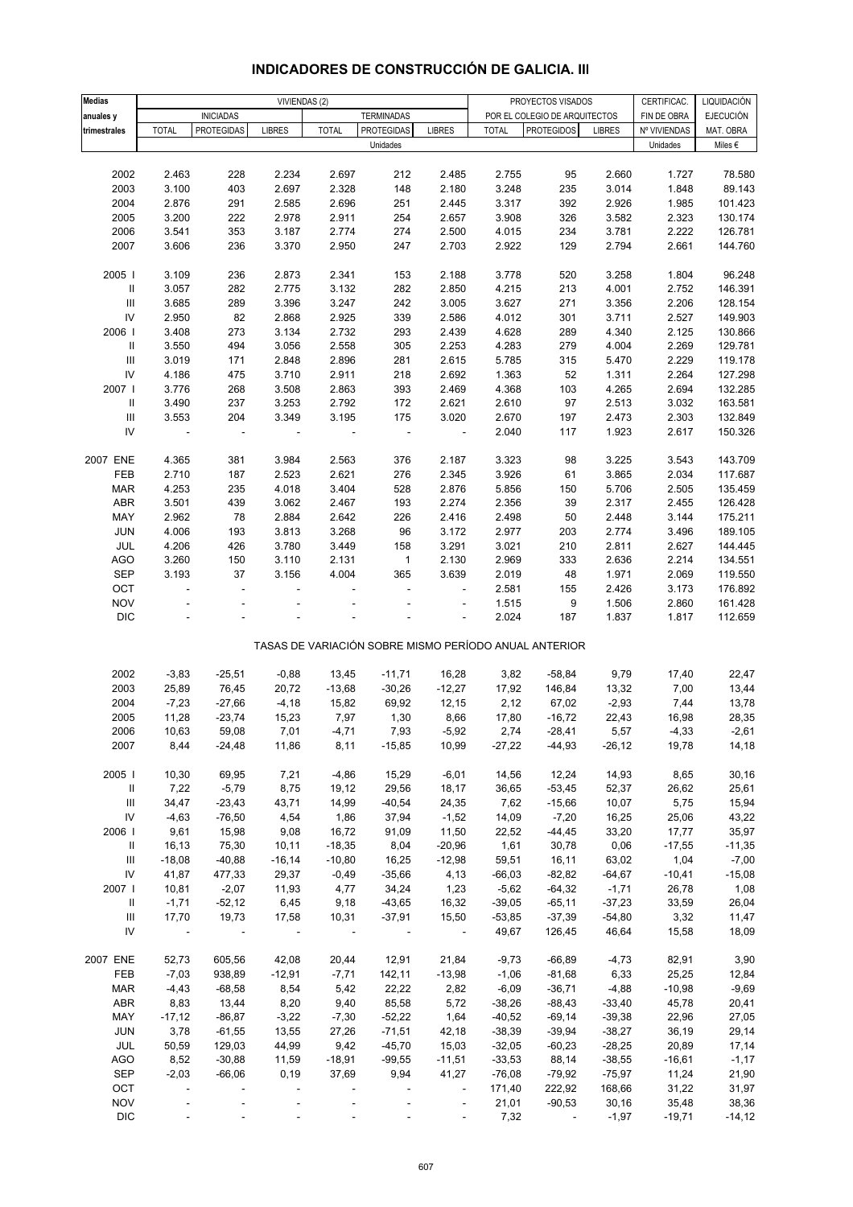# INDICADORES DE CONSTRUCCIÓN DE GALICIA. III

| Medias anuales y trimestrales | VIVIENDAS (2) | | | | | | PROYECTOS VISADOS POR EL COLEGIO DE ARQUITECTOS | | | CERTIFICAC. FIN DE OBRA | LIQUIDACIÓN EJECUCIÓN MAT. OBRA |
|---|---|---|---|---|---|---|---|---|---|---|---|
| | INICIADAS | | | TERMINADAS | | | | | | | |
| | TOTAL | PROTEGIDAS | LIBRES | TOTAL | PROTEGIDAS | LIBRES | TOTAL | PROTEGIDOS | LIBRES | Nº VIVIENDAS | MAT. OBRA |
| | Unidades | | | | | | | | | Unidades | Miles € |
| 2002 | 2.463 | 228 | 2.234 | 2.697 | 212 | 2.485 | 2.755 | 95 | 2.660 | 1.727 | 78.580 |
| 2003 | 3.100 | 403 | 2.697 | 2.328 | 148 | 2.180 | 3.248 | 235 | 3.014 | 1.848 | 89.143 |
| 2004 | 2.876 | 291 | 2.585 | 2.696 | 251 | 2.445 | 3.317 | 392 | 2.926 | 1.985 | 101.423 |
| 2005 | 3.200 | 222 | 2.978 | 2.911 | 254 | 2.657 | 3.908 | 326 | 3.582 | 2.323 | 130.174 |
| 2006 | 3.541 | 353 | 3.187 | 2.774 | 274 | 2.500 | 4.015 | 234 | 3.781 | 2.222 | 126.781 |
| 2007 | 3.606 | 236 | 3.370 | 2.950 | 247 | 2.703 | 2.922 | 129 | 2.794 | 2.661 | 144.760 |
| 2005 I | 3.109 | 236 | 2.873 | 2.341 | 153 | 2.188 | 3.778 | 520 | 3.258 | 1.804 | 96.248 |
| II | 3.057 | 282 | 2.775 | 3.132 | 282 | 2.850 | 4.215 | 213 | 4.001 | 2.752 | 146.391 |
| III | 3.685 | 289 | 3.396 | 3.247 | 242 | 3.005 | 3.627 | 271 | 3.356 | 2.206 | 128.154 |
| IV | 2.950 | 82 | 2.868 | 2.925 | 339 | 2.586 | 4.012 | 301 | 3.711 | 2.527 | 149.903 |
| 2006 I | 3.408 | 273 | 3.134 | 2.732 | 293 | 2.439 | 4.628 | 289 | 4.340 | 2.125 | 130.866 |
| II | 3.550 | 494 | 3.056 | 2.558 | 305 | 2.253 | 4.283 | 279 | 4.004 | 2.269 | 129.781 |
| III | 3.019 | 171 | 2.848 | 2.896 | 281 | 2.615 | 5.785 | 315 | 5.470 | 2.229 | 119.178 |
| IV | 4.186 | 475 | 3.710 | 2.911 | 218 | 2.692 | 1.363 | 52 | 1.311 | 2.264 | 127.298 |
| 2007 I | 3.776 | 268 | 3.508 | 2.863 | 393 | 2.469 | 4.368 | 103 | 4.265 | 2.694 | 132.285 |
| II | 3.490 | 237 | 3.253 | 2.792 | 172 | 2.621 | 2.610 | 97 | 2.513 | 3.032 | 163.581 |
| III | 3.553 | 204 | 3.349 | 3.195 | 175 | 3.020 | 2.670 | 197 | 2.473 | 2.303 | 132.849 |
| IV | - | - | - | - | - | - | 2.040 | 117 | 1.923 | 2.617 | 150.326 |
| 2007 ENE | 4.365 | 381 | 3.984 | 2.563 | 376 | 2.187 | 3.323 | 98 | 3.225 | 3.543 | 143.709 |
| FEB | 2.710 | 187 | 2.523 | 2.621 | 276 | 2.345 | 3.926 | 61 | 3.865 | 2.034 | 117.687 |
| MAR | 4.253 | 235 | 4.018 | 3.404 | 528 | 2.876 | 5.856 | 150 | 5.706 | 2.505 | 135.459 |
| ABR | 3.501 | 439 | 3.062 | 2.467 | 193 | 2.274 | 2.356 | 39 | 2.317 | 2.455 | 126.428 |
| MAY | 2.962 | 78 | 2.884 | 2.642 | 226 | 2.416 | 2.498 | 50 | 2.448 | 3.144 | 175.211 |
| JUN | 4.006 | 193 | 3.813 | 3.268 | 96 | 3.172 | 2.977 | 203 | 2.774 | 3.496 | 189.105 |
| JUL | 4.206 | 426 | 3.780 | 3.449 | 158 | 3.291 | 3.021 | 210 | 2.811 | 2.627 | 144.445 |
| AGO | 3.260 | 150 | 3.110 | 2.131 | 1 | 2.130 | 2.969 | 333 | 2.636 | 2.214 | 134.551 |
| SEP | 3.193 | 37 | 3.156 | 4.004 | 365 | 3.639 | 2.019 | 48 | 1.971 | 2.069 | 119.550 |
| OCT | - | - | - | - | - | - | 2.581 | 155 | 2.426 | 3.173 | 176.892 |
| NOV | - | - | - | - | - | - | 1.515 | 9 | 1.506 | 2.860 | 161.428 |
| DIC | - | - | - | - | - | - | 2.024 | 187 | 1.837 | 1.817 | 112.659 |
| | TASAS DE VARIACIÓN SOBRE MISMO PERÍODO ANUAL ANTERIOR | | | | | | | | | | |
| 2002 | -3,83 | -25,51 | -0,88 | 13,45 | -11,71 | 16,28 | 3,82 | -58,84 | 9,79 | 17,40 | 22,47 |
| 2003 | 25,89 | 76,45 | 20,72 | -13,68 | -30,26 | -12,27 | 17,92 | 146,84 | 13,32 | 7,00 | 13,44 |
| 2004 | -7,23 | -27,66 | -4,18 | 15,82 | 69,92 | 12,15 | 2,12 | 67,02 | -2,93 | 7,44 | 13,78 |
| 2005 | 11,28 | -23,74 | 15,23 | 7,97 | 1,30 | 8,66 | 17,80 | -16,72 | 22,43 | 16,98 | 28,35 |
| 2006 | 10,63 | 59,08 | 7,01 | -4,71 | 7,93 | -5,92 | 2,74 | -28,41 | 5,57 | -4,33 | -2,61 |
| 2007 | 8,44 | -24,48 | 11,86 | 8,11 | -15,85 | 10,99 | -27,22 | -44,93 | -26,12 | 19,78 | 14,18 |
| 2005 I | 10,30 | 69,95 | 7,21 | -4,86 | 15,29 | -6,01 | 14,56 | 12,24 | 14,93 | 8,65 | 30,16 |
| II | 7,22 | -5,79 | 8,75 | 19,12 | 29,56 | 18,17 | 36,65 | -53,45 | 52,37 | 26,62 | 25,61 |
| III | 34,47 | -23,43 | 43,71 | 14,99 | -40,54 | 24,35 | 7,62 | -15,66 | 10,07 | 5,75 | 15,94 |
| IV | -4,63 | -76,50 | 4,54 | 1,86 | 37,94 | -1,52 | 14,09 | -7,20 | 16,25 | 25,06 | 43,22 |
| 2006 I | 9,61 | 15,98 | 9,08 | 16,72 | 91,09 | 11,50 | 22,52 | -44,45 | 33,20 | 17,77 | 35,97 |
| II | 16,13 | 75,30 | 10,11 | -18,35 | 8,04 | -20,96 | 1,61 | 30,78 | 0,06 | -17,55 | -11,35 |
| III | -18,08 | -40,88 | -16,14 | -10,80 | 16,25 | -12,98 | 59,51 | 16,11 | 63,02 | 1,04 | -7,00 |
| IV | 41,87 | 477,33 | 29,37 | -0,49 | -35,66 | 4,13 | -66,03 | -82,82 | -64,67 | -10,41 | -15,08 |
| 2007 I | 10,81 | -2,07 | 11,93 | 4,77 | 34,24 | 1,23 | -5,62 | -64,32 | -1,71 | 26,78 | 1,08 |
| II | -1,71 | -52,12 | 6,45 | 9,18 | -43,65 | 16,32 | -39,05 | -65,11 | -37,23 | 33,59 | 26,04 |
| III | 17,70 | 19,73 | 17,58 | 10,31 | -37,91 | 15,50 | -53,85 | -37,39 | -54,80 | 3,32 | 11,47 |
| IV | - | - | - | - | - | - | 49,67 | 126,45 | 46,64 | 15,58 | 18,09 |
| 2007 ENE | 52,73 | 605,56 | 42,08 | 20,44 | 12,91 | 21,84 | -9,73 | -66,89 | -4,73 | 82,91 | 3,90 |
| FEB | -7,03 | 938,89 | -12,91 | -7,71 | 142,11 | -13,98 | -1,06 | -81,68 | 6,33 | 25,25 | 12,84 |
| MAR | -4,43 | -68,58 | 8,54 | 5,42 | 22,22 | 2,82 | -6,09 | -36,71 | -4,88 | -10,98 | -9,69 |
| ABR | 8,83 | 13,44 | 8,20 | 9,40 | 85,58 | 5,72 | -38,26 | -88,43 | -33,40 | 45,78 | 20,41 |
| MAY | -17,12 | -86,87 | -3,22 | -7,30 | -52,22 | 1,64 | -40,52 | -69,14 | -39,38 | 22,96 | 27,05 |
| JUN | 3,78 | -61,55 | 13,55 | 27,26 | -71,51 | 42,18 | -38,39 | -39,94 | -38,27 | 36,19 | 29,14 |
| JUL | 50,59 | 129,03 | 44,99 | 9,42 | -45,70 | 15,03 | -32,05 | -60,23 | -28,25 | 20,89 | 17,14 |
| AGO | 8,52 | -30,88 | 11,59 | -18,91 | -99,55 | -11,51 | -33,53 | 88,14 | -38,55 | -16,61 | -1,17 |
| SEP | -2,03 | -66,06 | 0,19 | 37,69 | 9,94 | 41,27 | -76,08 | -79,92 | -75,97 | 11,24 | 21,90 |
| OCT | - | - | - | - | - | - | 171,40 | 222,92 | 168,66 | 31,22 | 31,97 |
| NOV | - | - | - | - | - | - | 21,01 | -90,53 | 30,16 | 35,48 | 38,36 |
| DIC | - | - | - | - | - | - | 7,32 | - | -1,97 | -19,71 | -14,12 |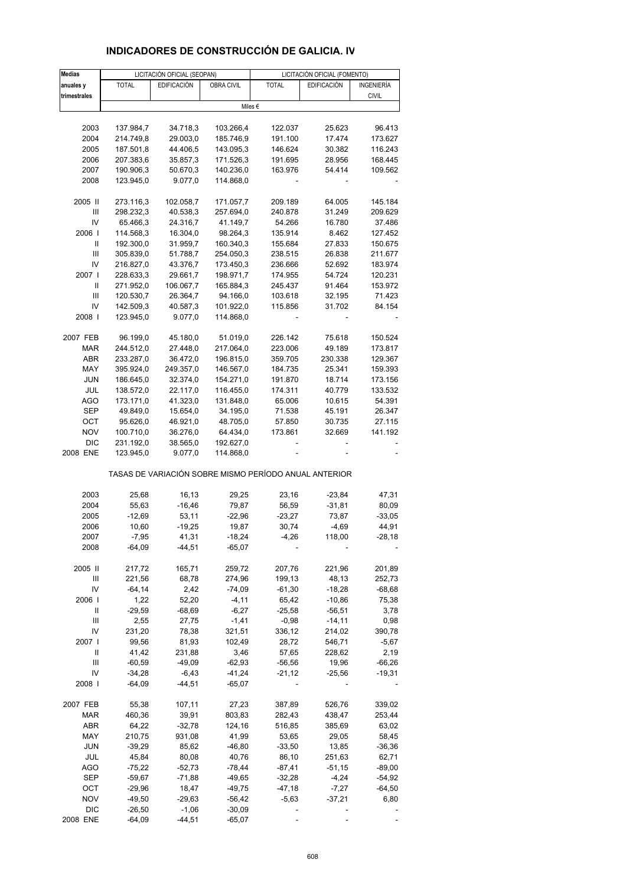# INDICADORES DE CONSTRUCCIÓN DE GALICIA. IV

| Medias anuales y trimestrales | LICITACIÓN OFICIAL (SEOPAN) | | | LICITACIÓN OFICIAL (FOMENTO) | | |
|---|---|---|---|---|---|---|
| | TOTAL | EDIFICACIÓN | OBRA CIVIL | TOTAL | EDIFICACIÓN | INGENIERÍA CIVIL |
| | Miles € | | | | | |
| 2003 | 137.984,7 | 34.718,3 | 103.266,4 | 122.037 | 25.623 | 96.413 |
| 2004 | 214.749,8 | 29.003,0 | 185.746,9 | 191.100 | 17.474 | 173.627 |
| 2005 | 187.501,8 | 44.406,5 | 143.095,3 | 146.624 | 30.382 | 116.243 |
| 2006 | 207.383,6 | 35.857,3 | 171.526,3 | 191.695 | 28.956 | 168.445 |
| 2007 | 190.906,3 | 50.670,3 | 140.236,0 | 163.976 | 54.414 | 109.562 |
| 2008 | 123.945,0 | 9.077,0 | 114.868,0 | - | - | - |
| 2005 II | 273.116,3 | 102.058,7 | 171.057,7 | 209.189 | 64.005 | 145.184 |
| III | 298.232,3 | 40.538,3 | 257.694,0 | 240.878 | 31.249 | 209.629 |
| IV | 65.466,3 | 24.316,7 | 41.149,7 | 54.266 | 16.780 | 37.486 |
| 2006 I | 114.568,3 | 16.304,0 | 98.264,3 | 135.914 | 8.462 | 127.452 |
| II | 192.300,0 | 31.959,7 | 160.340,3 | 155.684 | 27.833 | 150.675 |
| III | 305.839,0 | 51.788,7 | 254.050,3 | 238.515 | 26.838 | 211.677 |
| IV | 216.827,0 | 43.376,7 | 173.450,3 | 236.666 | 52.692 | 183.974 |
| 2007 I | 228.633,3 | 29.661,7 | 198.971,7 | 174.955 | 54.724 | 120.231 |
| II | 271.952,0 | 106.067,7 | 165.884,3 | 245.437 | 91.464 | 153.972 |
| III | 120.530,7 | 26.364,7 | 94.166,0 | 103.618 | 32.195 | 71.423 |
| IV | 142.509,3 | 40.587,3 | 101.922,0 | 115.856 | 31.702 | 84.154 |
| 2008 I | 123.945,0 | 9.077,0 | 114.868,0 | - | - | - |
| 2007 FEB | 96.199,0 | 45.180,0 | 51.019,0 | 226.142 | 75.618 | 150.524 |
| MAR | 244.512,0 | 27.448,0 | 217.064,0 | 223.006 | 49.189 | 173.817 |
| ABR | 233.287,0 | 36.472,0 | 196.815,0 | 359.705 | 230.338 | 129.367 |
| MAY | 395.924,0 | 249.357,0 | 146.567,0 | 184.735 | 25.341 | 159.393 |
| JUN | 186.645,0 | 32.374,0 | 154.271,0 | 191.870 | 18.714 | 173.156 |
| JUL | 138.572,0 | 22.117,0 | 116.455,0 | 174.311 | 40.779 | 133.532 |
| AGO | 173.171,0 | 41.323,0 | 131.848,0 | 65.006 | 10.615 | 54.391 |
| SEP | 49.849,0 | 15.654,0 | 34.195,0 | 71.538 | 45.191 | 26.347 |
| OCT | 95.626,0 | 46.921,0 | 48.705,0 | 57.850 | 30.735 | 27.115 |
| NOV | 100.710,0 | 36.276,0 | 64.434,0 | 173.861 | 32.669 | 141.192 |
| DIC | 231.192,0 | 38.565,0 | 192.627,0 | - | - | - |
| 2008 ENE | 123.945,0 | 9.077,0 | 114.868,0 | - | - | - |

TASAS DE VARIACIÓN SOBRE MISMO PERÍODO ANUAL ANTERIOR

| | TOTAL | EDIFICACIÓN | OBRA CIVIL | TOTAL | EDIFICACIÓN | INGENIERÍA CIVIL |
|---|---|---|---|---|---|---|
| 2003 | 25,68 | 16,13 | 29,25 | 23,16 | -23,84 | 47,31 |
| 2004 | 55,63 | -16,46 | 79,87 | 56,59 | -31,81 | 80,09 |
| 2005 | -12,69 | 53,11 | -22,96 | -23,27 | 73,87 | -33,05 |
| 2006 | 10,60 | -19,25 | 19,87 | 30,74 | -4,69 | 44,91 |
| 2007 | -7,95 | 41,31 | -18,24 | -4,26 | 118,00 | -28,18 |
| 2008 | -64,09 | -44,51 | -65,07 | - | - | - |
| 2005 II | 217,72 | 165,71 | 259,72 | 207,76 | 221,96 | 201,89 |
| III | 221,56 | 68,78 | 274,96 | 199,13 | 48,13 | 252,73 |
| IV | -64,14 | 2,42 | -74,09 | -61,30 | -18,28 | -68,68 |
| 2006 I | 1,22 | 52,20 | -4,11 | 65,42 | -10,86 | 75,38 |
| II | -29,59 | -68,69 | -6,27 | -25,58 | -56,51 | 3,78 |
| III | 2,55 | 27,75 | -1,41 | -0,98 | -14,11 | 0,98 |
| IV | 231,20 | 78,38 | 321,51 | 336,12 | 214,02 | 390,78 |
| 2007 I | 99,56 | 81,93 | 102,49 | 28,72 | 546,71 | -5,67 |
| II | 41,42 | 231,88 | 3,46 | 57,65 | 228,62 | 2,19 |
| III | -60,59 | -49,09 | -62,93 | -56,56 | 19,96 | -66,26 |
| IV | -34,28 | -6,43 | -41,24 | -21,12 | -25,56 | -19,31 |
| 2008 I | -64,09 | -44,51 | -65,07 | - | - | - |
| 2007 FEB | 55,38 | 107,11 | 27,23 | 387,89 | 526,76 | 339,02 |
| MAR | 460,36 | 39,91 | 803,83 | 282,43 | 438,47 | 253,44 |
| ABR | 64,22 | -32,78 | 124,16 | 516,85 | 385,69 | 63,02 |
| MAY | 210,75 | 931,08 | 41,99 | 53,65 | 29,05 | 58,45 |
| JUN | -39,29 | 85,62 | -46,80 | -33,50 | 13,85 | -36,36 |
| JUL | 45,84 | 80,08 | 40,76 | 86,10 | 251,63 | 62,71 |
| AGO | -75,22 | -52,73 | -78,44 | -87,41 | -51,15 | -89,00 |
| SEP | -59,67 | -71,88 | -49,65 | -32,28 | -4,24 | -54,92 |
| OCT | -29,96 | 18,47 | -49,75 | -47,18 | -7,27 | -64,50 |
| NOV | -49,50 | -29,63 | -56,42 | -5,63 | -37,21 | 6,80 |
| DIC | -26,50 | -1,06 | -30,09 | - | - | - |
| 2008 ENE | -64,09 | -44,51 | -65,07 | - | - | - |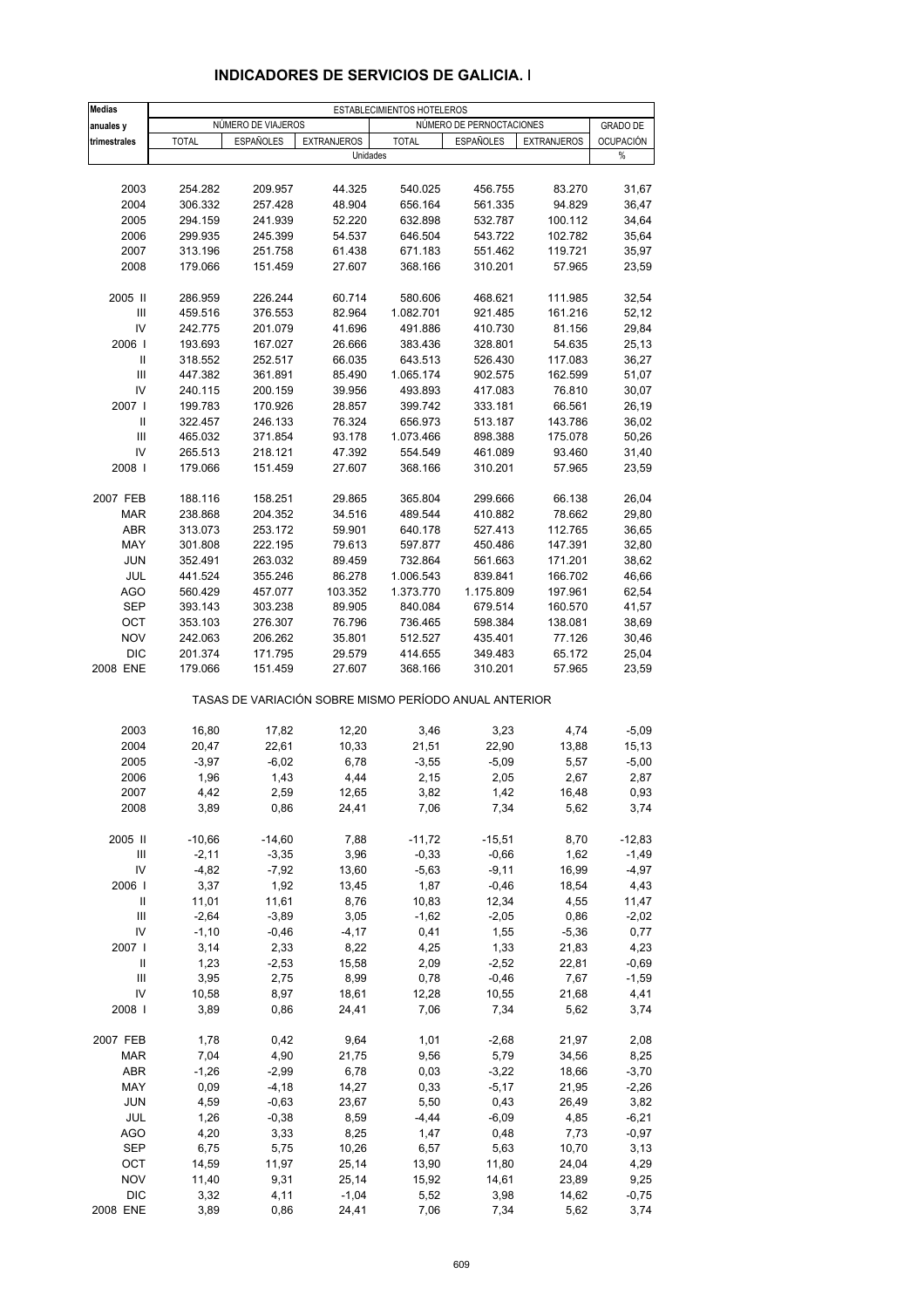## INDICADORES DE SERVICIOS DE GALICIA. I

| Medias anuales y trimestrales | ESTABLECIMIENTOS HOTELEROS | | | | | | |
|---|---|---|---|---|---|---|---|
| | NÚMERO DE VIAJEROS | | | NÚMERO DE PERNOCTACIONES | | | GRADO DE OCUPACIÓN |
| | TOTAL | ESPAÑOLES | EXTRANJEROS | TOTAL | ESPAÑOLES | EXTRANJEROS | |
| | Unidades | | | | | | % |
| 2003 | 254.282 | 209.957 | 44.325 | 540.025 | 456.755 | 83.270 | 31,67 |
| 2004 | 306.332 | 257.428 | 48.904 | 656.164 | 561.335 | 94.829 | 36,47 |
| 2005 | 294.159 | 241.939 | 52.220 | 632.898 | 532.787 | 100.112 | 34,64 |
| 2006 | 299.935 | 245.399 | 54.537 | 646.504 | 543.722 | 102.782 | 35,64 |
| 2007 | 313.196 | 251.758 | 61.438 | 671.183 | 551.462 | 119.721 | 35,97 |
| 2008 | 179.066 | 151.459 | 27.607 | 368.166 | 310.201 | 57.965 | 23,59 |
| 2005 II | 286.959 | 226.244 | 60.714 | 580.606 | 468.621 | 111.985 | 32,54 |
| III | 459.516 | 376.553 | 82.964 | 1.082.701 | 921.485 | 161.216 | 52,12 |
| IV | 242.775 | 201.079 | 41.696 | 491.886 | 410.730 | 81.156 | 29,84 |
| 2006 I | 193.693 | 167.027 | 26.666 | 383.436 | 328.801 | 54.635 | 25,13 |
| II | 318.552 | 252.517 | 66.035 | 643.513 | 526.430 | 117.083 | 36,27 |
| III | 447.382 | 361.891 | 85.490 | 1.065.174 | 902.575 | 162.599 | 51,07 |
| IV | 240.115 | 200.159 | 39.956 | 493.893 | 417.083 | 76.810 | 30,07 |
| 2007 I | 199.783 | 170.926 | 28.857 | 399.742 | 333.181 | 66.561 | 26,19 |
| II | 322.457 | 246.133 | 76.324 | 656.973 | 513.187 | 143.786 | 36,02 |
| III | 465.032 | 371.854 | 93.178 | 1.073.466 | 898.388 | 175.078 | 50,26 |
| IV | 265.513 | 218.121 | 47.392 | 554.549 | 461.089 | 93.460 | 31,40 |
| 2008 I | 179.066 | 151.459 | 27.607 | 368.166 | 310.201 | 57.965 | 23,59 |
| 2007 FEB | 188.116 | 158.251 | 29.865 | 365.804 | 299.666 | 66.138 | 26,04 |
| MAR | 238.868 | 204.352 | 34.516 | 489.544 | 410.882 | 78.662 | 29,80 |
| ABR | 313.073 | 253.172 | 59.901 | 640.178 | 527.413 | 112.765 | 36,65 |
| MAY | 301.808 | 222.195 | 79.613 | 597.877 | 450.486 | 147.391 | 32,80 |
| JUN | 352.491 | 263.032 | 89.459 | 732.864 | 561.663 | 171.201 | 38,62 |
| JUL | 441.524 | 355.246 | 86.278 | 1.006.543 | 839.841 | 166.702 | 46,66 |
| AGO | 560.429 | 457.077 | 103.352 | 1.373.770 | 1.175.809 | 197.961 | 62,54 |
| SEP | 393.143 | 303.238 | 89.905 | 840.084 | 679.514 | 160.570 | 41,57 |
| OCT | 353.103 | 276.307 | 76.796 | 736.465 | 598.384 | 138.081 | 38,69 |
| NOV | 242.063 | 206.262 | 35.801 | 512.527 | 435.401 | 77.126 | 30,46 |
| DIC | 201.374 | 171.795 | 29.579 | 414.655 | 349.483 | 65.172 | 25,04 |
| 2008 ENE | 179.066 | 151.459 | 27.607 | 368.166 | 310.201 | 57.965 | 23,59 |
| | TASAS DE VARIACIÓN SOBRE MISMO PERÍODO ANUAL ANTERIOR | | | | | | |
| 2003 | 16,80 | 17,82 | 12,20 | 3,46 | 3,23 | 4,74 | -5,09 |
| 2004 | 20,47 | 22,61 | 10,33 | 21,51 | 22,90 | 13,88 | 15,13 |
| 2005 | -3,97 | -6,02 | 6,78 | -3,55 | -5,09 | 5,57 | -5,00 |
| 2006 | 1,96 | 1,43 | 4,44 | 2,15 | 2,05 | 2,67 | 2,87 |
| 2007 | 4,42 | 2,59 | 12,65 | 3,82 | 1,42 | 16,48 | 0,93 |
| 2008 | 3,89 | 0,86 | 24,41 | 7,06 | 7,34 | 5,62 | 3,74 |
| 2005 II | -10,66 | -14,60 | 7,88 | -11,72 | -15,51 | 8,70 | -12,83 |
| III | -2,11 | -3,35 | 3,96 | -0,33 | -0,66 | 1,62 | -1,49 |
| IV | -4,82 | -7,92 | 13,60 | -5,63 | -9,11 | 16,99 | -4,97 |
| 2006 I | 3,37 | 1,92 | 13,45 | 1,87 | -0,46 | 18,54 | 4,43 |
| II | 11,01 | 11,61 | 8,76 | 10,83 | 12,34 | 4,55 | 11,47 |
| III | -2,64 | -3,89 | 3,05 | -1,62 | -2,05 | 0,86 | -2,02 |
| IV | -1,10 | -0,46 | -4,17 | 0,41 | 1,55 | -5,36 | 0,77 |
| 2007 I | 3,14 | 2,33 | 8,22 | 4,25 | 1,33 | 21,83 | 4,23 |
| II | 1,23 | -2,53 | 15,58 | 2,09 | -2,52 | 22,81 | -0,69 |
| III | 3,95 | 2,75 | 8,99 | 0,78 | -0,46 | 7,67 | -1,59 |
| IV | 10,58 | 8,97 | 18,61 | 12,28 | 10,55 | 21,68 | 4,41 |
| 2008 I | 3,89 | 0,86 | 24,41 | 7,06 | 7,34 | 5,62 | 3,74 |
| 2007 FEB | 1,78 | 0,42 | 9,64 | 1,01 | -2,68 | 21,97 | 2,08 |
| MAR | 7,04 | 4,90 | 21,75 | 9,56 | 5,79 | 34,56 | 8,25 |
| ABR | -1,26 | -2,99 | 6,78 | 0,03 | -3,22 | 18,66 | -3,70 |
| MAY | 0,09 | -4,18 | 14,27 | 0,33 | -5,17 | 21,95 | -2,26 |
| JUN | 4,59 | -0,63 | 23,67 | 5,50 | 0,43 | 26,49 | 3,82 |
| JUL | 1,26 | -0,38 | 8,59 | -4,44 | -6,09 | 4,85 | -6,21 |
| AGO | 4,20 | 3,33 | 8,25 | 1,47 | 0,48 | 7,73 | -0,97 |
| SEP | 6,75 | 5,75 | 10,26 | 6,57 | 5,63 | 10,70 | 3,13 |
| OCT | 14,59 | 11,97 | 25,14 | 13,90 | 11,80 | 24,04 | 4,29 |
| NOV | 11,40 | 9,31 | 25,14 | 15,92 | 14,61 | 23,89 | 9,25 |
| DIC | 3,32 | 4,11 | -1,04 | 5,52 | 3,98 | 14,62 | -0,75 |
| 2008 ENE | 3,89 | 0,86 | 24,41 | 7,06 | 7,34 | 5,62 | 3,74 |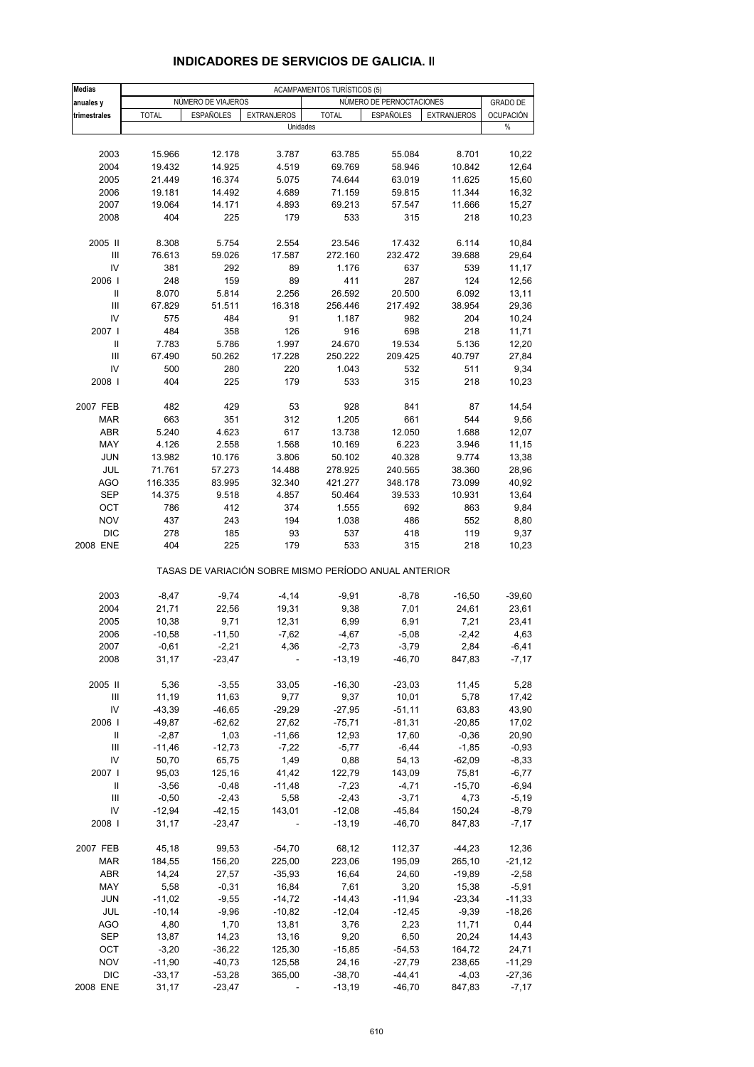# INDICADORES DE SERVICIOS DE GALICIA. II

| Medias anuales y trimestrales | ACAMPAMENTOS TURÍSTICOS (5) | | | | | | |
|---|---|---|---|---|---|---|---|
| | NÚMERO DE VIAJEROS | | | NÚMERO DE PERNOCTACIONES | | | GRADO DE OCUPACIÓN |
| | TOTAL | ESPAÑOLES | EXTRANJEROS | TOTAL | ESPAÑOLES | EXTRANJEROS | |
| | Unidades | | | | | | % |
| 2003 | 15.966 | 12.178 | 3.787 | 63.785 | 55.084 | 8.701 | 10,22 |
| 2004 | 19.432 | 14.925 | 4.519 | 69.769 | 58.946 | 10.842 | 12,64 |
| 2005 | 21.449 | 16.374 | 5.075 | 74.644 | 63.019 | 11.625 | 15,60 |
| 2006 | 19.181 | 14.492 | 4.689 | 71.159 | 59.815 | 11.344 | 16,32 |
| 2007 | 19.064 | 14.171 | 4.893 | 69.213 | 57.547 | 11.666 | 15,27 |
| 2008 | 404 | 225 | 179 | 533 | 315 | 218 | 10,23 |
| 2005 II | 8.308 | 5.754 | 2.554 | 23.546 | 17.432 | 6.114 | 10,84 |
| III | 76.613 | 59.026 | 17.587 | 272.160 | 232.472 | 39.688 | 29,64 |
| IV | 381 | 292 | 89 | 1.176 | 637 | 539 | 11,17 |
| 2006 I | 248 | 159 | 89 | 411 | 287 | 124 | 12,56 |
| II | 8.070 | 5.814 | 2.256 | 26.592 | 20.500 | 6.092 | 13,11 |
| III | 67.829 | 51.511 | 16.318 | 256.446 | 217.492 | 38.954 | 29,36 |
| IV | 575 | 484 | 91 | 1.187 | 982 | 204 | 10,24 |
| 2007 I | 484 | 358 | 126 | 916 | 698 | 218 | 11,71 |
| II | 7.783 | 5.786 | 1.997 | 24.670 | 19.534 | 5.136 | 12,20 |
| III | 67.490 | 50.262 | 17.228 | 250.222 | 209.425 | 40.797 | 27,84 |
| IV | 500 | 280 | 220 | 1.043 | 532 | 511 | 9,34 |
| 2008 I | 404 | 225 | 179 | 533 | 315 | 218 | 10,23 |
| 2007 FEB | 482 | 429 | 53 | 928 | 841 | 87 | 14,54 |
| MAR | 663 | 351 | 312 | 1.205 | 661 | 544 | 9,56 |
| ABR | 5.240 | 4.623 | 617 | 13.738 | 12.050 | 1.688 | 12,07 |
| MAY | 4.126 | 2.558 | 1.568 | 10.169 | 6.223 | 3.946 | 11,15 |
| JUN | 13.982 | 10.176 | 3.806 | 50.102 | 40.328 | 9.774 | 13,38 |
| JUL | 71.761 | 57.273 | 14.488 | 278.925 | 240.565 | 38.360 | 28,96 |
| AGO | 116.335 | 83.995 | 32.340 | 421.277 | 348.178 | 73.099 | 40,92 |
| SEP | 14.375 | 9.518 | 4.857 | 50.464 | 39.533 | 10.931 | 13,64 |
| OCT | 786 | 412 | 374 | 1.555 | 692 | 863 | 9,84 |
| NOV | 437 | 243 | 194 | 1.038 | 486 | 552 | 8,80 |
| DIC | 278 | 185 | 93 | 537 | 418 | 119 | 9,37 |
| 2008 ENE | 404 | 225 | 179 | 533 | 315 | 218 | 10,23 |
| | TASAS DE VARIACIÓN SOBRE MISMO PERÍODO ANUAL ANTERIOR | | | | | | |
| 2003 | -8,47 | -9,74 | -4,14 | -9,91 | -8,78 | -16,50 | -39,60 |
| 2004 | 21,71 | 22,56 | 19,31 | 9,38 | 7,01 | 24,61 | 23,61 |
| 2005 | 10,38 | 9,71 | 12,31 | 6,99 | 6,91 | 7,21 | 23,41 |
| 2006 | -10,58 | -11,50 | -7,62 | -4,67 | -5,08 | -2,42 | 4,63 |
| 2007 | -0,61 | -2,21 | 4,36 | -2,73 | -3,79 | 2,84 | -6,41 |
| 2008 | 31,17 | -23,47 | - | -13,19 | -46,70 | 847,83 | -7,17 |
| 2005 II | 5,36 | -3,55 | 33,05 | -16,30 | -23,03 | 11,45 | 5,28 |
| III | 11,19 | 11,63 | 9,77 | 9,37 | 10,01 | 5,78 | 17,42 |
| IV | -43,39 | -46,65 | -29,29 | -27,95 | -51,11 | 63,83 | 43,90 |
| 2006 I | -49,87 | -62,62 | 27,62 | -75,71 | -81,31 | -20,85 | 17,02 |
| II | -2,87 | 1,03 | -11,66 | 12,93 | 17,60 | -0,36 | 20,90 |
| III | -11,46 | -12,73 | -7,22 | -5,77 | -6,44 | -1,85 | -0,93 |
| IV | 50,70 | 65,75 | 1,49 | 0,88 | 54,13 | -62,09 | -8,33 |
| 2007 I | 95,03 | 125,16 | 41,42 | 122,79 | 143,09 | 75,81 | -6,77 |
| II | -3,56 | -0,48 | -11,48 | -7,23 | -4,71 | -15,70 | -6,94 |
| III | -0,50 | -2,43 | 5,58 | -2,43 | -3,71 | 4,73 | -5,19 |
| IV | -12,94 | -42,15 | 143,01 | -12,08 | -45,84 | 150,24 | -8,79 |
| 2008 I | 31,17 | -23,47 | - | -13,19 | -46,70 | 847,83 | -7,17 |
| 2007 FEB | 45,18 | 99,53 | -54,70 | 68,12 | 112,37 | -44,23 | 12,36 |
| MAR | 184,55 | 156,20 | 225,00 | 223,06 | 195,09 | 265,10 | -21,12 |
| ABR | 14,24 | 27,57 | -35,93 | 16,64 | 24,60 | -19,89 | -2,58 |
| MAY | 5,58 | -0,31 | 16,84 | 7,61 | 3,20 | 15,38 | -5,91 |
| JUN | -11,02 | -9,55 | -14,72 | -14,43 | -11,94 | -23,34 | -11,33 |
| JUL | -10,14 | -9,96 | -10,82 | -12,04 | -12,45 | -9,39 | -18,26 |
| AGO | 4,80 | 1,70 | 13,81 | 3,76 | 2,23 | 11,71 | 0,44 |
| SEP | 13,87 | 14,23 | 13,16 | 9,20 | 6,50 | 20,24 | 14,43 |
| OCT | -3,20 | -36,22 | 125,30 | -15,85 | -54,53 | 164,72 | 24,71 |
| NOV | -11,90 | -40,73 | 125,58 | 24,16 | -27,79 | 238,65 | -11,29 |
| DIC | -33,17 | -53,28 | 365,00 | -38,70 | -44,41 | -4,03 | -27,36 |
| 2008 ENE | 31,17 | -23,47 | - | -13,19 | -46,70 | 847,83 | -7,17 |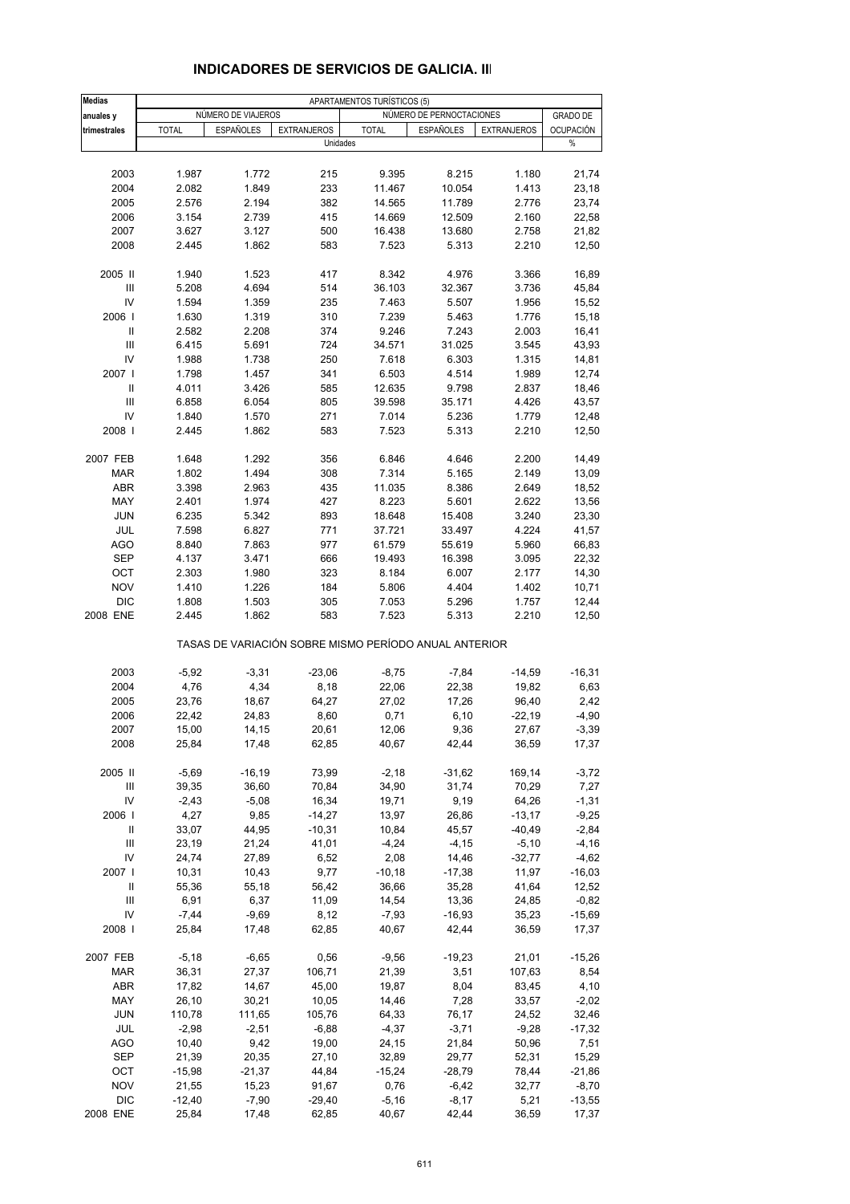# INDICADORES DE SERVICIOS DE GALICIA. III

| Medias anuales y trimestrales | APARTAMENTOS TURÍSTICOS (5) | | | | | | |
|---|---|---|---|---|---|---|---|
| | NÚMERO DE VIAJEROS | | | NÚMERO DE PERNOCTACIONES | | | GRADO DE OCUPACIÓN |
| | TOTAL | ESPAÑOLES | EXTRANJEROS | TOTAL | ESPAÑOLES | EXTRANJEROS | |
| | Unidades | | | | | | % |
| 2003 | 1.987 | 1.772 | 215 | 9.395 | 8.215 | 1.180 | 21,74 |
| 2004 | 2.082 | 1.849 | 233 | 11.467 | 10.054 | 1.413 | 23,18 |
| 2005 | 2.576 | 2.194 | 382 | 14.565 | 11.789 | 2.776 | 23,74 |
| 2006 | 3.154 | 2.739 | 415 | 14.669 | 12.509 | 2.160 | 22,58 |
| 2007 | 3.627 | 3.127 | 500 | 16.438 | 13.680 | 2.758 | 21,82 |
| 2008 | 2.445 | 1.862 | 583 | 7.523 | 5.313 | 2.210 | 12,50 |
| 2005 II | 1.940 | 1.523 | 417 | 8.342 | 4.976 | 3.366 | 16,89 |
| III | 5.208 | 4.694 | 514 | 36.103 | 32.367 | 3.736 | 45,84 |
| IV | 1.594 | 1.359 | 235 | 7.463 | 5.507 | 1.956 | 15,52 |
| 2006 I | 1.630 | 1.319 | 310 | 7.239 | 5.463 | 1.776 | 15,18 |
| II | 2.582 | 2.208 | 374 | 9.246 | 7.243 | 2.003 | 16,41 |
| III | 6.415 | 5.691 | 724 | 34.571 | 31.025 | 3.545 | 43,93 |
| IV | 1.988 | 1.738 | 250 | 7.618 | 6.303 | 1.315 | 14,81 |
| 2007 I | 1.798 | 1.457 | 341 | 6.503 | 4.514 | 1.989 | 12,74 |
| II | 4.011 | 3.426 | 585 | 12.635 | 9.798 | 2.837 | 18,46 |
| III | 6.858 | 6.054 | 805 | 39.598 | 35.171 | 4.426 | 43,57 |
| IV | 1.840 | 1.570 | 271 | 7.014 | 5.236 | 1.779 | 12,48 |
| 2008 I | 2.445 | 1.862 | 583 | 7.523 | 5.313 | 2.210 | 12,50 |
| 2007 FEB | 1.648 | 1.292 | 356 | 6.846 | 4.646 | 2.200 | 14,49 |
| MAR | 1.802 | 1.494 | 308 | 7.314 | 5.165 | 2.149 | 13,09 |
| ABR | 3.398 | 2.963 | 435 | 11.035 | 8.386 | 2.649 | 18,52 |
| MAY | 2.401 | 1.974 | 427 | 8.223 | 5.601 | 2.622 | 13,56 |
| JUN | 6.235 | 5.342 | 893 | 18.648 | 15.408 | 3.240 | 23,30 |
| JUL | 7.598 | 6.827 | 771 | 37.721 | 33.497 | 4.224 | 41,57 |
| AGO | 8.840 | 7.863 | 977 | 61.579 | 55.619 | 5.960 | 66,83 |
| SEP | 4.137 | 3.471 | 666 | 19.493 | 16.398 | 3.095 | 22,32 |
| OCT | 2.303 | 1.980 | 323 | 8.184 | 6.007 | 2.177 | 14,30 |
| NOV | 1.410 | 1.226 | 184 | 5.806 | 4.404 | 1.402 | 10,71 |
| DIC | 1.808 | 1.503 | 305 | 7.053 | 5.296 | 1.757 | 12,44 |
| 2008 ENE | 2.445 | 1.862 | 583 | 7.523 | 5.313 | 2.210 | 12,50 |
| | TASAS DE VARIACIÓN SOBRE MISMO PERÍODO ANUAL ANTERIOR | | | | | | |
| 2003 | -5,92 | -3,31 | -23,06 | -8,75 | -7,84 | -14,59 | -16,31 |
| 2004 | 4,76 | 4,34 | 8,18 | 22,06 | 22,38 | 19,82 | 6,63 |
| 2005 | 23,76 | 18,67 | 64,27 | 27,02 | 17,26 | 96,40 | 2,42 |
| 2006 | 22,42 | 24,83 | 8,60 | 0,71 | 6,10 | -22,19 | -4,90 |
| 2007 | 15,00 | 14,15 | 20,61 | 12,06 | 9,36 | 27,67 | -3,39 |
| 2008 | 25,84 | 17,48 | 62,85 | 40,67 | 42,44 | 36,59 | 17,37 |
| 2005 II | -5,69 | -16,19 | 73,99 | -2,18 | -31,62 | 169,14 | -3,72 |
| III | 39,35 | 36,60 | 70,84 | 34,90 | 31,74 | 70,29 | 7,27 |
| IV | -2,43 | -5,08 | 16,34 | 19,71 | 9,19 | 64,26 | -1,31 |
| 2006 I | 4,27 | 9,85 | -14,27 | 13,97 | 26,86 | -13,17 | -9,25 |
| II | 33,07 | 44,95 | -10,31 | 10,84 | 45,57 | -40,49 | -2,84 |
| III | 23,19 | 21,24 | 41,01 | -4,24 | -4,15 | -5,10 | -4,16 |
| IV | 24,74 | 27,89 | 6,52 | 2,08 | 14,46 | -32,77 | -4,62 |
| 2007 I | 10,31 | 10,43 | 9,77 | -10,18 | -17,38 | 11,97 | -16,03 |
| II | 55,36 | 55,18 | 56,42 | 36,66 | 35,28 | 41,64 | 12,52 |
| III | 6,91 | 6,37 | 11,09 | 14,54 | 13,36 | 24,85 | -0,82 |
| IV | -7,44 | -9,69 | 8,12 | -7,93 | -16,93 | 35,23 | -15,69 |
| 2008 I | 25,84 | 17,48 | 62,85 | 40,67 | 42,44 | 36,59 | 17,37 |
| 2007 FEB | -5,18 | -6,65 | 0,56 | -9,56 | -19,23 | 21,01 | -15,26 |
| MAR | 36,31 | 27,37 | 106,71 | 21,39 | 3,51 | 107,63 | 8,54 |
| ABR | 17,82 | 14,67 | 45,00 | 19,87 | 8,04 | 83,45 | 4,10 |
| MAY | 26,10 | 30,21 | 10,05 | 14,46 | 7,28 | 33,57 | -2,02 |
| JUN | 110,78 | 111,65 | 105,76 | 64,33 | 76,17 | 24,52 | 32,46 |
| JUL | -2,98 | -2,51 | -6,88 | -4,37 | -3,71 | -9,28 | -17,32 |
| AGO | 10,40 | 9,42 | 19,00 | 24,15 | 21,84 | 50,96 | 7,51 |
| SEP | 21,39 | 20,35 | 27,10 | 32,89 | 29,77 | 52,31 | 15,29 |
| OCT | -15,98 | -21,37 | 44,84 | -15,24 | -28,79 | 78,44 | -21,86 |
| NOV | 21,55 | 15,23 | 91,67 | 0,76 | -6,42 | 32,77 | -8,70 |
| DIC | -12,40 | -7,90 | -29,40 | -5,16 | -8,17 | 5,21 | -13,55 |
| 2008 ENE | 25,84 | 17,48 | 62,85 | 40,67 | 42,44 | 36,59 | 17,37 |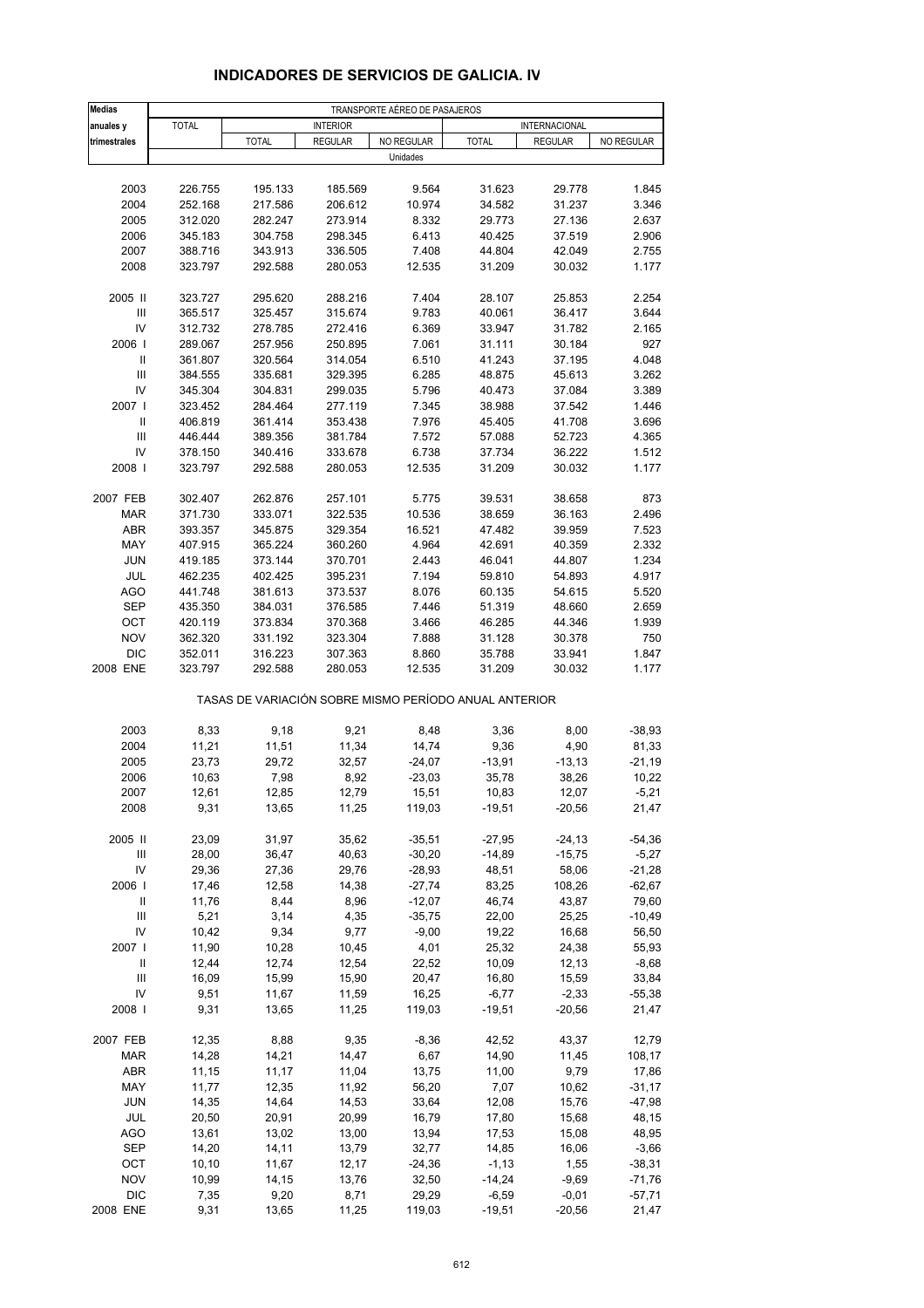# INDICADORES DE SERVICIOS DE GALICIA. IV

| Medias anuales y trimestrales | TRANSPORTE AÉREO DE PASAJEROS | | | | | | |
|---|---|---|---|---|---|---|---|
| | TOTAL | INTERIOR | | | INTERNACIONAL | | |
| | | TOTAL | REGULAR | NO REGULAR | TOTAL | REGULAR | NO REGULAR |
| | Unidades | | | | | | |
| 2003 | 226.755 | 195.133 | 185.569 | 9.564 | 31.623 | 29.778 | 1.845 |
| 2004 | 252.168 | 217.586 | 206.612 | 10.974 | 34.582 | 31.237 | 3.346 |
| 2005 | 312.020 | 282.247 | 273.914 | 8.332 | 29.773 | 27.136 | 2.637 |
| 2006 | 345.183 | 304.758 | 298.345 | 6.413 | 40.425 | 37.519 | 2.906 |
| 2007 | 388.716 | 343.913 | 336.505 | 7.408 | 44.804 | 42.049 | 2.755 |
| 2008 | 323.797 | 292.588 | 280.053 | 12.535 | 31.209 | 30.032 | 1.177 |
| 2005 II | 323.727 | 295.620 | 288.216 | 7.404 | 28.107 | 25.853 | 2.254 |
| III | 365.517 | 325.457 | 315.674 | 9.783 | 40.061 | 36.417 | 3.644 |
| IV | 312.732 | 278.785 | 272.416 | 6.369 | 33.947 | 31.782 | 2.165 |
| 2006 I | 289.067 | 257.956 | 250.895 | 7.061 | 31.111 | 30.184 | 927 |
| II | 361.807 | 320.564 | 314.054 | 6.510 | 41.243 | 37.195 | 4.048 |
| III | 384.555 | 335.681 | 329.395 | 6.285 | 48.875 | 45.613 | 3.262 |
| IV | 345.304 | 304.831 | 299.035 | 5.796 | 40.473 | 37.084 | 3.389 |
| 2007 I | 323.452 | 284.464 | 277.119 | 7.345 | 38.988 | 37.542 | 1.446 |
| II | 406.819 | 361.414 | 353.438 | 7.976 | 45.405 | 41.708 | 3.696 |
| III | 446.444 | 389.356 | 381.784 | 7.572 | 57.088 | 52.723 | 4.365 |
| IV | 378.150 | 340.416 | 333.678 | 6.738 | 37.734 | 36.222 | 1.512 |
| 2008 I | 323.797 | 292.588 | 280.053 | 12.535 | 31.209 | 30.032 | 1.177 |
| 2007 FEB | 302.407 | 262.876 | 257.101 | 5.775 | 39.531 | 38.658 | 873 |
| MAR | 371.730 | 333.071 | 322.535 | 10.536 | 38.659 | 36.163 | 2.496 |
| ABR | 393.357 | 345.875 | 329.354 | 16.521 | 47.482 | 39.959 | 7.523 |
| MAY | 407.915 | 365.224 | 360.260 | 4.964 | 42.691 | 40.359 | 2.332 |
| JUN | 419.185 | 373.144 | 370.701 | 2.443 | 46.041 | 44.807 | 1.234 |
| JUL | 462.235 | 402.425 | 395.231 | 7.194 | 59.810 | 54.893 | 4.917 |
| AGO | 441.748 | 381.613 | 373.537 | 8.076 | 60.135 | 54.615 | 5.520 |
| SEP | 435.350 | 384.031 | 376.585 | 7.446 | 51.319 | 48.660 | 2.659 |
| OCT | 420.119 | 373.834 | 370.368 | 3.466 | 46.285 | 44.346 | 1.939 |
| NOV | 362.320 | 331.192 | 323.304 | 7.888 | 31.128 | 30.378 | 750 |
| DIC | 352.011 | 316.223 | 307.363 | 8.860 | 35.788 | 33.941 | 1.847 |
| 2008 ENE | 323.797 | 292.588 | 280.053 | 12.535 | 31.209 | 30.032 | 1.177 |
| | TASAS DE VARIACIÓN SOBRE MISMO PERÍODO ANUAL ANTERIOR | | | | | | |
| 2003 | 8,33 | 9,18 | 9,21 | 8,48 | 3,36 | 8,00 | -38,93 |
| 2004 | 11,21 | 11,51 | 11,34 | 14,74 | 9,36 | 4,90 | 81,33 |
| 2005 | 23,73 | 29,72 | 32,57 | -24,07 | -13,91 | -13,13 | -21,19 |
| 2006 | 10,63 | 7,98 | 8,92 | -23,03 | 35,78 | 38,26 | 10,22 |
| 2007 | 12,61 | 12,85 | 12,79 | 15,51 | 10,83 | 12,07 | -5,21 |
| 2008 | 9,31 | 13,65 | 11,25 | 119,03 | -19,51 | -20,56 | 21,47 |
| 2005 II | 23,09 | 31,97 | 35,62 | -35,51 | -27,95 | -24,13 | -54,36 |
| III | 28,00 | 36,47 | 40,63 | -30,20 | -14,89 | -15,75 | -5,27 |
| IV | 29,36 | 27,36 | 29,76 | -28,93 | 48,51 | 58,06 | -21,28 |
| 2006 I | 17,46 | 12,58 | 14,38 | -27,74 | 83,25 | 108,26 | -62,67 |
| II | 11,76 | 8,44 | 8,96 | -12,07 | 46,74 | 43,87 | 79,60 |
| III | 5,21 | 3,14 | 4,35 | -35,75 | 22,00 | 25,25 | -10,49 |
| IV | 10,42 | 9,34 | 9,77 | -9,00 | 19,22 | 16,68 | 56,50 |
| 2007 I | 11,90 | 10,28 | 10,45 | 4,01 | 25,32 | 24,38 | 55,93 |
| II | 12,44 | 12,74 | 12,54 | 22,52 | 10,09 | 12,13 | -8,68 |
| III | 16,09 | 15,99 | 15,90 | 20,47 | 16,80 | 15,59 | 33,84 |
| IV | 9,51 | 11,67 | 11,59 | 16,25 | -6,77 | -2,33 | -55,38 |
| 2008 I | 9,31 | 13,65 | 11,25 | 119,03 | -19,51 | -20,56 | 21,47 |
| 2007 FEB | 12,35 | 8,88 | 9,35 | -8,36 | 42,52 | 43,37 | 12,79 |
| MAR | 14,28 | 14,21 | 14,47 | 6,67 | 14,90 | 11,45 | 108,17 |
| ABR | 11,15 | 11,17 | 11,04 | 13,75 | 11,00 | 9,79 | 17,86 |
| MAY | 11,77 | 12,35 | 11,92 | 56,20 | 7,07 | 10,62 | -31,17 |
| JUN | 14,35 | 14,64 | 14,53 | 33,64 | 12,08 | 15,76 | -47,98 |
| JUL | 20,50 | 20,91 | 20,99 | 16,79 | 17,80 | 15,68 | 48,15 |
| AGO | 13,61 | 13,02 | 13,00 | 13,94 | 17,53 | 15,08 | 48,95 |
| SEP | 14,20 | 14,11 | 13,79 | 32,77 | 14,85 | 16,06 | -3,66 |
| OCT | 10,10 | 11,67 | 12,17 | -24,36 | -1,13 | 1,55 | -38,31 |
| NOV | 10,99 | 14,15 | 13,76 | 32,50 | -14,24 | -9,69 | -71,76 |
| DIC | 7,35 | 9,20 | 8,71 | 29,29 | -6,59 | -0,01 | -57,71 |
| 2008 ENE | 9,31 | 13,65 | 11,25 | 119,03 | -19,51 | -20,56 | 21,47 |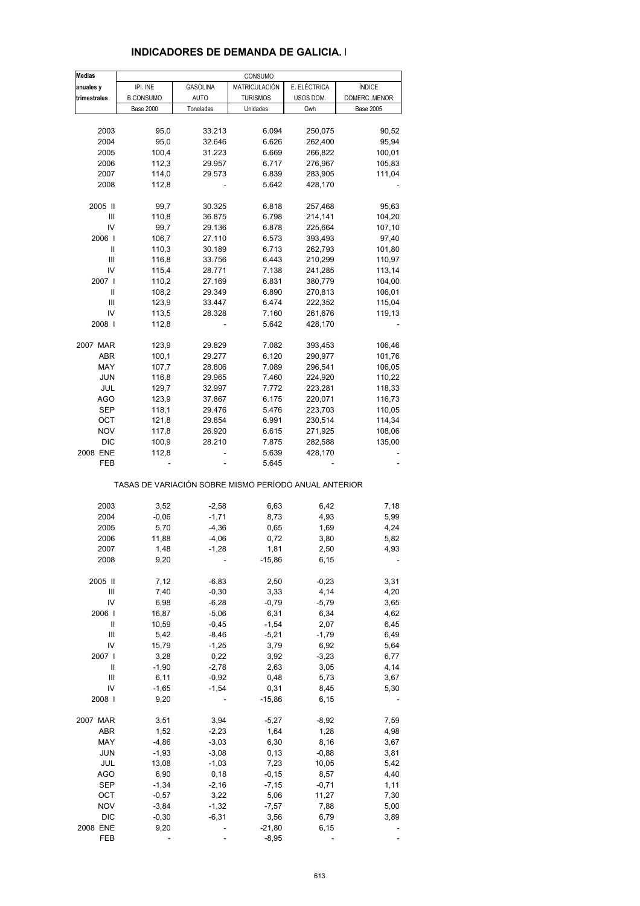## INDICADORES DE DEMANDA DE GALICIA. I

| Medias anuales y trimestrales | CONSUMO | | | | |
|---|---|---|---|---|---|
| | IPI. INE B.CONSUMO | GASOLINA AUTO | MATRICULACIÓN TURISMOS | E. ELÉCTRICA USOS DOM. | ÍNDICE COMERC. MENOR |
| | Base 2000 | Toneladas | Unidades | Gwh | Base 2005 |
| 2003 | 95,0 | 33.213 | 6.094 | 250,075 | 90,52 |
| 2004 | 95,0 | 32.646 | 6.626 | 262,400 | 95,94 |
| 2005 | 100,4 | 31.223 | 6.669 | 266,822 | 100,01 |
| 2006 | 112,3 | 29.957 | 6.717 | 276,967 | 105,83 |
| 2007 | 114,0 | 29.573 | 6.839 | 283,905 | 111,04 |
| 2008 | 112,8 | - | 5.642 | 428,170 | - |
| 2005 II | 99,7 | 30.325 | 6.818 | 257,468 | 95,63 |
| III | 110,8 | 36.875 | 6.798 | 214,141 | 104,20 |
| IV | 99,7 | 29.136 | 6.878 | 225,664 | 107,10 |
| 2006 I | 106,7 | 27.110 | 6.573 | 393,493 | 97,40 |
| II | 110,3 | 30.189 | 6.713 | 262,793 | 101,80 |
| III | 116,8 | 33.756 | 6.443 | 210,299 | 110,97 |
| IV | 115,4 | 28.771 | 7.138 | 241,285 | 113,14 |
| 2007 I | 110,2 | 27.169 | 6.831 | 380,779 | 104,00 |
| II | 108,2 | 29.349 | 6.890 | 270,813 | 106,01 |
| III | 123,9 | 33.447 | 6.474 | 222,352 | 115,04 |
| IV | 113,5 | 28.328 | 7.160 | 261,676 | 119,13 |
| 2008 I | 112,8 | - | 5.642 | 428,170 | - |
| 2007 MAR | 123,9 | 29.829 | 7.082 | 393,453 | 106,46 |
| ABR | 100,1 | 29.277 | 6.120 | 290,977 | 101,76 |
| MAY | 107,7 | 28.806 | 7.089 | 296,541 | 106,05 |
| JUN | 116,8 | 29.965 | 7.460 | 224,920 | 110,22 |
| JUL | 129,7 | 32.997 | 7.772 | 223,281 | 118,33 |
| AGO | 123,9 | 37.867 | 6.175 | 220,071 | 116,73 |
| SEP | 118,1 | 29.476 | 5.476 | 223,703 | 110,05 |
| OCT | 121,8 | 29.854 | 6.991 | 230,514 | 114,34 |
| NOV | 117,8 | 26.920 | 6.615 | 271,925 | 108,06 |
| DIC | 100,9 | 28.210 | 7.875 | 282,588 | 135,00 |
| 2008 ENE | 112,8 | - | 5.639 | 428,170 | - |
| FEB | - | - | 5.645 | - | - |

TASAS DE VARIACIÓN SOBRE MISMO PERÍODO ANUAL ANTERIOR

| | IPI. INE B.CONSUMO | GASOLINA AUTO | MATRICULACIÓN TURISMOS | E. ELÉCTRICA USOS DOM. | ÍNDICE COMERC. MENOR |
|---|---|---|---|---|---|
| 2003 | 3,52 | -2,58 | 6,63 | 6,42 | 7,18 |
| 2004 | -0,06 | -1,71 | 8,73 | 4,93 | 5,99 |
| 2005 | 5,70 | -4,36 | 0,65 | 1,69 | 4,24 |
| 2006 | 11,88 | -4,06 | 0,72 | 3,80 | 5,82 |
| 2007 | 1,48 | -1,28 | 1,81 | 2,50 | 4,93 |
| 2008 | 9,20 | - | -15,86 | 6,15 | - |
| 2005 II | 7,12 | -6,83 | 2,50 | -0,23 | 3,31 |
| III | 7,40 | -0,30 | 3,33 | 4,14 | 4,20 |
| IV | 6,98 | -6,28 | -0,79 | -5,79 | 3,65 |
| 2006 I | 16,87 | -5,06 | 6,31 | 6,34 | 4,62 |
| II | 10,59 | -0,45 | -1,54 | 2,07 | 6,45 |
| III | 5,42 | -8,46 | -5,21 | -1,79 | 6,49 |
| IV | 15,79 | -1,25 | 3,79 | 6,92 | 5,64 |
| 2007 I | 3,28 | 0,22 | 3,92 | -3,23 | 6,77 |
| II | -1,90 | -2,78 | 2,63 | 3,05 | 4,14 |
| III | 6,11 | -0,92 | 0,48 | 5,73 | 3,67 |
| IV | -1,65 | -1,54 | 0,31 | 8,45 | 5,30 |
| 2008 I | 9,20 | - | -15,86 | 6,15 | - |
| 2007 MAR | 3,51 | 3,94 | -5,27 | -8,92 | 7,59 |
| ABR | 1,52 | -2,23 | 1,64 | 1,28 | 4,98 |
| MAY | -4,86 | -3,03 | 6,30 | 8,16 | 3,67 |
| JUN | -1,93 | -3,08 | 0,13 | -0,88 | 3,81 |
| JUL | 13,08 | -1,03 | 7,23 | 10,05 | 5,42 |
| AGO | 6,90 | 0,18 | -0,15 | 8,57 | 4,40 |
| SEP | -1,34 | -2,16 | -7,15 | -0,71 | 1,11 |
| OCT | -0,57 | 3,22 | 5,06 | 11,27 | 7,30 |
| NOV | -3,84 | -1,32 | -7,57 | 7,88 | 5,00 |
| DIC | -0,30 | -6,31 | 3,56 | 6,79 | 3,89 |
| 2008 ENE | 9,20 | - | -21,80 | 6,15 | - |
| FEB | - | - | -8,95 | - | - |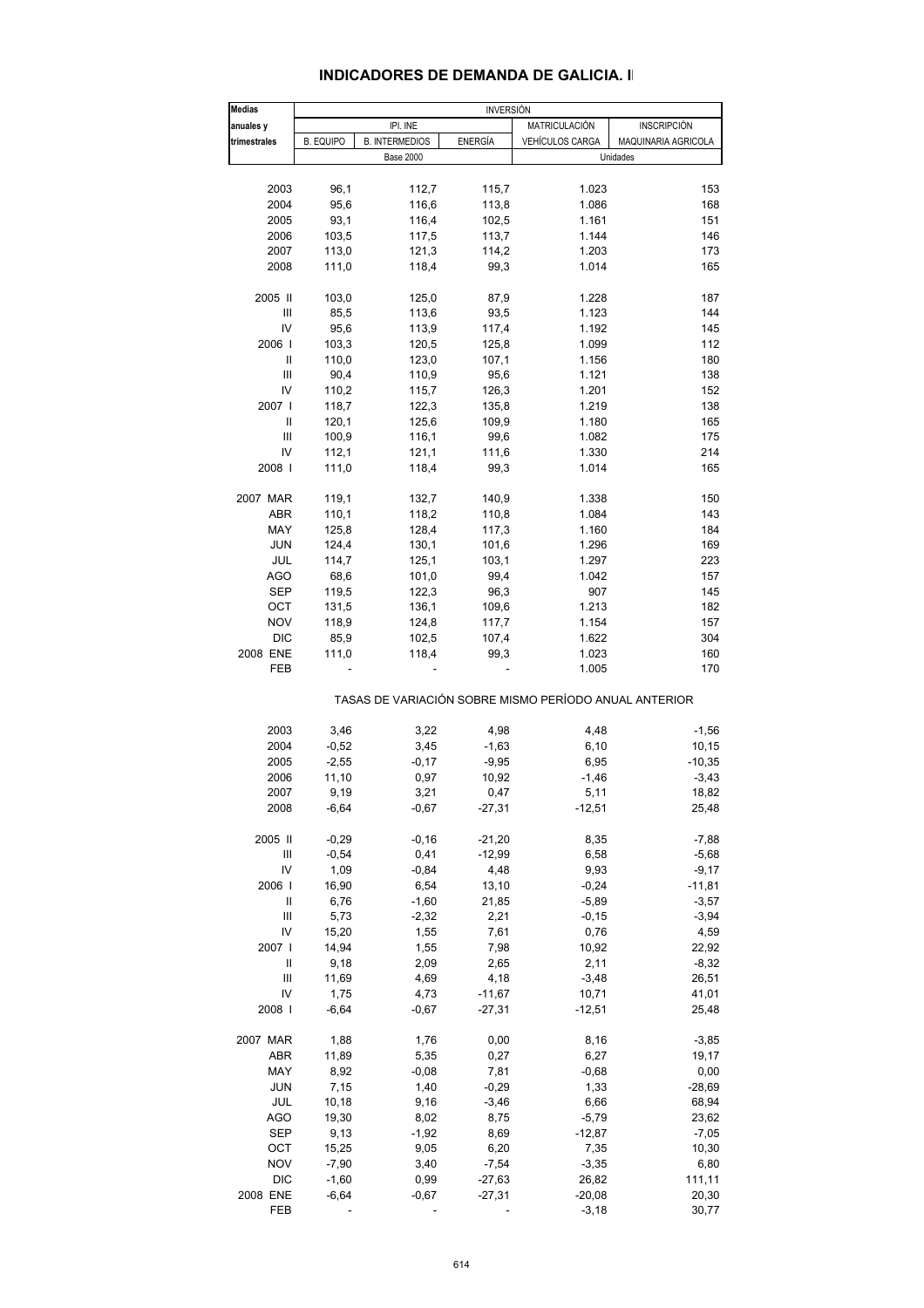## INDICADORES DE DEMANDA DE GALICIA. I

| Medias anuales y trimestrales | INVERSIÓN | | | | |
|---|---|---|---|---|---|
| | IPI. INE | | | MATRICULACIÓN | INSCRIPCIÓN |
| | B. EQUIPO | B. INTERMEDIOS | ENERGÍA | VEHÍCULOS CARGA | MAQUINARIA AGRICOLA |
| | Base 2000 | | | Unidades | |
| 2003 | 96,1 | 112,7 | 115,7 | 1.023 | 153 |
| 2004 | 95,6 | 116,6 | 113,8 | 1.086 | 168 |
| 2005 | 93,1 | 116,4 | 102,5 | 1.161 | 151 |
| 2006 | 103,5 | 117,5 | 113,7 | 1.144 | 146 |
| 2007 | 113,0 | 121,3 | 114,2 | 1.203 | 173 |
| 2008 | 111,0 | 118,4 | 99,3 | 1.014 | 165 |
| 2005 II | 103,0 | 125,0 | 87,9 | 1.228 | 187 |
| III | 85,5 | 113,6 | 93,5 | 1.123 | 144 |
| IV | 95,6 | 113,9 | 117,4 | 1.192 | 145 |
| 2006 I | 103,3 | 120,5 | 125,8 | 1.099 | 112 |
| II | 110,0 | 123,0 | 107,1 | 1.156 | 180 |
| III | 90,4 | 110,9 | 95,6 | 1.121 | 138 |
| IV | 110,2 | 115,7 | 126,3 | 1.201 | 152 |
| 2007 I | 118,7 | 122,3 | 135,8 | 1.219 | 138 |
| II | 120,1 | 125,6 | 109,9 | 1.180 | 165 |
| III | 100,9 | 116,1 | 99,6 | 1.082 | 175 |
| IV | 112,1 | 121,1 | 111,6 | 1.330 | 214 |
| 2008 I | 111,0 | 118,4 | 99,3 | 1.014 | 165 |
| 2007 MAR | 119,1 | 132,7 | 140,9 | 1.338 | 150 |
| ABR | 110,1 | 118,2 | 110,8 | 1.084 | 143 |
| MAY | 125,8 | 128,4 | 117,3 | 1.160 | 184 |
| JUN | 124,4 | 130,1 | 101,6 | 1.296 | 169 |
| JUL | 114,7 | 125,1 | 103,1 | 1.297 | 223 |
| AGO | 68,6 | 101,0 | 99,4 | 1.042 | 157 |
| SEP | 119,5 | 122,3 | 96,3 | 907 | 145 |
| OCT | 131,5 | 136,1 | 109,6 | 1.213 | 182 |
| NOV | 118,9 | 124,8 | 117,7 | 1.154 | 157 |
| DIC | 85,9 | 102,5 | 107,4 | 1.622 | 304 |
| 2008 ENE | 111,0 | 118,4 | 99,3 | 1.023 | 160 |
| FEB | - | - | - | 1.005 | 170 |
| | TASAS DE VARIACIÓN SOBRE MISMO PERÍODO ANUAL ANTERIOR | | | | |
| 2003 | 3,46 | 3,22 | 4,98 | 4,48 | -1,56 |
| 2004 | -0,52 | 3,45 | -1,63 | 6,10 | 10,15 |
| 2005 | -2,55 | -0,17 | -9,95 | 6,95 | -10,35 |
| 2006 | 11,10 | 0,97 | 10,92 | -1,46 | -3,43 |
| 2007 | 9,19 | 3,21 | 0,47 | 5,11 | 18,82 |
| 2008 | -6,64 | -0,67 | -27,31 | -12,51 | 25,48 |
| 2005 II | -0,29 | -0,16 | -21,20 | 8,35 | -7,88 |
| III | -0,54 | 0,41 | -12,99 | 6,58 | -5,68 |
| IV | 1,09 | -0,84 | 4,48 | 9,93 | -9,17 |
| 2006 I | 16,90 | 6,54 | 13,10 | -0,24 | -11,81 |
| II | 6,76 | -1,60 | 21,85 | -5,89 | -3,57 |
| III | 5,73 | -2,32 | 2,21 | -0,15 | -3,94 |
| IV | 15,20 | 1,55 | 7,61 | 0,76 | 4,59 |
| 2007 I | 14,94 | 1,55 | 7,98 | 10,92 | 22,92 |
| II | 9,18 | 2,09 | 2,65 | 2,11 | -8,32 |
| III | 11,69 | 4,69 | 4,18 | -3,48 | 26,51 |
| IV | 1,75 | 4,73 | -11,67 | 10,71 | 41,01 |
| 2008 I | -6,64 | -0,67 | -27,31 | -12,51 | 25,48 |
| 2007 MAR | 1,88 | 1,76 | 0,00 | 8,16 | -3,85 |
| ABR | 11,89 | 5,35 | 0,27 | 6,27 | 19,17 |
| MAY | 8,92 | -0,08 | 7,81 | -0,68 | 0,00 |
| JUN | 7,15 | 1,40 | -0,29 | 1,33 | -28,69 |
| JUL | 10,18 | 9,16 | -3,46 | 6,66 | 68,94 |
| AGO | 19,30 | 8,02 | 8,75 | -5,79 | 23,62 |
| SEP | 9,13 | -1,92 | 8,69 | -12,87 | -7,05 |
| OCT | 15,25 | 9,05 | 6,20 | 7,35 | 10,30 |
| NOV | -7,90 | 3,40 | -7,54 | -3,35 | 6,80 |
| DIC | -1,60 | 0,99 | -27,63 | 26,82 | 111,11 |
| 2008 ENE | -6,64 | -0,67 | -27,31 | -20,08 | 20,30 |
| FEB | - | - | - | -3,18 | 30,77 |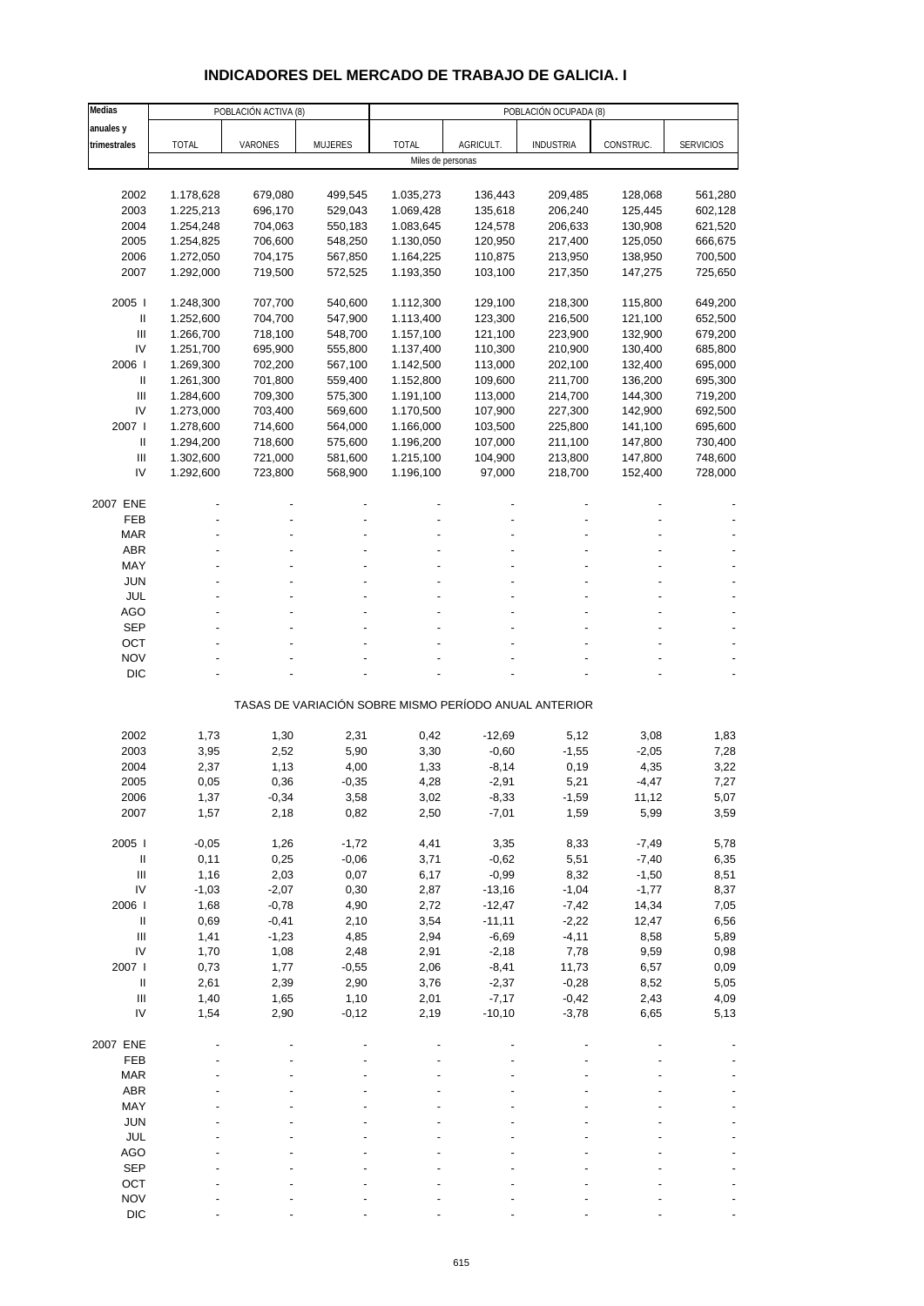# INDICADORES DEL MERCADO DE TRABAJO DE GALICIA. I

| Medias anuales y trimestrales | POBLACIÓN ACTIVA (8) | | | POBLACIÓN OCUPADA (8) | | | | |
|---|---|---|---|---|---|---|---|---|
| | TOTAL | VARONES | MUJERES | TOTAL | AGRICULT. | INDUSTRIA | CONSTRUC. | SERVICIOS |
| | Miles de personas | | | | | | | |
| 2002 | 1.178,628 | 679,080 | 499,545 | 1.035,273 | 136,443 | 209,485 | 128,068 | 561,280 |
| 2003 | 1.225,213 | 696,170 | 529,043 | 1.069,428 | 135,618 | 206,240 | 125,445 | 602,128 |
| 2004 | 1.254,248 | 704,063 | 550,183 | 1.083,645 | 124,578 | 206,633 | 130,908 | 621,520 |
| 2005 | 1.254,825 | 706,600 | 548,250 | 1.130,050 | 120,950 | 217,400 | 125,050 | 666,675 |
| 2006 | 1.272,050 | 704,175 | 567,850 | 1.164,225 | 110,875 | 213,950 | 138,950 | 700,500 |
| 2007 | 1.292,000 | 719,500 | 572,525 | 1.193,350 | 103,100 | 217,350 | 147,275 | 725,650 |
| 2005 I | 1.248,300 | 707,700 | 540,600 | 1.112,300 | 129,100 | 218,300 | 115,800 | 649,200 |
| II | 1.252,600 | 704,700 | 547,900 | 1.113,400 | 123,300 | 216,500 | 121,100 | 652,500 |
| III | 1.266,700 | 718,100 | 548,700 | 1.157,100 | 121,100 | 223,900 | 132,900 | 679,200 |
| IV | 1.251,700 | 695,900 | 555,800 | 1.137,400 | 110,300 | 210,900 | 130,400 | 685,800 |
| 2006 I | 1.269,300 | 702,200 | 567,100 | 1.142,500 | 113,000 | 202,100 | 132,400 | 695,000 |
| II | 1.261,300 | 701,800 | 559,400 | 1.152,800 | 109,600 | 211,700 | 136,200 | 695,300 |
| III | 1.284,600 | 709,300 | 575,300 | 1.191,100 | 113,000 | 214,700 | 144,300 | 719,200 |
| IV | 1.273,000 | 703,400 | 569,600 | 1.170,500 | 107,900 | 227,300 | 142,900 | 692,500 |
| 2007 I | 1.278,600 | 714,600 | 564,000 | 1.166,000 | 103,500 | 225,800 | 141,100 | 695,600 |
| II | 1.294,200 | 718,600 | 575,600 | 1.196,200 | 107,000 | 211,100 | 147,800 | 730,400 |
| III | 1.302,600 | 721,000 | 581,600 | 1.215,100 | 104,900 | 213,800 | 147,800 | 748,600 |
| IV | 1.292,600 | 723,800 | 568,900 | 1.196,100 | 97,000 | 218,700 | 152,400 | 728,000 |
| 2007 ENE | - | - | - | - | - | - | - | - |
| FEB | - | - | - | - | - | - | - | - |
| MAR | - | - | - | - | - | - | - | - |
| ABR | - | - | - | - | - | - | - | - |
| MAY | - | - | - | - | - | - | - | - |
| JUN | - | - | - | - | - | - | - | - |
| JUL | - | - | - | - | - | - | - | - |
| AGO | - | - | - | - | - | - | - | - |
| SEP | - | - | - | - | - | - | - | - |
| OCT | - | - | - | - | - | - | - | - |
| NOV | - | - | - | - | - | - | - | - |
| DIC | - | - | - | - | - | - | - | - |
| | TASAS DE VARIACIÓN SOBRE MISMO PERÍODO ANUAL ANTERIOR | | | | | | | |
| 2002 | 1,73 | 1,30 | 2,31 | 0,42 | -12,69 | 5,12 | 3,08 | 1,83 |
| 2003 | 3,95 | 2,52 | 5,90 | 3,30 | -0,60 | -1,55 | -2,05 | 7,28 |
| 2004 | 2,37 | 1,13 | 4,00 | 1,33 | -8,14 | 0,19 | 4,35 | 3,22 |
| 2005 | 0,05 | 0,36 | -0,35 | 4,28 | -2,91 | 5,21 | -4,47 | 7,27 |
| 2006 | 1,37 | -0,34 | 3,58 | 3,02 | -8,33 | -1,59 | 11,12 | 5,07 |
| 2007 | 1,57 | 2,18 | 0,82 | 2,50 | -7,01 | 1,59 | 5,99 | 3,59 |
| 2005 I | -0,05 | 1,26 | -1,72 | 4,41 | 3,35 | 8,33 | -7,49 | 5,78 |
| II | 0,11 | 0,25 | -0,06 | 3,71 | -0,62 | 5,51 | -7,40 | 6,35 |
| III | 1,16 | 2,03 | 0,07 | 6,17 | -0,99 | 8,32 | -1,50 | 8,51 |
| IV | -1,03 | -2,07 | 0,30 | 2,87 | -13,16 | -1,04 | -1,77 | 8,37 |
| 2006 I | 1,68 | -0,78 | 4,90 | 2,72 | -12,47 | -7,42 | 14,34 | 7,05 |
| II | 0,69 | -0,41 | 2,10 | 3,54 | -11,11 | -2,22 | 12,47 | 6,56 |
| III | 1,41 | -1,23 | 4,85 | 2,94 | -6,69 | -4,11 | 8,58 | 5,89 |
| IV | 1,70 | 1,08 | 2,48 | 2,91 | -2,18 | 7,78 | 9,59 | 0,98 |
| 2007 I | 0,73 | 1,77 | -0,55 | 2,06 | -8,41 | 11,73 | 6,57 | 0,09 |
| II | 2,61 | 2,39 | 2,90 | 3,76 | -2,37 | -0,28 | 8,52 | 5,05 |
| III | 1,40 | 1,65 | 1,10 | 2,01 | -7,17 | -0,42 | 2,43 | 4,09 |
| IV | 1,54 | 2,90 | -0,12 | 2,19 | -10,10 | -3,78 | 6,65 | 5,13 |
| 2007 ENE | - | - | - | - | - | - | - | - |
| FEB | - | - | - | - | - | - | - | - |
| MAR | - | - | - | - | - | - | - | - |
| ABR | - | - | - | - | - | - | - | - |
| MAY | - | - | - | - | - | - | - | - |
| JUN | - | - | - | - | - | - | - | - |
| JUL | - | - | - | - | - | - | - | - |
| AGO | - | - | - | - | - | - | - | - |
| SEP | - | - | - | - | - | - | - | - |
| OCT | - | - | - | - | - | - | - | - |
| NOV | - | - | - | - | - | - | - | - |
| DIC | - | - | - | - | - | - | - | - |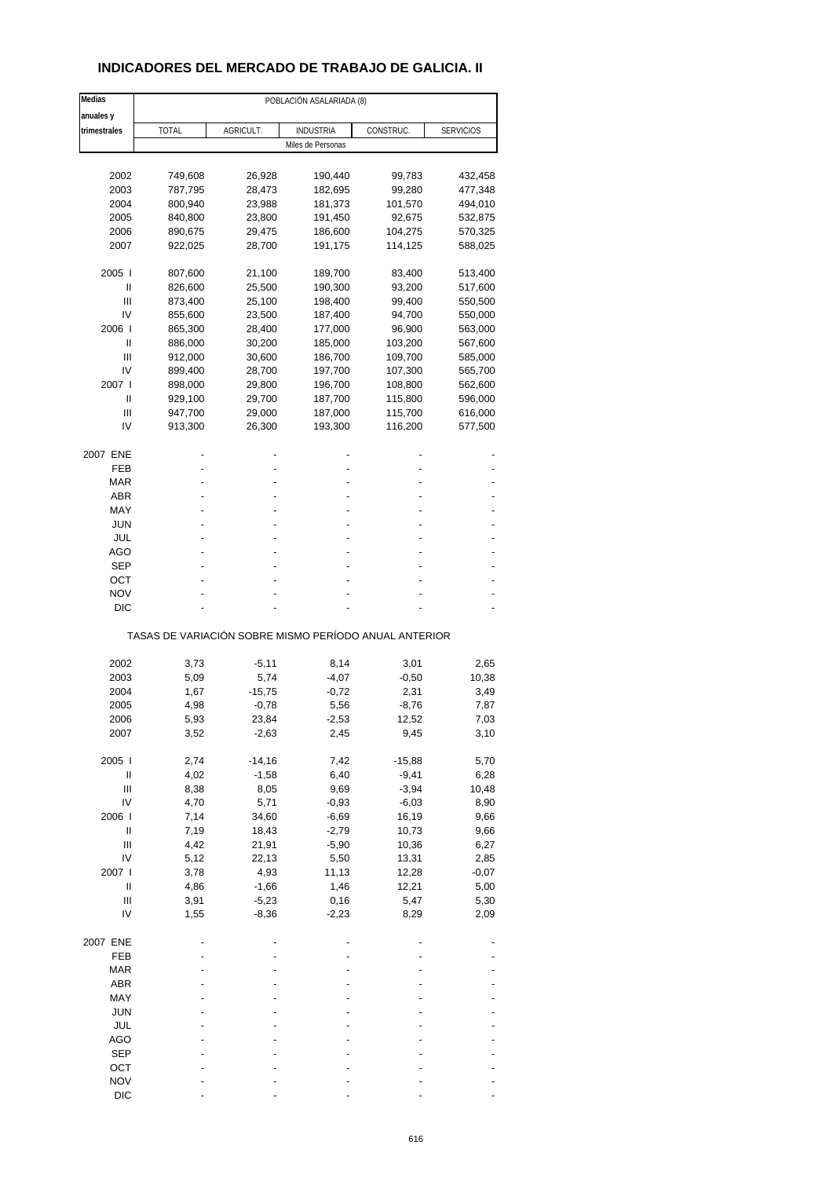# INDICADORES DEL MERCADO DE TRABAJO DE GALICIA. II

| Medias anuales y trimestrales | POBLACIÓN ASALARIADA (8) | | | | |
|---|---|---|---|---|---|
| | TOTAL | AGRICULT. | INDUSTRIA | CONSTRUC. | SERVICIOS |
| | Miles de Personas | | | | |
| 2002 | 749,608 | 26,928 | 190,440 | 99,783 | 432,458 |
| 2003 | 787,795 | 28,473 | 182,695 | 99,280 | 477,348 |
| 2004 | 800,940 | 23,988 | 181,373 | 101,570 | 494,010 |
| 2005 | 840,800 | 23,800 | 191,450 | 92,675 | 532,875 |
| 2006 | 890,675 | 29,475 | 186,600 | 104,275 | 570,325 |
| 2007 | 922,025 | 28,700 | 191,175 | 114,125 | 588,025 |
| 2005 I | 807,600 | 21,100 | 189,700 | 83,400 | 513,400 |
| II | 826,600 | 25,500 | 190,300 | 93,200 | 517,600 |
| III | 873,400 | 25,100 | 198,400 | 99,400 | 550,500 |
| IV | 855,600 | 23,500 | 187,400 | 94,700 | 550,000 |
| 2006 I | 865,300 | 28,400 | 177,000 | 96,900 | 563,000 |
| II | 886,000 | 30,200 | 185,000 | 103,200 | 567,600 |
| III | 912,000 | 30,600 | 186,700 | 109,700 | 585,000 |
| IV | 899,400 | 28,700 | 197,700 | 107,300 | 565,700 |
| 2007 I | 898,000 | 29,800 | 196,700 | 108,800 | 562,600 |
| II | 929,100 | 29,700 | 187,700 | 115,800 | 596,000 |
| III | 947,700 | 29,000 | 187,000 | 115,700 | 616,000 |
| IV | 913,300 | 26,300 | 193,300 | 116,200 | 577,500 |
| 2007 ENE | - | - | - | - | - |
| FEB | - | - | - | - | - |
| MAR | - | - | - | - | - |
| ABR | - | - | - | - | - |
| MAY | - | - | - | - | - |
| JUN | - | - | - | - | - |
| JUL | - | - | - | - | - |
| AGO | - | - | - | - | - |
| SEP | - | - | - | - | - |
| OCT | - | - | - | - | - |
| NOV | - | - | - | - | - |
| DIC | - | - | - | - | - |
| | TASAS DE VARIACIÓN SOBRE MISMO PERÍODO ANUAL ANTERIOR | | | | |
| 2002 | 3,73 | -5,11 | 8,14 | 3,01 | 2,65 |
| 2003 | 5,09 | 5,74 | -4,07 | -0,50 | 10,38 |
| 2004 | 1,67 | -15,75 | -0,72 | 2,31 | 3,49 |
| 2005 | 4,98 | -0,78 | 5,56 | -8,76 | 7,87 |
| 2006 | 5,93 | 23,84 | -2,53 | 12,52 | 7,03 |
| 2007 | 3,52 | -2,63 | 2,45 | 9,45 | 3,10 |
| 2005 I | 2,74 | -14,16 | 7,42 | -15,88 | 5,70 |
| II | 4,02 | -1,58 | 6,40 | -9,41 | 6,28 |
| III | 8,38 | 8,05 | 9,69 | -3,94 | 10,48 |
| IV | 4,70 | 5,71 | -0,93 | -6,03 | 8,90 |
| 2006 I | 7,14 | 34,60 | -6,69 | 16,19 | 9,66 |
| II | 7,19 | 18,43 | -2,79 | 10,73 | 9,66 |
| III | 4,42 | 21,91 | -5,90 | 10,36 | 6,27 |
| IV | 5,12 | 22,13 | 5,50 | 13,31 | 2,85 |
| 2007 I | 3,78 | 4,93 | 11,13 | 12,28 | -0,07 |
| II | 4,86 | -1,66 | 1,46 | 12,21 | 5,00 |
| III | 3,91 | -5,23 | 0,16 | 5,47 | 5,30 |
| IV | 1,55 | -8,36 | -2,23 | 8,29 | 2,09 |
| 2007 ENE | - | - | - | - | - |
| FEB | - | - | - | - | - |
| MAR | - | - | - | - | - |
| ABR | - | - | - | - | - |
| MAY | - | - | - | - | - |
| JUN | - | - | - | - | - |
| JUL | - | - | - | - | - |
| AGO | - | - | - | - | - |
| SEP | - | - | - | - | - |
| OCT | - | - | - | - | - |
| NOV | - | - | - | - | - |
| DIC | - | - | - | - | - |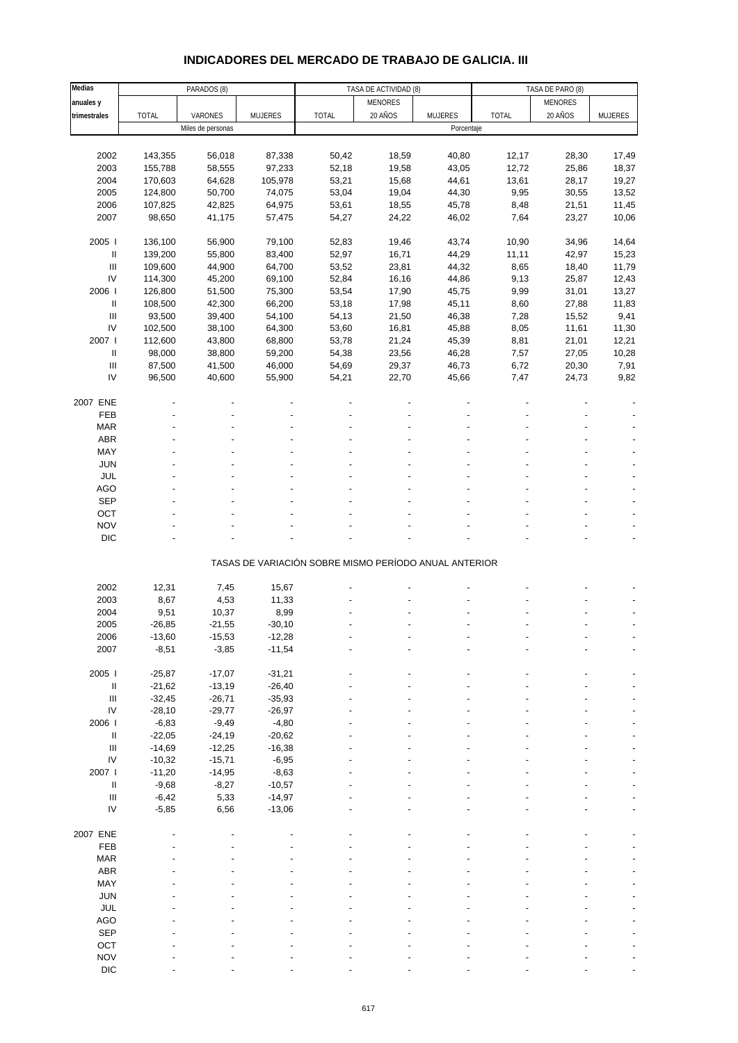# INDICADORES DEL MERCADO DE TRABAJO DE GALICIA. III

| Medias anuales y trimestrales | PARADOS (8) | | | TASA DE ACTIVIDAD (8) | | | TASA DE PARO (8) | | |
|---|---|---|---|---|---|---|---|---|---|
| | TOTAL | VARONES | MUJERES | TOTAL | MENORES 20 AÑOS | MUJERES | TOTAL | MENORES 20 AÑOS | MUJERES |
| | Miles de personas | | | Porcentaje | | | | | |
| 2002 | 143,355 | 56,018 | 87,338 | 50,42 | 18,59 | 40,80 | 12,17 | 28,30 | 17,49 |
| 2003 | 155,788 | 58,555 | 97,233 | 52,18 | 19,58 | 43,05 | 12,72 | 25,86 | 18,37 |
| 2004 | 170,603 | 64,628 | 105,978 | 53,21 | 15,68 | 44,61 | 13,61 | 28,17 | 19,27 |
| 2005 | 124,800 | 50,700 | 74,075 | 53,04 | 19,04 | 44,30 | 9,95 | 30,55 | 13,52 |
| 2006 | 107,825 | 42,825 | 64,975 | 53,61 | 18,55 | 45,78 | 8,48 | 21,51 | 11,45 |
| 2007 | 98,650 | 41,175 | 57,475 | 54,27 | 24,22 | 46,02 | 7,64 | 23,27 | 10,06 |
| 2005 I | 136,100 | 56,900 | 79,100 | 52,83 | 19,46 | 43,74 | 10,90 | 34,96 | 14,64 |
| II | 139,200 | 55,800 | 83,400 | 52,97 | 16,71 | 44,29 | 11,11 | 42,97 | 15,23 |
| III | 109,600 | 44,900 | 64,700 | 53,52 | 23,81 | 44,32 | 8,65 | 18,40 | 11,79 |
| IV | 114,300 | 45,200 | 69,100 | 52,84 | 16,16 | 44,86 | 9,13 | 25,87 | 12,43 |
| 2006 I | 126,800 | 51,500 | 75,300 | 53,54 | 17,90 | 45,75 | 9,99 | 31,01 | 13,27 |
| II | 108,500 | 42,300 | 66,200 | 53,18 | 17,98 | 45,11 | 8,60 | 27,88 | 11,83 |
| III | 93,500 | 39,400 | 54,100 | 54,13 | 21,50 | 46,38 | 7,28 | 15,52 | 9,41 |
| IV | 102,500 | 38,100 | 64,300 | 53,60 | 16,81 | 45,88 | 8,05 | 11,61 | 11,30 |
| 2007 I | 112,600 | 43,800 | 68,800 | 53,78 | 21,24 | 45,39 | 8,81 | 21,01 | 12,21 |
| II | 98,000 | 38,800 | 59,200 | 54,38 | 23,56 | 46,28 | 7,57 | 27,05 | 10,28 |
| III | 87,500 | 41,500 | 46,000 | 54,69 | 29,37 | 46,73 | 6,72 | 20,30 | 7,91 |
| IV | 96,500 | 40,600 | 55,900 | 54,21 | 22,70 | 45,66 | 7,47 | 24,73 | 9,82 |
| 2007 ENE | - | - | - | - | - | - | - | - | - |
| FEB | - | - | - | - | - | - | - | - | - |
| MAR | - | - | - | - | - | - | - | - | - |
| ABR | - | - | - | - | - | - | - | - | - |
| MAY | - | - | - | - | - | - | - | - | - |
| JUN | - | - | - | - | - | - | - | - | - |
| JUL | - | - | - | - | - | - | - | - | - |
| AGO | - | - | - | - | - | - | - | - | - |
| SEP | - | - | - | - | - | - | - | - | - |
| OCT | - | - | - | - | - | - | - | - | - |
| NOV | - | - | - | - | - | - | - | - | - |
| DIC | - | - | - | - | - | - | - | - | - |
| | TASAS DE VARIACIÓN SOBRE MISMO PERÍODO ANUAL ANTERIOR | | | | | | | | |
| 2002 | 12,31 | 7,45 | 15,67 | - | - | - | - | - | - |
| 2003 | 8,67 | 4,53 | 11,33 | - | - | - | - | - | - |
| 2004 | 9,51 | 10,37 | 8,99 | - | - | - | - | - | - |
| 2005 | -26,85 | -21,55 | -30,10 | - | - | - | - | - | - |
| 2006 | -13,60 | -15,53 | -12,28 | - | - | - | - | - | - |
| 2007 | -8,51 | -3,85 | -11,54 | - | - | - | - | - | - |
| 2005 I | -25,87 | -17,07 | -31,21 | - | - | - | - | - | - |
| II | -21,62 | -13,19 | -26,40 | - | - | - | - | - | - |
| III | -32,45 | -26,71 | -35,93 | - | - | - | - | - | - |
| IV | -28,10 | -29,77 | -26,97 | - | - | - | - | - | - |
| 2006 I | -6,83 | -9,49 | -4,80 | - | - | - | - | - | - |
| II | -22,05 | -24,19 | -20,62 | - | - | - | - | - | - |
| III | -14,69 | -12,25 | -16,38 | - | - | - | - | - | - |
| IV | -10,32 | -15,71 | -6,95 | - | - | - | - | - | - |
| 2007 I | -11,20 | -14,95 | -8,63 | - | - | - | - | - | - |
| II | -9,68 | -8,27 | -10,57 | - | - | - | - | - | - |
| III | -6,42 | 5,33 | -14,97 | - | - | - | - | - | - |
| IV | -5,85 | 6,56 | -13,06 | - | - | - | - | - | - |
| 2007 ENE | - | - | - | - | - | - | - | - | - |
| FEB | - | - | - | - | - | - | - | - | - |
| MAR | - | - | - | - | - | - | - | - | - |
| ABR | - | - | - | - | - | - | - | - | - |
| MAY | - | - | - | - | - | - | - | - | - |
| JUN | - | - | - | - | - | - | - | - | - |
| JUL | - | - | - | - | - | - | - | - | - |
| AGO | - | - | - | - | - | - | - | - | - |
| SEP | - | - | - | - | - | - | - | - | - |
| OCT | - | - | - | - | - | - | - | - | - |
| NOV | - | - | - | - | - | - | - | - | - |
| DIC | - | - | - | - | - | - | - | - | - |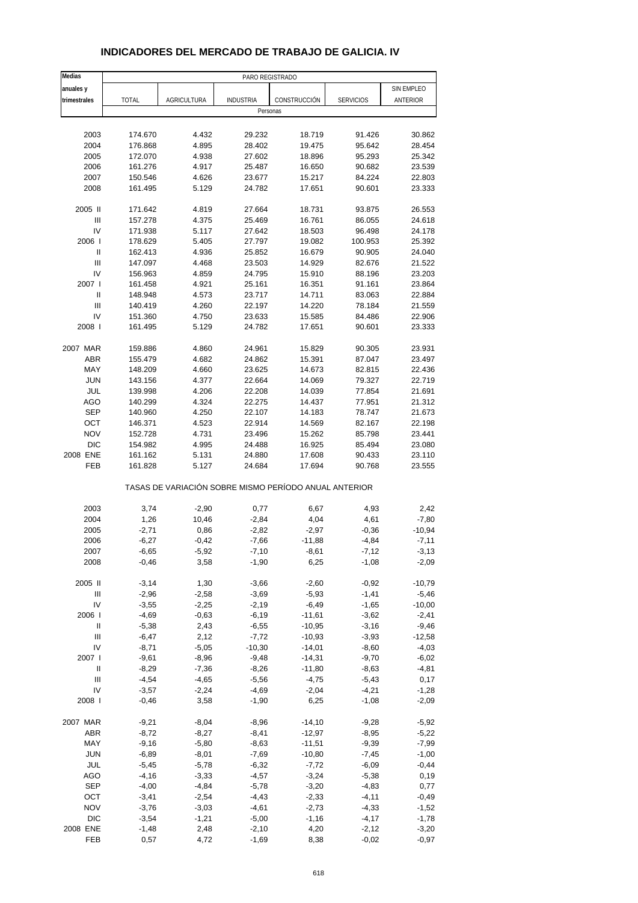# INDICADORES DEL MERCADO DE TRABAJO DE GALICIA. IV

| Medias anuales y trimestrales | PARO REGISTRADO | | | | | |
|---|---|---|---|---|---|---|
| | TOTAL | AGRICULTURA | INDUSTRIA | CONSTRUCCIÓN | SERVICIOS | SIN EMPLEO ANTERIOR |
| | Personas | | | | | |
| 2003 | 174.670 | 4.432 | 29.232 | 18.719 | 91.426 | 30.862 |
| 2004 | 176.868 | 4.895 | 28.402 | 19.475 | 95.642 | 28.454 |
| 2005 | 172.070 | 4.938 | 27.602 | 18.896 | 95.293 | 25.342 |
| 2006 | 161.276 | 4.917 | 25.487 | 16.650 | 90.682 | 23.539 |
| 2007 | 150.546 | 4.626 | 23.677 | 15.217 | 84.224 | 22.803 |
| 2008 | 161.495 | 5.129 | 24.782 | 17.651 | 90.601 | 23.333 |
| 2005 II | 171.642 | 4.819 | 27.664 | 18.731 | 93.875 | 26.553 |
| III | 157.278 | 4.375 | 25.469 | 16.761 | 86.055 | 24.618 |
| IV | 171.938 | 5.117 | 27.642 | 18.503 | 96.498 | 24.178 |
| 2006 I | 178.629 | 5.405 | 27.797 | 19.082 | 100.953 | 25.392 |
| II | 162.413 | 4.936 | 25.852 | 16.679 | 90.905 | 24.040 |
| III | 147.097 | 4.468 | 23.503 | 14.929 | 82.676 | 21.522 |
| IV | 156.963 | 4.859 | 24.795 | 15.910 | 88.196 | 23.203 |
| 2007 I | 161.458 | 4.921 | 25.161 | 16.351 | 91.161 | 23.864 |
| II | 148.948 | 4.573 | 23.717 | 14.711 | 83.063 | 22.884 |
| III | 140.419 | 4.260 | 22.197 | 14.220 | 78.184 | 21.559 |
| IV | 151.360 | 4.750 | 23.633 | 15.585 | 84.486 | 22.906 |
| 2008 I | 161.495 | 5.129 | 24.782 | 17.651 | 90.601 | 23.333 |
| 2007 MAR | 159.886 | 4.860 | 24.961 | 15.829 | 90.305 | 23.931 |
| ABR | 155.479 | 4.682 | 24.862 | 15.391 | 87.047 | 23.497 |
| MAY | 148.209 | 4.660 | 23.625 | 14.673 | 82.815 | 22.436 |
| JUN | 143.156 | 4.377 | 22.664 | 14.069 | 79.327 | 22.719 |
| JUL | 139.998 | 4.206 | 22.208 | 14.039 | 77.854 | 21.691 |
| AGO | 140.299 | 4.324 | 22.275 | 14.437 | 77.951 | 21.312 |
| SEP | 140.960 | 4.250 | 22.107 | 14.183 | 78.747 | 21.673 |
| OCT | 146.371 | 4.523 | 22.914 | 14.569 | 82.167 | 22.198 |
| NOV | 152.728 | 4.731 | 23.496 | 15.262 | 85.798 | 23.441 |
| DIC | 154.982 | 4.995 | 24.488 | 16.925 | 85.494 | 23.080 |
| 2008 ENE | 161.162 | 5.131 | 24.880 | 17.608 | 90.433 | 23.110 |
| FEB | 161.828 | 5.127 | 24.684 | 17.694 | 90.768 | 23.555 |
| | TASAS DE VARIACIÓN SOBRE MISMO PERÍODO ANUAL ANTERIOR | | | | | |
| 2003 | 3,74 | -2,90 | 0,77 | 6,67 | 4,93 | 2,42 |
| 2004 | 1,26 | 10,46 | -2,84 | 4,04 | 4,61 | -7,80 |
| 2005 | -2,71 | 0,86 | -2,82 | -2,97 | -0,36 | -10,94 |
| 2006 | -6,27 | -0,42 | -7,66 | -11,88 | -4,84 | -7,11 |
| 2007 | -6,65 | -5,92 | -7,10 | -8,61 | -7,12 | -3,13 |
| 2008 | -0,46 | 3,58 | -1,90 | 6,25 | -1,08 | -2,09 |
| 2005 II | -3,14 | 1,30 | -3,66 | -2,60 | -0,92 | -10,79 |
| III | -2,96 | -2,58 | -3,69 | -5,93 | -1,41 | -5,46 |
| IV | -3,55 | -2,25 | -2,19 | -6,49 | -1,65 | -10,00 |
| 2006 I | -4,69 | -0,63 | -6,19 | -11,61 | -3,62 | -2,41 |
| II | -5,38 | 2,43 | -6,55 | -10,95 | -3,16 | -9,46 |
| III | -6,47 | 2,12 | -7,72 | -10,93 | -3,93 | -12,58 |
| IV | -8,71 | -5,05 | -10,30 | -14,01 | -8,60 | -4,03 |
| 2007 I | -9,61 | -8,96 | -9,48 | -14,31 | -9,70 | -6,02 |
| II | -8,29 | -7,36 | -8,26 | -11,80 | -8,63 | -4,81 |
| III | -4,54 | -4,65 | -5,56 | -4,75 | -5,43 | 0,17 |
| IV | -3,57 | -2,24 | -4,69 | -2,04 | -4,21 | -1,28 |
| 2008 I | -0,46 | 3,58 | -1,90 | 6,25 | -1,08 | -2,09 |
| 2007 MAR | -9,21 | -8,04 | -8,96 | -14,10 | -9,28 | -5,92 |
| ABR | -8,72 | -8,27 | -8,41 | -12,97 | -8,95 | -5,22 |
| MAY | -9,16 | -5,80 | -8,63 | -11,51 | -9,39 | -7,99 |
| JUN | -6,89 | -8,01 | -7,69 | -10,80 | -7,45 | -1,00 |
| JUL | -5,45 | -5,78 | -6,32 | -7,72 | -6,09 | -0,44 |
| AGO | -4,16 | -3,33 | -4,57 | -3,24 | -5,38 | 0,19 |
| SEP | -4,00 | -4,84 | -5,78 | -3,20 | -4,83 | 0,77 |
| OCT | -3,41 | -2,54 | -4,43 | -2,33 | -4,11 | -0,49 |
| NOV | -3,76 | -3,03 | -4,61 | -2,73 | -4,33 | -1,52 |
| DIC | -3,54 | -1,21 | -5,00 | -1,16 | -4,17 | -1,78 |
| 2008 ENE | -1,48 | 2,48 | -2,10 | 4,20 | -2,12 | -3,20 |
| FEB | 0,57 | 4,72 | -1,69 | 8,38 | -0,02 | -0,97 |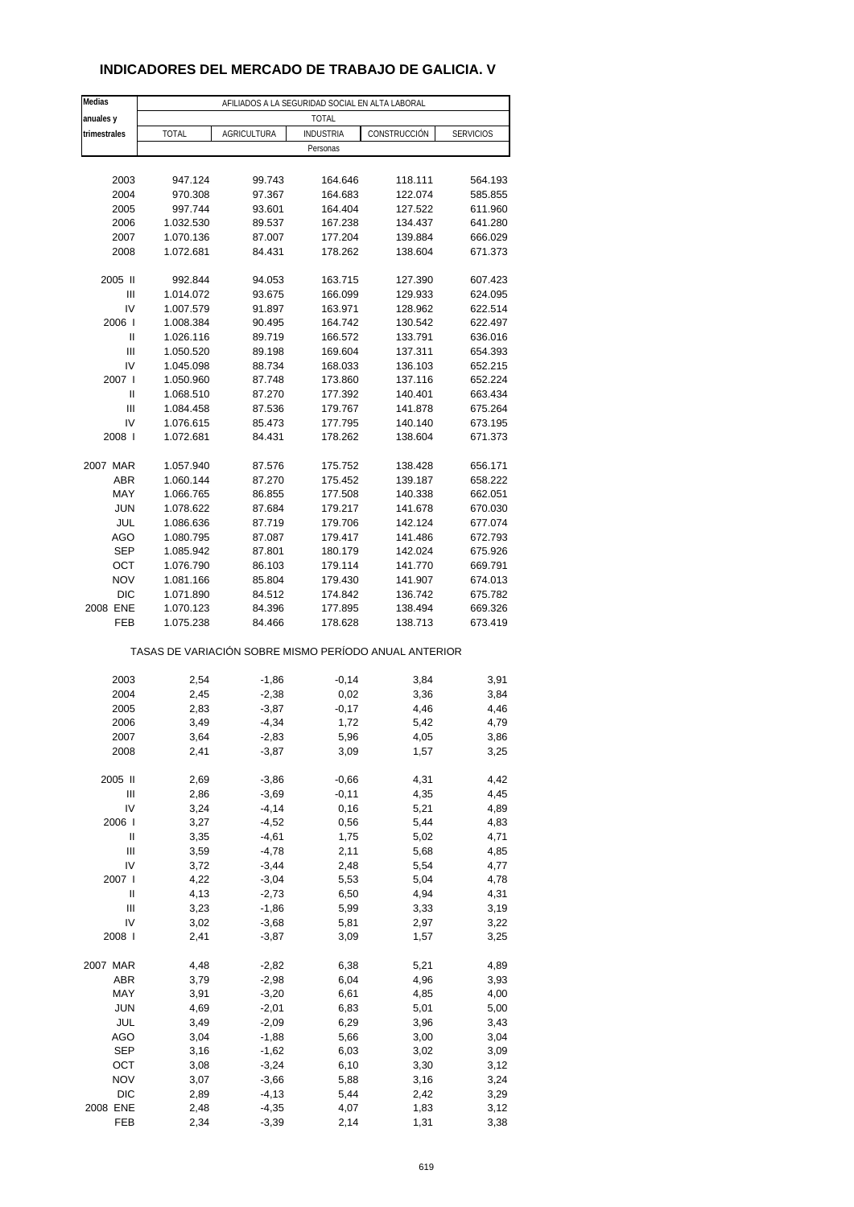# INDICADORES DEL MERCADO DE TRABAJO DE GALICIA. V

| Medias anuales y trimestrales | AFILIADOS A LA SEGURIDAD SOCIAL EN ALTA LABORAL | | | | |
|---|---|---|---|---|---|
| | TOTAL | | | | |
| | TOTAL | AGRICULTURA | INDUSTRIA | CONSTRUCCIÓN | SERVICIOS |
| | Personas | | | | |
| 2003 | 947.124 | 99.743 | 164.646 | 118.111 | 564.193 |
| 2004 | 970.308 | 97.367 | 164.683 | 122.074 | 585.855 |
| 2005 | 997.744 | 93.601 | 164.404 | 127.522 | 611.960 |
| 2006 | 1.032.530 | 89.537 | 167.238 | 134.437 | 641.280 |
| 2007 | 1.070.136 | 87.007 | 177.204 | 139.884 | 666.029 |
| 2008 | 1.072.681 | 84.431 | 178.262 | 138.604 | 671.373 |
| 2005 II | 992.844 | 94.053 | 163.715 | 127.390 | 607.423 |
| III | 1.014.072 | 93.675 | 166.099 | 129.933 | 624.095 |
| IV | 1.007.579 | 91.897 | 163.971 | 128.962 | 622.514 |
| 2006 I | 1.008.384 | 90.495 | 164.742 | 130.542 | 622.497 |
| II | 1.026.116 | 89.719 | 166.572 | 133.791 | 636.016 |
| III | 1.050.520 | 89.198 | 169.604 | 137.311 | 654.393 |
| IV | 1.045.098 | 88.734 | 168.033 | 136.103 | 652.215 |
| 2007 I | 1.050.960 | 87.748 | 173.860 | 137.116 | 652.224 |
| II | 1.068.510 | 87.270 | 177.392 | 140.401 | 663.434 |
| III | 1.084.458 | 87.536 | 179.767 | 141.878 | 675.264 |
| IV | 1.076.615 | 85.473 | 177.795 | 140.140 | 673.195 |
| 2008 I | 1.072.681 | 84.431 | 178.262 | 138.604 | 671.373 |
| 2007 MAR | 1.057.940 | 87.576 | 175.752 | 138.428 | 656.171 |
| ABR | 1.060.144 | 87.270 | 175.452 | 139.187 | 658.222 |
| MAY | 1.066.765 | 86.855 | 177.508 | 140.338 | 662.051 |
| JUN | 1.078.622 | 87.684 | 179.217 | 141.678 | 670.030 |
| JUL | 1.086.636 | 87.719 | 179.706 | 142.124 | 677.074 |
| AGO | 1.080.795 | 87.087 | 179.417 | 141.486 | 672.793 |
| SEP | 1.085.942 | 87.801 | 180.179 | 142.024 | 675.926 |
| OCT | 1.076.790 | 86.103 | 179.114 | 141.770 | 669.791 |
| NOV | 1.081.166 | 85.804 | 179.430 | 141.907 | 674.013 |
| DIC | 1.071.890 | 84.512 | 174.842 | 136.742 | 675.782 |
| 2008 ENE | 1.070.123 | 84.396 | 177.895 | 138.494 | 669.326 |
| FEB | 1.075.238 | 84.466 | 178.628 | 138.713 | 673.419 |
| | TASAS DE VARIACIÓN SOBRE MISMO PERÍODO ANUAL ANTERIOR | | | | |
| 2003 | 2,54 | -1,86 | -0,14 | 3,84 | 3,91 |
| 2004 | 2,45 | -2,38 | 0,02 | 3,36 | 3,84 |
| 2005 | 2,83 | -3,87 | -0,17 | 4,46 | 4,46 |
| 2006 | 3,49 | -4,34 | 1,72 | 5,42 | 4,79 |
| 2007 | 3,64 | -2,83 | 5,96 | 4,05 | 3,86 |
| 2008 | 2,41 | -3,87 | 3,09 | 1,57 | 3,25 |
| 2005 II | 2,69 | -3,86 | -0,66 | 4,31 | 4,42 |
| III | 2,86 | -3,69 | -0,11 | 4,35 | 4,45 |
| IV | 3,24 | -4,14 | 0,16 | 5,21 | 4,89 |
| 2006 I | 3,27 | -4,52 | 0,56 | 5,44 | 4,83 |
| II | 3,35 | -4,61 | 1,75 | 5,02 | 4,71 |
| III | 3,59 | -4,78 | 2,11 | 5,68 | 4,85 |
| IV | 3,72 | -3,44 | 2,48 | 5,54 | 4,77 |
| 2007 I | 4,22 | -3,04 | 5,53 | 5,04 | 4,78 |
| II | 4,13 | -2,73 | 6,50 | 4,94 | 4,31 |
| III | 3,23 | -1,86 | 5,99 | 3,33 | 3,19 |
| IV | 3,02 | -3,68 | 5,81 | 2,97 | 3,22 |
| 2008 I | 2,41 | -3,87 | 3,09 | 1,57 | 3,25 |
| 2007 MAR | 4,48 | -2,82 | 6,38 | 5,21 | 4,89 |
| ABR | 3,79 | -2,98 | 6,04 | 4,96 | 3,93 |
| MAY | 3,91 | -3,20 | 6,61 | 4,85 | 4,00 |
| JUN | 4,69 | -2,01 | 6,83 | 5,01 | 5,00 |
| JUL | 3,49 | -2,09 | 6,29 | 3,96 | 3,43 |
| AGO | 3,04 | -1,88 | 5,66 | 3,00 | 3,04 |
| SEP | 3,16 | -1,62 | 6,03 | 3,02 | 3,09 |
| OCT | 3,08 | -3,24 | 6,10 | 3,30 | 3,12 |
| NOV | 3,07 | -3,66 | 5,88 | 3,16 | 3,24 |
| DIC | 2,89 | -4,13 | 5,44 | 2,42 | 3,29 |
| 2008 ENE | 2,48 | -4,35 | 4,07 | 1,83 | 3,12 |
| FEB | 2,34 | -3,39 | 2,14 | 1,31 | 3,38 |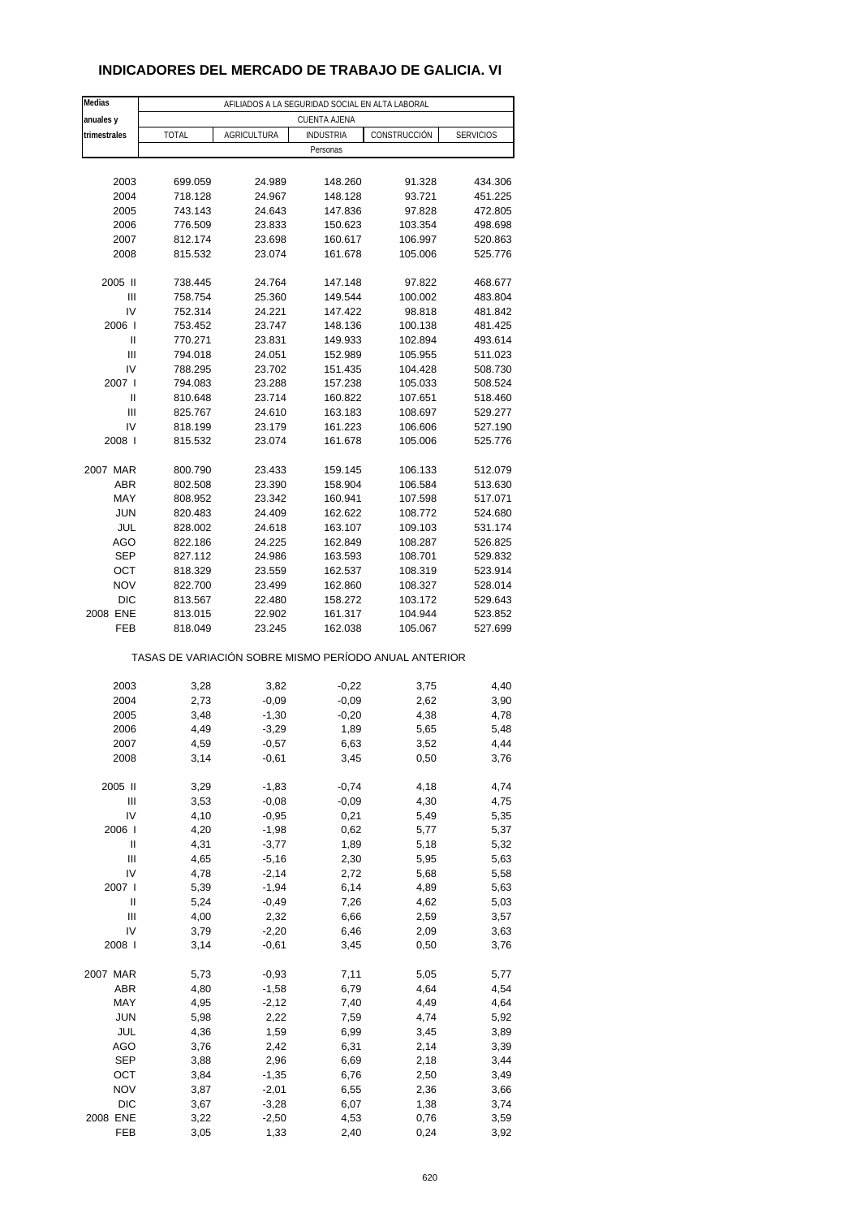# INDICADORES DEL MERCADO DE TRABAJO DE GALICIA. VI

| Medias anuales y trimestrales | AFILIADOS A LA SEGURIDAD SOCIAL EN ALTA LABORAL | | | | |
|---|---|---|---|---|---|
| | CUENTA AJENA | | | | |
| | TOTAL | AGRICULTURA | INDUSTRIA | CONSTRUCCIÓN | SERVICIOS |
| | Personas | | | | |
| 2003 | 699.059 | 24.989 | 148.260 | 91.328 | 434.306 |
| 2004 | 718.128 | 24.967 | 148.128 | 93.721 | 451.225 |
| 2005 | 743.143 | 24.643 | 147.836 | 97.828 | 472.805 |
| 2006 | 776.509 | 23.833 | 150.623 | 103.354 | 498.698 |
| 2007 | 812.174 | 23.698 | 160.617 | 106.997 | 520.863 |
| 2008 | 815.532 | 23.074 | 161.678 | 105.006 | 525.776 |
| 2005 II | 738.445 | 24.764 | 147.148 | 97.822 | 468.677 |
| III | 758.754 | 25.360 | 149.544 | 100.002 | 483.804 |
| IV | 752.314 | 24.221 | 147.422 | 98.818 | 481.842 |
| 2006 I | 753.452 | 23.747 | 148.136 | 100.138 | 481.425 |
| II | 770.271 | 23.831 | 149.933 | 102.894 | 493.614 |
| III | 794.018 | 24.051 | 152.989 | 105.955 | 511.023 |
| IV | 788.295 | 23.702 | 151.435 | 104.428 | 508.730 |
| 2007 I | 794.083 | 23.288 | 157.238 | 105.033 | 508.524 |
| II | 810.648 | 23.714 | 160.822 | 107.651 | 518.460 |
| III | 825.767 | 24.610 | 163.183 | 108.697 | 529.277 |
| IV | 818.199 | 23.179 | 161.223 | 106.606 | 527.190 |
| 2008 I | 815.532 | 23.074 | 161.678 | 105.006 | 525.776 |
| 2007 MAR | 800.790 | 23.433 | 159.145 | 106.133 | 512.079 |
| ABR | 802.508 | 23.390 | 158.904 | 106.584 | 513.630 |
| MAY | 808.952 | 23.342 | 160.941 | 107.598 | 517.071 |
| JUN | 820.483 | 24.409 | 162.622 | 108.772 | 524.680 |
| JUL | 828.002 | 24.618 | 163.107 | 109.103 | 531.174 |
| AGO | 822.186 | 24.225 | 162.849 | 108.287 | 526.825 |
| SEP | 827.112 | 24.986 | 163.593 | 108.701 | 529.832 |
| OCT | 818.329 | 23.559 | 162.537 | 108.319 | 523.914 |
| NOV | 822.700 | 23.499 | 162.860 | 108.327 | 528.014 |
| DIC | 813.567 | 22.480 | 158.272 | 103.172 | 529.643 |
| 2008 ENE | 813.015 | 22.902 | 161.317 | 104.944 | 523.852 |
| FEB | 818.049 | 23.245 | 162.038 | 105.067 | 527.699 |
| | TASAS DE VARIACIÓN SOBRE MISMO PERÍODO ANUAL ANTERIOR | | | | |
| 2003 | 3,28 | 3,82 | -0,22 | 3,75 | 4,40 |
| 2004 | 2,73 | -0,09 | -0,09 | 2,62 | 3,90 |
| 2005 | 3,48 | -1,30 | -0,20 | 4,38 | 4,78 |
| 2006 | 4,49 | -3,29 | 1,89 | 5,65 | 5,48 |
| 2007 | 4,59 | -0,57 | 6,63 | 3,52 | 4,44 |
| 2008 | 3,14 | -0,61 | 3,45 | 0,50 | 3,76 |
| 2005 II | 3,29 | -1,83 | -0,74 | 4,18 | 4,74 |
| III | 3,53 | -0,08 | -0,09 | 4,30 | 4,75 |
| IV | 4,10 | -0,95 | 0,21 | 5,49 | 5,35 |
| 2006 I | 4,20 | -1,98 | 0,62 | 5,77 | 5,37 |
| II | 4,31 | -3,77 | 1,89 | 5,18 | 5,32 |
| III | 4,65 | -5,16 | 2,30 | 5,95 | 5,63 |
| IV | 4,78 | -2,14 | 2,72 | 5,68 | 5,58 |
| 2007 I | 5,39 | -1,94 | 6,14 | 4,89 | 5,63 |
| II | 5,24 | -0,49 | 7,26 | 4,62 | 5,03 |
| III | 4,00 | 2,32 | 6,66 | 2,59 | 3,57 |
| IV | 3,79 | -2,20 | 6,46 | 2,09 | 3,63 |
| 2008 I | 3,14 | -0,61 | 3,45 | 0,50 | 3,76 |
| 2007 MAR | 5,73 | -0,93 | 7,11 | 5,05 | 5,77 |
| ABR | 4,80 | -1,58 | 6,79 | 4,64 | 4,54 |
| MAY | 4,95 | -2,12 | 7,40 | 4,49 | 4,64 |
| JUN | 5,98 | 2,22 | 7,59 | 4,74 | 5,92 |
| JUL | 4,36 | 1,59 | 6,99 | 3,45 | 3,89 |
| AGO | 3,76 | 2,42 | 6,31 | 2,14 | 3,39 |
| SEP | 3,88 | 2,96 | 6,69 | 2,18 | 3,44 |
| OCT | 3,84 | -1,35 | 6,76 | 2,50 | 3,49 |
| NOV | 3,87 | -2,01 | 6,55 | 2,36 | 3,66 |
| DIC | 3,67 | -3,28 | 6,07 | 1,38 | 3,74 |
| 2008 ENE | 3,22 | -2,50 | 4,53 | 0,76 | 3,59 |
| FEB | 3,05 | 1,33 | 2,40 | 0,24 | 3,92 |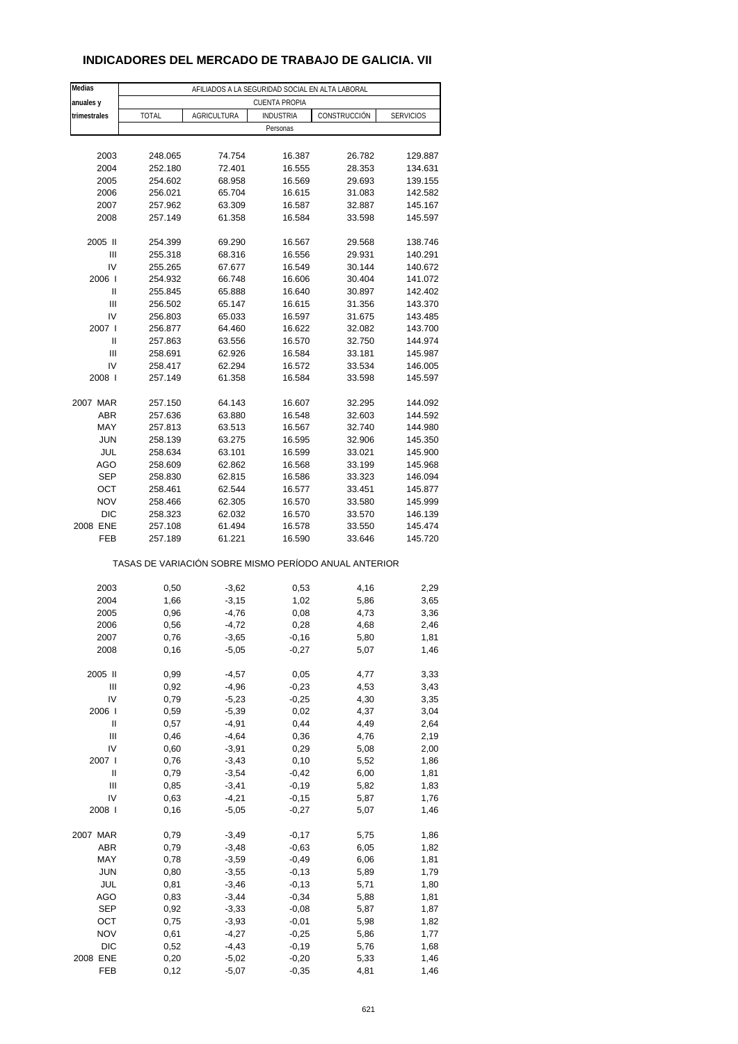# INDICADORES DEL MERCADO DE TRABAJO DE GALICIA. VII

| Medias anuales y trimestrales | AFILIADOS A LA SEGURIDAD SOCIAL EN ALTA LABORAL | | | | |
|---|---|---|---|---|---|
| | CUENTA PROPIA | | | | |
| | TOTAL | AGRICULTURA | INDUSTRIA | CONSTRUCCIÓN | SERVICIOS |
| | Personas | | | | |
| 2003 | 248.065 | 74.754 | 16.387 | 26.782 | 129.887 |
| 2004 | 252.180 | 72.401 | 16.555 | 28.353 | 134.631 |
| 2005 | 254.602 | 68.958 | 16.569 | 29.693 | 139.155 |
| 2006 | 256.021 | 65.704 | 16.615 | 31.083 | 142.582 |
| 2007 | 257.962 | 63.309 | 16.587 | 32.887 | 145.167 |
| 2008 | 257.149 | 61.358 | 16.584 | 33.598 | 145.597 |
| 2005 II | 254.399 | 69.290 | 16.567 | 29.568 | 138.746 |
| III | 255.318 | 68.316 | 16.556 | 29.931 | 140.291 |
| IV | 255.265 | 67.677 | 16.549 | 30.144 | 140.672 |
| 2006 I | 254.932 | 66.748 | 16.606 | 30.404 | 141.072 |
| II | 255.845 | 65.888 | 16.640 | 30.897 | 142.402 |
| III | 256.502 | 65.147 | 16.615 | 31.356 | 143.370 |
| IV | 256.803 | 65.033 | 16.597 | 31.675 | 143.485 |
| 2007 I | 256.877 | 64.460 | 16.622 | 32.082 | 143.700 |
| II | 257.863 | 63.556 | 16.570 | 32.750 | 144.974 |
| III | 258.691 | 62.926 | 16.584 | 33.181 | 145.987 |
| IV | 258.417 | 62.294 | 16.572 | 33.534 | 146.005 |
| 2008 I | 257.149 | 61.358 | 16.584 | 33.598 | 145.597 |
| 2007 MAR | 257.150 | 64.143 | 16.607 | 32.295 | 144.092 |
| ABR | 257.636 | 63.880 | 16.548 | 32.603 | 144.592 |
| MAY | 257.813 | 63.513 | 16.567 | 32.740 | 144.980 |
| JUN | 258.139 | 63.275 | 16.595 | 32.906 | 145.350 |
| JUL | 258.634 | 63.101 | 16.599 | 33.021 | 145.900 |
| AGO | 258.609 | 62.862 | 16.568 | 33.199 | 145.968 |
| SEP | 258.830 | 62.815 | 16.586 | 33.323 | 146.094 |
| OCT | 258.461 | 62.544 | 16.577 | 33.451 | 145.877 |
| NOV | 258.466 | 62.305 | 16.570 | 33.580 | 145.999 |
| DIC | 258.323 | 62.032 | 16.570 | 33.570 | 146.139 |
| 2008 ENE | 257.108 | 61.494 | 16.578 | 33.550 | 145.474 |
| FEB | 257.189 | 61.221 | 16.590 | 33.646 | 145.720 |
| | TASAS DE VARIACIÓN SOBRE MISMO PERÍODO ANUAL ANTERIOR | | | | |
| 2003 | 0,50 | -3,62 | 0,53 | 4,16 | 2,29 |
| 2004 | 1,66 | -3,15 | 1,02 | 5,86 | 3,65 |
| 2005 | 0,96 | -4,76 | 0,08 | 4,73 | 3,36 |
| 2006 | 0,56 | -4,72 | 0,28 | 4,68 | 2,46 |
| 2007 | 0,76 | -3,65 | -0,16 | 5,80 | 1,81 |
| 2008 | 0,16 | -5,05 | -0,27 | 5,07 | 1,46 |
| 2005 II | 0,99 | -4,57 | 0,05 | 4,77 | 3,33 |
| III | 0,92 | -4,96 | -0,23 | 4,53 | 3,43 |
| IV | 0,79 | -5,23 | -0,25 | 4,30 | 3,35 |
| 2006 I | 0,59 | -5,39 | 0,02 | 4,37 | 3,04 |
| II | 0,57 | -4,91 | 0,44 | 4,49 | 2,64 |
| III | 0,46 | -4,64 | 0,36 | 4,76 | 2,19 |
| IV | 0,60 | -3,91 | 0,29 | 5,08 | 2,00 |
| 2007 I | 0,76 | -3,43 | 0,10 | 5,52 | 1,86 |
| II | 0,79 | -3,54 | -0,42 | 6,00 | 1,81 |
| III | 0,85 | -3,41 | -0,19 | 5,82 | 1,83 |
| IV | 0,63 | -4,21 | -0,15 | 5,87 | 1,76 |
| 2008 I | 0,16 | -5,05 | -0,27 | 5,07 | 1,46 |
| 2007 MAR | 0,79 | -3,49 | -0,17 | 5,75 | 1,86 |
| ABR | 0,79 | -3,48 | -0,63 | 6,05 | 1,82 |
| MAY | 0,78 | -3,59 | -0,49 | 6,06 | 1,81 |
| JUN | 0,80 | -3,55 | -0,13 | 5,89 | 1,79 |
| JUL | 0,81 | -3,46 | -0,13 | 5,71 | 1,80 |
| AGO | 0,83 | -3,44 | -0,34 | 5,88 | 1,81 |
| SEP | 0,92 | -3,33 | -0,08 | 5,87 | 1,87 |
| OCT | 0,75 | -3,93 | -0,01 | 5,98 | 1,82 |
| NOV | 0,61 | -4,27 | -0,25 | 5,86 | 1,77 |
| DIC | 0,52 | -4,43 | -0,19 | 5,76 | 1,68 |
| 2008 ENE | 0,20 | -5,02 | -0,20 | 5,33 | 1,46 |
| FEB | 0,12 | -5,07 | -0,35 | 4,81 | 1,46 |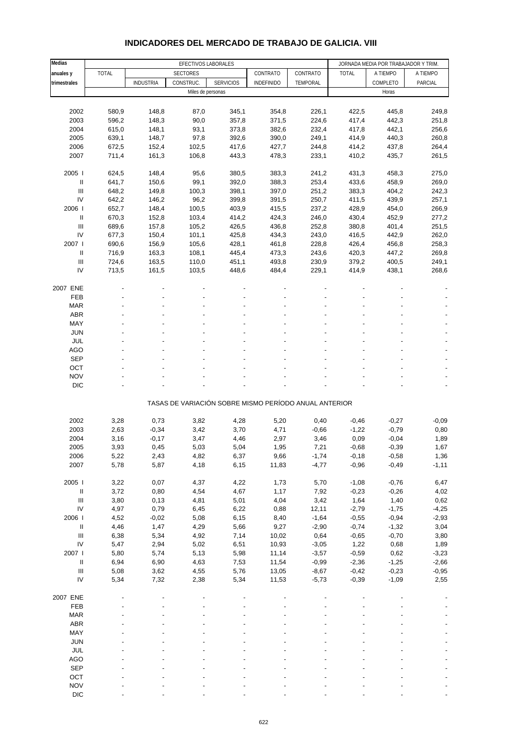# INDICADORES DEL MERCADO DE TRABAJO DE GALICIA. VIII

| Medias anuales y trimestrales | EFECTIVOS LABORALES | | | | | | JORNADA MEDIA POR TRABAJADOR Y TRIM. | | |
|---|---|---|---|---|---|---|---|---|---|
| | TOTAL | SECTORES | | | CONTRATO | CONTRATO | TOTAL | A TIEMPO | A TIEMPO |
| | | INDUSTRIA | CONSTRUC. | SERVICIOS | INDEFINIDO | TEMPORAL | | COMPLETO | PARCIAL |
| | Miles de personas | | | | | | Horas | | |
| 2002 | 580,9 | 148,8 | 87,0 | 345,1 | 354,8 | 226,1 | 422,5 | 445,8 | 249,8 |
| 2003 | 596,2 | 148,3 | 90,0 | 357,8 | 371,5 | 224,6 | 417,4 | 442,3 | 251,8 |
| 2004 | 615,0 | 148,1 | 93,1 | 373,8 | 382,6 | 232,4 | 417,8 | 442,1 | 256,6 |
| 2005 | 639,1 | 148,7 | 97,8 | 392,6 | 390,0 | 249,1 | 414,9 | 440,3 | 260,8 |
| 2006 | 672,5 | 152,4 | 102,5 | 417,6 | 427,7 | 244,8 | 414,2 | 437,8 | 264,4 |
| 2007 | 711,4 | 161,3 | 106,8 | 443,3 | 478,3 | 233,1 | 410,2 | 435,7 | 261,5 |
| 2005 I | 624,5 | 148,4 | 95,6 | 380,5 | 383,3 | 241,2 | 431,3 | 458,3 | 275,0 |
| II | 641,7 | 150,6 | 99,1 | 392,0 | 388,3 | 253,4 | 433,6 | 458,9 | 269,0 |
| III | 648,2 | 149,8 | 100,3 | 398,1 | 397,0 | 251,2 | 383,3 | 404,2 | 242,3 |
| IV | 642,2 | 146,2 | 96,2 | 399,8 | 391,5 | 250,7 | 411,5 | 439,9 | 257,1 |
| 2006 I | 652,7 | 148,4 | 100,5 | 403,9 | 415,5 | 237,2 | 428,9 | 454,0 | 266,9 |
| II | 670,3 | 152,8 | 103,4 | 414,2 | 424,3 | 246,0 | 430,4 | 452,9 | 277,2 |
| III | 689,6 | 157,8 | 105,2 | 426,5 | 436,8 | 252,8 | 380,8 | 401,4 | 251,5 |
| IV | 677,3 | 150,4 | 101,1 | 425,8 | 434,3 | 243,0 | 416,5 | 442,9 | 262,0 |
| 2007 I | 690,6 | 156,9 | 105,6 | 428,1 | 461,8 | 228,8 | 426,4 | 456,8 | 258,3 |
| II | 716,9 | 163,3 | 108,1 | 445,4 | 473,3 | 243,6 | 420,3 | 447,2 | 269,8 |
| III | 724,6 | 163,5 | 110,0 | 451,1 | 493,8 | 230,9 | 379,2 | 400,5 | 249,1 |
| IV | 713,5 | 161,5 | 103,5 | 448,6 | 484,4 | 229,1 | 414,9 | 438,1 | 268,6 |
| 2007 ENE | - | - | - | - | - | - | - | - | - |
| FEB | - | - | - | - | - | - | - | - | - |
| MAR | - | - | - | - | - | - | - | - | - |
| ABR | - | - | - | - | - | - | - | - | - |
| MAY | - | - | - | - | - | - | - | - | - |
| JUN | - | - | - | - | - | - | - | - | - |
| JUL | - | - | - | - | - | - | - | - | - |
| AGO | - | - | - | - | - | - | - | - | - |
| SEP | - | - | - | - | - | - | - | - | - |
| OCT | - | - | - | - | - | - | - | - | - |
| NOV | - | - | - | - | - | - | - | - | - |
| DIC | - | - | - | - | - | - | - | - | - |
| | TASAS DE VARIACIÓN SOBRE MISMO PERÍODO ANUAL ANTERIOR | | | | | | | | |
| 2002 | 3,28 | 0,73 | 3,82 | 4,28 | 5,20 | 0,40 | -0,46 | -0,27 | -0,09 |
| 2003 | 2,63 | -0,34 | 3,42 | 3,70 | 4,71 | -0,66 | -1,22 | -0,79 | 0,80 |
| 2004 | 3,16 | -0,17 | 3,47 | 4,46 | 2,97 | 3,46 | 0,09 | -0,04 | 1,89 |
| 2005 | 3,93 | 0,45 | 5,03 | 5,04 | 1,95 | 7,21 | -0,68 | -0,39 | 1,67 |
| 2006 | 5,22 | 2,43 | 4,82 | 6,37 | 9,66 | -1,74 | -0,18 | -0,58 | 1,36 |
| 2007 | 5,78 | 5,87 | 4,18 | 6,15 | 11,83 | -4,77 | -0,96 | -0,49 | -1,11 |
| 2005 I | 3,22 | 0,07 | 4,37 | 4,22 | 1,73 | 5,70 | -1,08 | -0,76 | 6,47 |
| II | 3,72 | 0,80 | 4,54 | 4,67 | 1,17 | 7,92 | -0,23 | -0,26 | 4,02 |
| III | 3,80 | 0,13 | 4,81 | 5,01 | 4,04 | 3,42 | 1,64 | 1,40 | 0,62 |
| IV | 4,97 | 0,79 | 6,45 | 6,22 | 0,88 | 12,11 | -2,79 | -1,75 | -4,25 |
| 2006 I | 4,52 | -0,02 | 5,08 | 6,15 | 8,40 | -1,64 | -0,55 | -0,94 | -2,93 |
| II | 4,46 | 1,47 | 4,29 | 5,66 | 9,27 | -2,90 | -0,74 | -1,32 | 3,04 |
| III | 6,38 | 5,34 | 4,92 | 7,14 | 10,02 | 0,64 | -0,65 | -0,70 | 3,80 |
| IV | 5,47 | 2,94 | 5,02 | 6,51 | 10,93 | -3,05 | 1,22 | 0,68 | 1,89 |
| 2007 I | 5,80 | 5,74 | 5,13 | 5,98 | 11,14 | -3,57 | -0,59 | 0,62 | -3,23 |
| II | 6,94 | 6,90 | 4,63 | 7,53 | 11,54 | -0,99 | -2,36 | -1,25 | -2,66 |
| III | 5,08 | 3,62 | 4,55 | 5,76 | 13,05 | -8,67 | -0,42 | -0,23 | -0,95 |
| IV | 5,34 | 7,32 | 2,38 | 5,34 | 11,53 | -5,73 | -0,39 | -1,09 | 2,55 |
| 2007 ENE | - | - | - | - | - | - | - | - | - |
| FEB | - | - | - | - | - | - | - | - | - |
| MAR | - | - | - | - | - | - | - | - | - |
| ABR | - | - | - | - | - | - | - | - | - |
| MAY | - | - | - | - | - | - | - | - | - |
| JUN | - | - | - | - | - | - | - | - | - |
| JUL | - | - | - | - | - | - | - | - | - |
| AGO | - | - | - | - | - | - | - | - | - |
| SEP | - | - | - | - | - | - | - | - | - |
| OCT | - | - | - | - | - | - | - | - | - |
| NOV | - | - | - | - | - | - | - | - | - |
| DIC | - | - | - | - | - | - | - | - | - |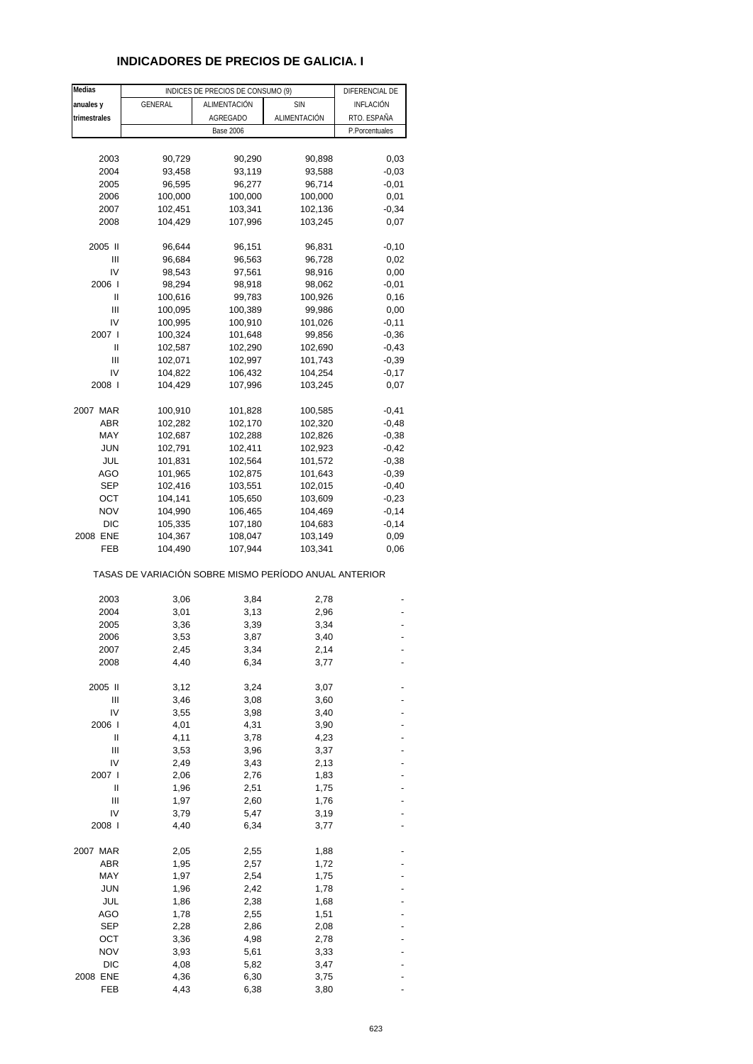## INDICADORES DE PRECIOS DE GALICIA. I

| Medias anuales y trimestrales | INDICES DE PRECIOS DE CONSUMO (9) | | | DIFERENCIAL DE INFLACIÓN RTO. ESPAÑA |
|---|---|---|---|---|
| | GENERAL | ALIMENTACIÓN AGREGADO | SIN ALIMENTACIÓN | |
| | Base 2006 | | | P.Porcentuales |
| 2003 | 90,729 | 90,290 | 90,898 | 0,03 |
| 2004 | 93,458 | 93,119 | 93,588 | -0,03 |
| 2005 | 96,595 | 96,277 | 96,714 | -0,01 |
| 2006 | 100,000 | 100,000 | 100,000 | 0,01 |
| 2007 | 102,451 | 103,341 | 102,136 | -0,34 |
| 2008 | 104,429 | 107,996 | 103,245 | 0,07 |
| 2005 II | 96,644 | 96,151 | 96,831 | -0,10 |
| III | 96,684 | 96,563 | 96,728 | 0,02 |
| IV | 98,543 | 97,561 | 98,916 | 0,00 |
| 2006 I | 98,294 | 98,918 | 98,062 | -0,01 |
| II | 100,616 | 99,783 | 100,926 | 0,16 |
| III | 100,095 | 100,389 | 99,986 | 0,00 |
| IV | 100,995 | 100,910 | 101,026 | -0,11 |
| 2007 I | 100,324 | 101,648 | 99,856 | -0,36 |
| II | 102,587 | 102,290 | 102,690 | -0,43 |
| III | 102,071 | 102,997 | 101,743 | -0,39 |
| IV | 104,822 | 106,432 | 104,254 | -0,17 |
| 2008 I | 104,429 | 107,996 | 103,245 | 0,07 |
| 2007 MAR | 100,910 | 101,828 | 100,585 | -0,41 |
| ABR | 102,282 | 102,170 | 102,320 | -0,48 |
| MAY | 102,687 | 102,288 | 102,826 | -0,38 |
| JUN | 102,791 | 102,411 | 102,923 | -0,42 |
| JUL | 101,831 | 102,564 | 101,572 | -0,38 |
| AGO | 101,965 | 102,875 | 101,643 | -0,39 |
| SEP | 102,416 | 103,551 | 102,015 | -0,40 |
| OCT | 104,141 | 105,650 | 103,609 | -0,23 |
| NOV | 104,990 | 106,465 | 104,469 | -0,14 |
| DIC | 105,335 | 107,180 | 104,683 | -0,14 |
| 2008 ENE | 104,367 | 108,047 | 103,149 | 0,09 |
| FEB | 104,490 | 107,944 | 103,341 | 0,06 |
| | TASAS DE VARIACIÓN SOBRE MISMO PERÍODO ANUAL ANTERIOR | | | |
| 2003 | 3,06 | 3,84 | 2,78 | - |
| 2004 | 3,01 | 3,13 | 2,96 | - |
| 2005 | 3,36 | 3,39 | 3,34 | - |
| 2006 | 3,53 | 3,87 | 3,40 | - |
| 2007 | 2,45 | 3,34 | 2,14 | - |
| 2008 | 4,40 | 6,34 | 3,77 | - |
| 2005 II | 3,12 | 3,24 | 3,07 | - |
| III | 3,46 | 3,08 | 3,60 | - |
| IV | 3,55 | 3,98 | 3,40 | - |
| 2006 I | 4,01 | 4,31 | 3,90 | - |
| II | 4,11 | 3,78 | 4,23 | - |
| III | 3,53 | 3,96 | 3,37 | - |
| IV | 2,49 | 3,43 | 2,13 | - |
| 2007 I | 2,06 | 2,76 | 1,83 | - |
| II | 1,96 | 2,51 | 1,75 | - |
| III | 1,97 | 2,60 | 1,76 | - |
| IV | 3,79 | 5,47 | 3,19 | - |
| 2008 I | 4,40 | 6,34 | 3,77 | - |
| 2007 MAR | 2,05 | 2,55 | 1,88 | - |
| ABR | 1,95 | 2,57 | 1,72 | - |
| MAY | 1,97 | 2,54 | 1,75 | - |
| JUN | 1,96 | 2,42 | 1,78 | - |
| JUL | 1,86 | 2,38 | 1,68 | - |
| AGO | 1,78 | 2,55 | 1,51 | - |
| SEP | 2,28 | 2,86 | 2,08 | - |
| OCT | 3,36 | 4,98 | 2,78 | - |
| NOV | 3,93 | 5,61 | 3,33 | - |
| DIC | 4,08 | 5,82 | 3,47 | - |
| 2008 ENE | 4,36 | 6,30 | 3,75 | - |
| FEB | 4,43 | 6,38 | 3,80 | - |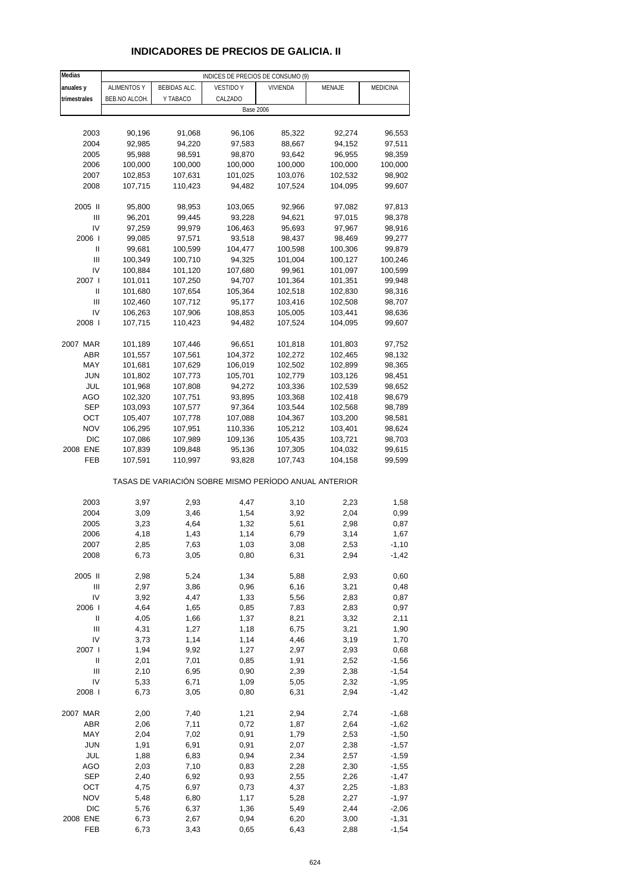# INDICADORES DE PRECIOS DE GALICIA. II

| Medias anuales y trimestrales | INDICES DE PRECIOS DE CONSUMO (9) | | | | | |
|---|---|---|---|---|---|---|
| | ALIMENTOS Y BEB.NO ALCOH. | BEBIDAS ALC. Y TABACO | VESTIDO Y CALZADO | VIVIENDA | MENAJE | MEDICINA |
| | Base 2006 | | | | | |
| 2003 | 90,196 | 91,068 | 96,106 | 85,322 | 92,274 | 96,553 |
| 2004 | 92,985 | 94,220 | 97,583 | 88,667 | 94,152 | 97,511 |
| 2005 | 95,988 | 98,591 | 98,870 | 93,642 | 96,955 | 98,359 |
| 2006 | 100,000 | 100,000 | 100,000 | 100,000 | 100,000 | 100,000 |
| 2007 | 102,853 | 107,631 | 101,025 | 103,076 | 102,532 | 98,902 |
| 2008 | 107,715 | 110,423 | 94,482 | 107,524 | 104,095 | 99,607 |
| 2005 II | 95,800 | 98,953 | 103,065 | 92,966 | 97,082 | 97,813 |
| III | 96,201 | 99,445 | 93,228 | 94,621 | 97,015 | 98,378 |
| IV | 97,259 | 99,979 | 106,463 | 95,693 | 97,967 | 98,916 |
| 2006 I | 99,085 | 97,571 | 93,518 | 98,437 | 98,469 | 99,277 |
| II | 99,681 | 100,599 | 104,477 | 100,598 | 100,306 | 99,879 |
| III | 100,349 | 100,710 | 94,325 | 101,004 | 100,127 | 100,246 |
| IV | 100,884 | 101,120 | 107,680 | 99,961 | 101,097 | 100,599 |
| 2007 I | 101,011 | 107,250 | 94,707 | 101,364 | 101,351 | 99,948 |
| II | 101,680 | 107,654 | 105,364 | 102,518 | 102,830 | 98,316 |
| III | 102,460 | 107,712 | 95,177 | 103,416 | 102,508 | 98,707 |
| IV | 106,263 | 107,906 | 108,853 | 105,005 | 103,441 | 98,636 |
| 2008 I | 107,715 | 110,423 | 94,482 | 107,524 | 104,095 | 99,607 |
| 2007 MAR | 101,189 | 107,446 | 96,651 | 101,818 | 101,803 | 97,752 |
| ABR | 101,557 | 107,561 | 104,372 | 102,272 | 102,465 | 98,132 |
| MAY | 101,681 | 107,629 | 106,019 | 102,502 | 102,899 | 98,365 |
| JUN | 101,802 | 107,773 | 105,701 | 102,779 | 103,126 | 98,451 |
| JUL | 101,968 | 107,808 | 94,272 | 103,336 | 102,539 | 98,652 |
| AGO | 102,320 | 107,751 | 93,895 | 103,368 | 102,418 | 98,679 |
| SEP | 103,093 | 107,577 | 97,364 | 103,544 | 102,568 | 98,789 |
| OCT | 105,407 | 107,778 | 107,088 | 104,367 | 103,200 | 98,581 |
| NOV | 106,295 | 107,951 | 110,336 | 105,212 | 103,401 | 98,624 |
| DIC | 107,086 | 107,989 | 109,136 | 105,435 | 103,721 | 98,703 |
| 2008 ENE | 107,839 | 109,848 | 95,136 | 107,305 | 104,032 | 99,615 |
| FEB | 107,591 | 110,997 | 93,828 | 107,743 | 104,158 | 99,599 |
| | TASAS DE VARIACIÓN SOBRE MISMO PERÍODO ANUAL ANTERIOR | | | | | |
| 2003 | 3,97 | 2,93 | 4,47 | 3,10 | 2,23 | 1,58 |
| 2004 | 3,09 | 3,46 | 1,54 | 3,92 | 2,04 | 0,99 |
| 2005 | 3,23 | 4,64 | 1,32 | 5,61 | 2,98 | 0,87 |
| 2006 | 4,18 | 1,43 | 1,14 | 6,79 | 3,14 | 1,67 |
| 2007 | 2,85 | 7,63 | 1,03 | 3,08 | 2,53 | -1,10 |
| 2008 | 6,73 | 3,05 | 0,80 | 6,31 | 2,94 | -1,42 |
| 2005 II | 2,98 | 5,24 | 1,34 | 5,88 | 2,93 | 0,60 |
| III | 2,97 | 3,86 | 0,96 | 6,16 | 3,21 | 0,48 |
| IV | 3,92 | 4,47 | 1,33 | 5,56 | 2,83 | 0,87 |
| 2006 I | 4,64 | 1,65 | 0,85 | 7,83 | 2,83 | 0,97 |
| II | 4,05 | 1,66 | 1,37 | 8,21 | 3,32 | 2,11 |
| III | 4,31 | 1,27 | 1,18 | 6,75 | 3,21 | 1,90 |
| IV | 3,73 | 1,14 | 1,14 | 4,46 | 3,19 | 1,70 |
| 2007 I | 1,94 | 9,92 | 1,27 | 2,97 | 2,93 | 0,68 |
| II | 2,01 | 7,01 | 0,85 | 1,91 | 2,52 | -1,56 |
| III | 2,10 | 6,95 | 0,90 | 2,39 | 2,38 | -1,54 |
| IV | 5,33 | 6,71 | 1,09 | 5,05 | 2,32 | -1,95 |
| 2008 I | 6,73 | 3,05 | 0,80 | 6,31 | 2,94 | -1,42 |
| 2007 MAR | 2,00 | 7,40 | 1,21 | 2,94 | 2,74 | -1,68 |
| ABR | 2,06 | 7,11 | 0,72 | 1,87 | 2,64 | -1,62 |
| MAY | 2,04 | 7,02 | 0,91 | 1,79 | 2,53 | -1,50 |
| JUN | 1,91 | 6,91 | 0,91 | 2,07 | 2,38 | -1,57 |
| JUL | 1,88 | 6,83 | 0,94 | 2,34 | 2,57 | -1,59 |
| AGO | 2,03 | 7,10 | 0,83 | 2,28 | 2,30 | -1,55 |
| SEP | 2,40 | 6,92 | 0,93 | 2,55 | 2,26 | -1,47 |
| OCT | 4,75 | 6,97 | 0,73 | 4,37 | 2,25 | -1,83 |
| NOV | 5,48 | 6,80 | 1,17 | 5,28 | 2,27 | -1,97 |
| DIC | 5,76 | 6,37 | 1,36 | 5,49 | 2,44 | -2,06 |
| 2008 ENE | 6,73 | 2,67 | 0,94 | 6,20 | 3,00 | -1,31 |
| FEB | 6,73 | 3,43 | 0,65 | 6,43 | 2,88 | -1,54 |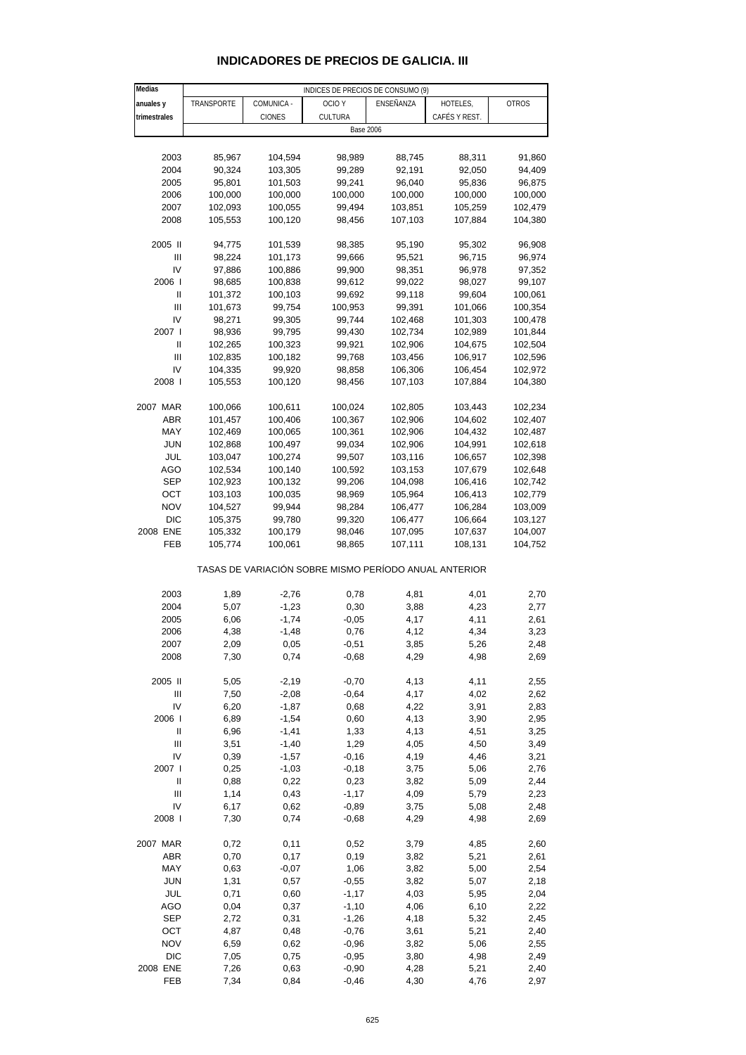# INDICADORES DE PRECIOS DE GALICIA. III

| Medias anuales y trimestrales | INDICES DE PRECIOS DE CONSUMO (9) | | | | | |
|---|---|---|---|---|---|---|
| | TRANSPORTE | COMUNICA - CIONES | OCIO Y CULTURA | ENSEÑANZA | HOTELES, CAFÉS Y REST. | OTROS |
| | Base 2006 | | | | | |
| 2003 | 85,967 | 104,594 | 98,989 | 88,745 | 88,311 | 91,860 |
| 2004 | 90,324 | 103,305 | 99,289 | 92,191 | 92,050 | 94,409 |
| 2005 | 95,801 | 101,503 | 99,241 | 96,040 | 95,836 | 96,875 |
| 2006 | 100,000 | 100,000 | 100,000 | 100,000 | 100,000 | 100,000 |
| 2007 | 102,093 | 100,055 | 99,494 | 103,851 | 105,259 | 102,479 |
| 2008 | 105,553 | 100,120 | 98,456 | 107,103 | 107,884 | 104,380 |
| 2005 II | 94,775 | 101,539 | 98,385 | 95,190 | 95,302 | 96,908 |
| III | 98,224 | 101,173 | 99,666 | 95,521 | 96,715 | 96,974 |
| IV | 97,886 | 100,886 | 99,900 | 98,351 | 96,978 | 97,352 |
| 2006 I | 98,685 | 100,838 | 99,612 | 99,022 | 98,027 | 99,107 |
| II | 101,372 | 100,103 | 99,692 | 99,118 | 99,604 | 100,061 |
| III | 101,673 | 99,754 | 100,953 | 99,391 | 101,066 | 100,354 |
| IV | 98,271 | 99,305 | 99,744 | 102,468 | 101,303 | 100,478 |
| 2007 I | 98,936 | 99,795 | 99,430 | 102,734 | 102,989 | 101,844 |
| II | 102,265 | 100,323 | 99,921 | 102,906 | 104,675 | 102,504 |
| III | 102,835 | 100,182 | 99,768 | 103,456 | 106,917 | 102,596 |
| IV | 104,335 | 99,920 | 98,858 | 106,306 | 106,454 | 102,972 |
| 2008 I | 105,553 | 100,120 | 98,456 | 107,103 | 107,884 | 104,380 |
| 2007 MAR | 100,066 | 100,611 | 100,024 | 102,805 | 103,443 | 102,234 |
| ABR | 101,457 | 100,406 | 100,367 | 102,906 | 104,602 | 102,407 |
| MAY | 102,469 | 100,065 | 100,361 | 102,906 | 104,432 | 102,487 |
| JUN | 102,868 | 100,497 | 99,034 | 102,906 | 104,991 | 102,618 |
| JUL | 103,047 | 100,274 | 99,507 | 103,116 | 106,657 | 102,398 |
| AGO | 102,534 | 100,140 | 100,592 | 103,153 | 107,679 | 102,648 |
| SEP | 102,923 | 100,132 | 99,206 | 104,098 | 106,416 | 102,742 |
| OCT | 103,103 | 100,035 | 98,969 | 105,964 | 106,413 | 102,779 |
| NOV | 104,527 | 99,944 | 98,284 | 106,477 | 106,284 | 103,009 |
| DIC | 105,375 | 99,780 | 99,320 | 106,477 | 106,664 | 103,127 |
| 2008 ENE | 105,332 | 100,179 | 98,046 | 107,095 | 107,637 | 104,007 |
| FEB | 105,774 | 100,061 | 98,865 | 107,111 | 108,131 | 104,752 |
| | TASAS DE VARIACIÓN SOBRE MISMO PERÍODO ANUAL ANTERIOR | | | | | |
| 2003 | 1,89 | -2,76 | 0,78 | 4,81 | 4,01 | 2,70 |
| 2004 | 5,07 | -1,23 | 0,30 | 3,88 | 4,23 | 2,77 |
| 2005 | 6,06 | -1,74 | -0,05 | 4,17 | 4,11 | 2,61 |
| 2006 | 4,38 | -1,48 | 0,76 | 4,12 | 4,34 | 3,23 |
| 2007 | 2,09 | 0,05 | -0,51 | 3,85 | 5,26 | 2,48 |
| 2008 | 7,30 | 0,74 | -0,68 | 4,29 | 4,98 | 2,69 |
| 2005 II | 5,05 | -2,19 | -0,70 | 4,13 | 4,11 | 2,55 |
| III | 7,50 | -2,08 | -0,64 | 4,17 | 4,02 | 2,62 |
| IV | 6,20 | -1,87 | 0,68 | 4,22 | 3,91 | 2,83 |
| 2006 I | 6,89 | -1,54 | 0,60 | 4,13 | 3,90 | 2,95 |
| II | 6,96 | -1,41 | 1,33 | 4,13 | 4,51 | 3,25 |
| III | 3,51 | -1,40 | 1,29 | 4,05 | 4,50 | 3,49 |
| IV | 0,39 | -1,57 | -0,16 | 4,19 | 4,46 | 3,21 |
| 2007 I | 0,25 | -1,03 | -0,18 | 3,75 | 5,06 | 2,76 |
| II | 0,88 | 0,22 | 0,23 | 3,82 | 5,09 | 2,44 |
| III | 1,14 | 0,43 | -1,17 | 4,09 | 5,79 | 2,23 |
| IV | 6,17 | 0,62 | -0,89 | 3,75 | 5,08 | 2,48 |
| 2008 I | 7,30 | 0,74 | -0,68 | 4,29 | 4,98 | 2,69 |
| 2007 MAR | 0,72 | 0,11 | 0,52 | 3,79 | 4,85 | 2,60 |
| ABR | 0,70 | 0,17 | 0,19 | 3,82 | 5,21 | 2,61 |
| MAY | 0,63 | -0,07 | 1,06 | 3,82 | 5,00 | 2,54 |
| JUN | 1,31 | 0,57 | -0,55 | 3,82 | 5,07 | 2,18 |
| JUL | 0,71 | 0,60 | -1,17 | 4,03 | 5,95 | 2,04 |
| AGO | 0,04 | 0,37 | -1,10 | 4,06 | 6,10 | 2,22 |
| SEP | 2,72 | 0,31 | -1,26 | 4,18 | 5,32 | 2,45 |
| OCT | 4,87 | 0,48 | -0,76 | 3,61 | 5,21 | 2,40 |
| NOV | 6,59 | 0,62 | -0,96 | 3,82 | 5,06 | 2,55 |
| DIC | 7,05 | 0,75 | -0,95 | 3,80 | 4,98 | 2,49 |
| 2008 ENE | 7,26 | 0,63 | -0,90 | 4,28 | 5,21 | 2,40 |
| FEB | 7,34 | 0,84 | -0,46 | 4,30 | 4,76 | 2,97 |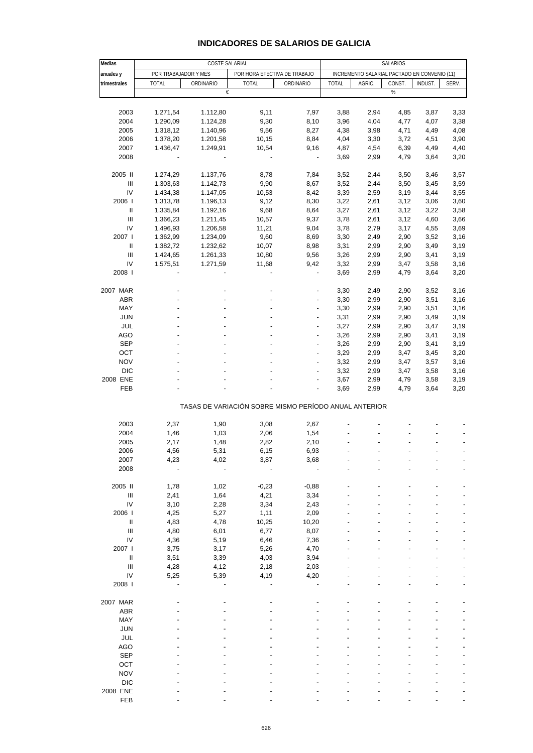# INDICADORES DE SALARIOS DE GALICIA

| Medias anuales y trimestrales | COSTE SALARIAL | | | | SALARIOS | | | | |
|---|---|---|---|---|---|---|---|---|---|
| | POR TRABAJADOR Y MES | | POR HORA EFECTIVA DE TRABAJO | | INCREMENTO SALARIAL PACTADO EN CONVENIO (11) | | | | |
| | TOTAL | ORDINARIO | TOTAL | ORDINARIO | TOTAL | AGRIC. | CONST. | INDUST. | SERV. |
| | € | | | | % | | | | |
| 2003 | 1.271,54 | 1.112,80 | 9,11 | 7,97 | 3,88 | 2,94 | 4,85 | 3,87 | 3,33 |
| 2004 | 1.290,09 | 1.124,28 | 9,30 | 8,10 | 3,96 | 4,04 | 4,77 | 4,07 | 3,38 |
| 2005 | 1.318,12 | 1.140,96 | 9,56 | 8,27 | 4,38 | 3,98 | 4,71 | 4,49 | 4,08 |
| 2006 | 1.378,20 | 1.201,58 | 10,15 | 8,84 | 4,04 | 3,30 | 3,72 | 4,51 | 3,90 |
| 2007 | 1.436,47 | 1.249,91 | 10,54 | 9,16 | 4,87 | 4,54 | 6,39 | 4,49 | 4,40 |
| 2008 | - | - | - | - | 3,69 | 2,99 | 4,79 | 3,64 | 3,20 |
| 2005 II | 1.274,29 | 1.137,76 | 8,78 | 7,84 | 3,52 | 2,44 | 3,50 | 3,46 | 3,57 |
| III | 1.303,63 | 1.142,73 | 9,90 | 8,67 | 3,52 | 2,44 | 3,50 | 3,45 | 3,59 |
| IV | 1.434,38 | 1.147,05 | 10,53 | 8,42 | 3,39 | 2,59 | 3,19 | 3,44 | 3,55 |
| 2006 I | 1.313,78 | 1.196,13 | 9,12 | 8,30 | 3,22 | 2,61 | 3,12 | 3,06 | 3,60 |
| II | 1.335,84 | 1.192,16 | 9,68 | 8,64 | 3,27 | 2,61 | 3,12 | 3,22 | 3,58 |
| III | 1.366,23 | 1.211,45 | 10,57 | 9,37 | 3,78 | 2,61 | 3,12 | 4,60 | 3,66 |
| IV | 1.496,93 | 1.206,58 | 11,21 | 9,04 | 3,78 | 2,79 | 3,17 | 4,55 | 3,69 |
| 2007 I | 1.362,99 | 1.234,09 | 9,60 | 8,69 | 3,30 | 2,49 | 2,90 | 3,52 | 3,16 |
| II | 1.382,72 | 1.232,62 | 10,07 | 8,98 | 3,31 | 2,99 | 2,90 | 3,49 | 3,19 |
| III | 1.424,65 | 1.261,33 | 10,80 | 9,56 | 3,26 | 2,99 | 2,90 | 3,41 | 3,19 |
| IV | 1.575,51 | 1.271,59 | 11,68 | 9,42 | 3,32 | 2,99 | 3,47 | 3,58 | 3,16 |
| 2008 I | - | - | - | - | 3,69 | 2,99 | 4,79 | 3,64 | 3,20 |
| 2007 MAR | - | - | - | - | 3,30 | 2,49 | 2,90 | 3,52 | 3,16 |
| ABR | - | - | - | - | 3,30 | 2,99 | 2,90 | 3,51 | 3,16 |
| MAY | - | - | - | - | 3,30 | 2,99 | 2,90 | 3,51 | 3,16 |
| JUN | - | - | - | - | 3,31 | 2,99 | 2,90 | 3,49 | 3,19 |
| JUL | - | - | - | - | 3,27 | 2,99 | 2,90 | 3,47 | 3,19 |
| AGO | - | - | - | - | 3,26 | 2,99 | 2,90 | 3,41 | 3,19 |
| SEP | - | - | - | - | 3,26 | 2,99 | 2,90 | 3,41 | 3,19 |
| OCT | - | - | - | - | 3,29 | 2,99 | 3,47 | 3,45 | 3,20 |
| NOV | - | - | - | - | 3,32 | 2,99 | 3,47 | 3,57 | 3,16 |
| DIC | - | - | - | - | 3,32 | 2,99 | 3,47 | 3,58 | 3,16 |
| 2008 ENE | - | - | - | - | 3,67 | 2,99 | 4,79 | 3,58 | 3,19 |
| FEB | - | - | - | - | 3,69 | 2,99 | 4,79 | 3,64 | 3,20 |
| | TASAS DE VARIACIÓN SOBRE MISMO PERÍODO ANUAL ANTERIOR | | | | | | | | |
| 2003 | 2,37 | 1,90 | 3,08 | 2,67 | - | - | - | - | - |
| 2004 | 1,46 | 1,03 | 2,06 | 1,54 | - | - | - | - | - |
| 2005 | 2,17 | 1,48 | 2,82 | 2,10 | - | - | - | - | - |
| 2006 | 4,56 | 5,31 | 6,15 | 6,93 | - | - | - | - | - |
| 2007 | 4,23 | 4,02 | 3,87 | 3,68 | - | - | - | - | - |
| 2008 | - | - | - | - | - | - | - | - | - |
| 2005 II | 1,78 | 1,02 | -0,23 | -0,88 | - | - | - | - | - |
| III | 2,41 | 1,64 | 4,21 | 3,34 | - | - | - | - | - |
| IV | 3,10 | 2,28 | 3,34 | 2,43 | - | - | - | - | - |
| 2006 I | 4,25 | 5,27 | 1,11 | 2,09 | - | - | - | - | - |
| II | 4,83 | 4,78 | 10,25 | 10,20 | - | - | - | - | - |
| III | 4,80 | 6,01 | 6,77 | 8,07 | - | - | - | - | - |
| IV | 4,36 | 5,19 | 6,46 | 7,36 | - | - | - | - | - |
| 2007 I | 3,75 | 3,17 | 5,26 | 4,70 | - | - | - | - | - |
| II | 3,51 | 3,39 | 4,03 | 3,94 | - | - | - | - | - |
| III | 4,28 | 4,12 | 2,18 | 2,03 | - | - | - | - | - |
| IV | 5,25 | 5,39 | 4,19 | 4,20 | - | - | - | - | - |
| 2008 I | - | - | - | - | - | - | - | - | - |
| 2007 MAR | - | - | - | - | - | - | - | - | - |
| ABR | - | - | - | - | - | - | - | - | - |
| MAY | - | - | - | - | - | - | - | - | - |
| JUN | - | - | - | - | - | - | - | - | - |
| JUL | - | - | - | - | - | - | - | - | - |
| AGO | - | - | - | - | - | - | - | - | - |
| SEP | - | - | - | - | - | - | - | - | - |
| OCT | - | - | - | - | - | - | - | - | - |
| NOV | - | - | - | - | - | - | - | - | - |
| DIC | - | - | - | - | - | - | - | - | - |
| 2008 ENE | - | - | - | - | - | - | - | - | - |
| FEB | - | - | - | - | - | - | - | - | - |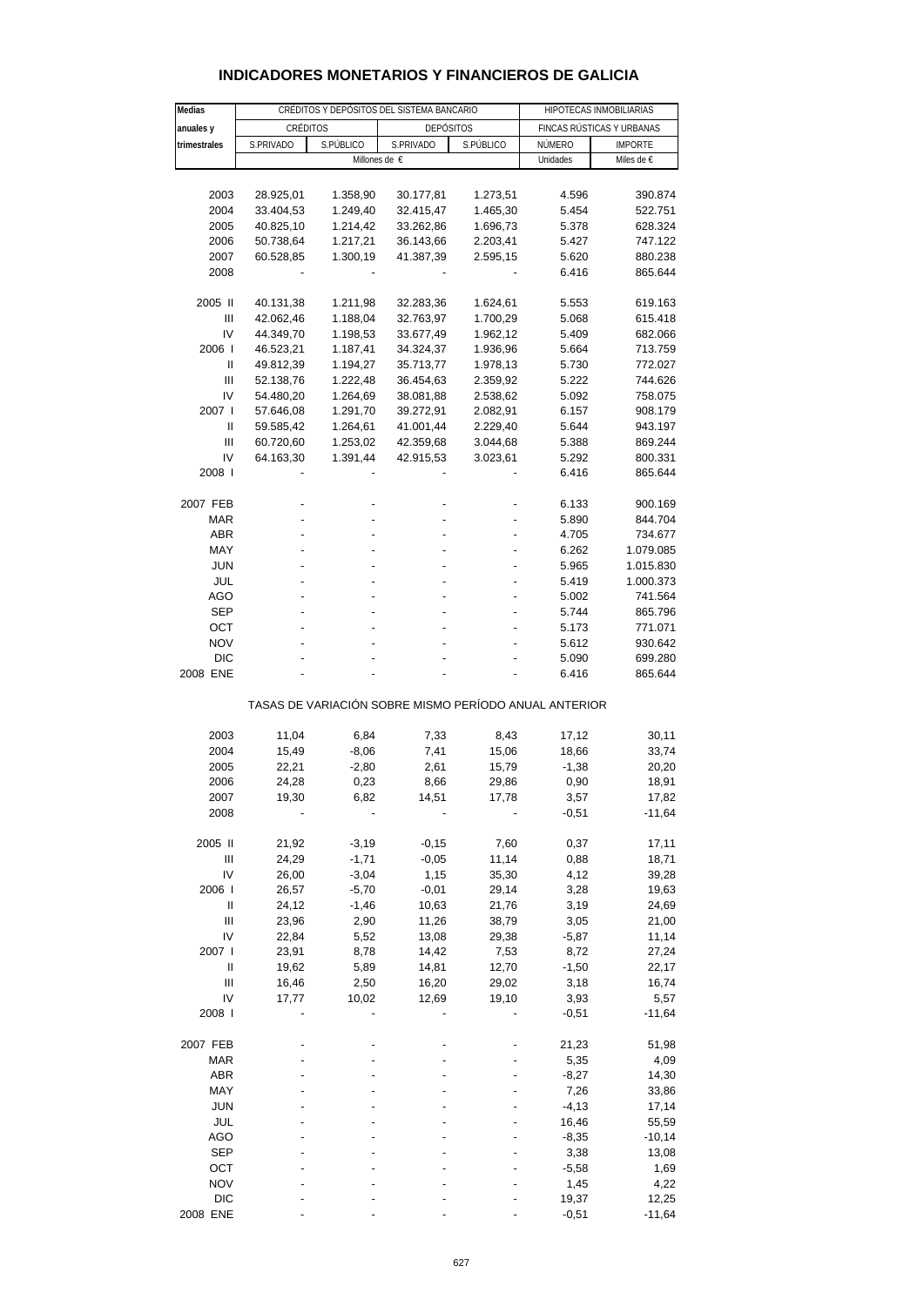# INDICADORES MONETARIOS Y FINANCIEROS DE GALICIA

| Medias anuales y trimestrales | CRÉDITOS Y DEPÓSITOS DEL SISTEMA BANCARIO | | | | HIPOTECAS INMOBILIARIAS | |
|---|---|---|---|---|---|---|
| | CRÉDITOS | | DEPÓSITOS | | FINCAS RÚSTICAS Y URBANAS | |
| | S.PRIVADO | S.PÚBLICO | S.PRIVADO | S.PÚBLICO | NÚMERO | IMPORTE |
| | Millones de € | | | | Unidades | Miles de € |
| 2003 | 28.925,01 | 1.358,90 | 30.177,81 | 1.273,51 | 4.596 | 390.874 |
| 2004 | 33.404,53 | 1.249,40 | 32.415,47 | 1.465,30 | 5.454 | 522.751 |
| 2005 | 40.825,10 | 1.214,42 | 33.262,86 | 1.696,73 | 5.378 | 628.324 |
| 2006 | 50.738,64 | 1.217,21 | 36.143,66 | 2.203,41 | 5.427 | 747.122 |
| 2007 | 60.528,85 | 1.300,19 | 41.387,39 | 2.595,15 | 5.620 | 880.238 |
| 2008 | - | - | - | - | 6.416 | 865.644 |
| 2005 II | 40.131,38 | 1.211,98 | 32.283,36 | 1.624,61 | 5.553 | 619.163 |
| III | 42.062,46 | 1.188,04 | 32.763,97 | 1.700,29 | 5.068 | 615.418 |
| IV | 44.349,70 | 1.198,53 | 33.677,49 | 1.962,12 | 5.409 | 682.066 |
| 2006 I | 46.523,21 | 1.187,41 | 34.324,37 | 1.936,96 | 5.664 | 713.759 |
| II | 49.812,39 | 1.194,27 | 35.713,77 | 1.978,13 | 5.730 | 772.027 |
| III | 52.138,76 | 1.222,48 | 36.454,63 | 2.359,92 | 5.222 | 744.626 |
| IV | 54.480,20 | 1.264,69 | 38.081,88 | 2.538,62 | 5.092 | 758.075 |
| 2007 I | 57.646,08 | 1.291,70 | 39.272,91 | 2.082,91 | 6.157 | 908.179 |
| II | 59.585,42 | 1.264,61 | 41.001,44 | 2.229,40 | 5.644 | 943.197 |
| III | 60.720,60 | 1.253,02 | 42.359,68 | 3.044,68 | 5.388 | 869.244 |
| IV | 64.163,30 | 1.391,44 | 42.915,53 | 3.023,61 | 5.292 | 800.331 |
| 2008 I | - | - | - | - | 6.416 | 865.644 |
| 2007 FEB | - | - | - | - | 6.133 | 900.169 |
| MAR | - | - | - | - | 5.890 | 844.704 |
| ABR | - | - | - | - | 4.705 | 734.677 |
| MAY | - | - | - | - | 6.262 | 1.079.085 |
| JUN | - | - | - | - | 5.965 | 1.015.830 |
| JUL | - | - | - | - | 5.419 | 1.000.373 |
| AGO | - | - | - | - | 5.002 | 741.564 |
| SEP | - | - | - | - | 5.744 | 865.796 |
| OCT | - | - | - | - | 5.173 | 771.071 |
| NOV | - | - | - | - | 5.612 | 930.642 |
| DIC | - | - | - | - | 5.090 | 699.280 |
| 2008 ENE | - | - | - | - | 6.416 | 865.644 |
| **TASAS DE VARIACIÓN SOBRE MISMO PERÍODO ANUAL ANTERIOR** | | | | | | |
| 2003 | 11,04 | 6,84 | 7,33 | 8,43 | 17,12 | 30,11 |
| 2004 | 15,49 | -8,06 | 7,41 | 15,06 | 18,66 | 33,74 |
| 2005 | 22,21 | -2,80 | 2,61 | 15,79 | -1,38 | 20,20 |
| 2006 | 24,28 | 0,23 | 8,66 | 29,86 | 0,90 | 18,91 |
| 2007 | 19,30 | 6,82 | 14,51 | 17,78 | 3,57 | 17,82 |
| 2008 | - | - | - | - | -0,51 | -11,64 |
| 2005 II | 21,92 | -3,19 | -0,15 | 7,60 | 0,37 | 17,11 |
| III | 24,29 | -1,71 | -0,05 | 11,14 | 0,88 | 18,71 |
| IV | 26,00 | -3,04 | 1,15 | 35,30 | 4,12 | 39,28 |
| 2006 I | 26,57 | -5,70 | -0,01 | 29,14 | 3,28 | 19,63 |
| II | 24,12 | -1,46 | 10,63 | 21,76 | 3,19 | 24,69 |
| III | 23,96 | 2,90 | 11,26 | 38,79 | 3,05 | 21,00 |
| IV | 22,84 | 5,52 | 13,08 | 29,38 | -5,87 | 11,14 |
| 2007 I | 23,91 | 8,78 | 14,42 | 7,53 | 8,72 | 27,24 |
| II | 19,62 | 5,89 | 14,81 | 12,70 | -1,50 | 22,17 |
| III | 16,46 | 2,50 | 16,20 | 29,02 | 3,18 | 16,74 |
| IV | 17,77 | 10,02 | 12,69 | 19,10 | 3,93 | 5,57 |
| 2008 I | - | - | - | - | -0,51 | -11,64 |
| 2007 FEB | - | - | - | - | 21,23 | 51,98 |
| MAR | - | - | - | - | 5,35 | 4,09 |
| ABR | - | - | - | - | -8,27 | 14,30 |
| MAY | - | - | - | - | 7,26 | 33,86 |
| JUN | - | - | - | - | -4,13 | 17,14 |
| JUL | - | - | - | - | 16,46 | 55,59 |
| AGO | - | - | - | - | -8,35 | -10,14 |
| SEP | - | - | - | - | 3,38 | 13,08 |
| OCT | - | - | - | - | -5,58 | 1,69 |
| NOV | - | - | - | - | 1,45 | 4,22 |
| DIC | - | - | - | - | 19,37 | 12,25 |
| 2008 ENE | - | - | - | - | -0,51 | -11,64 |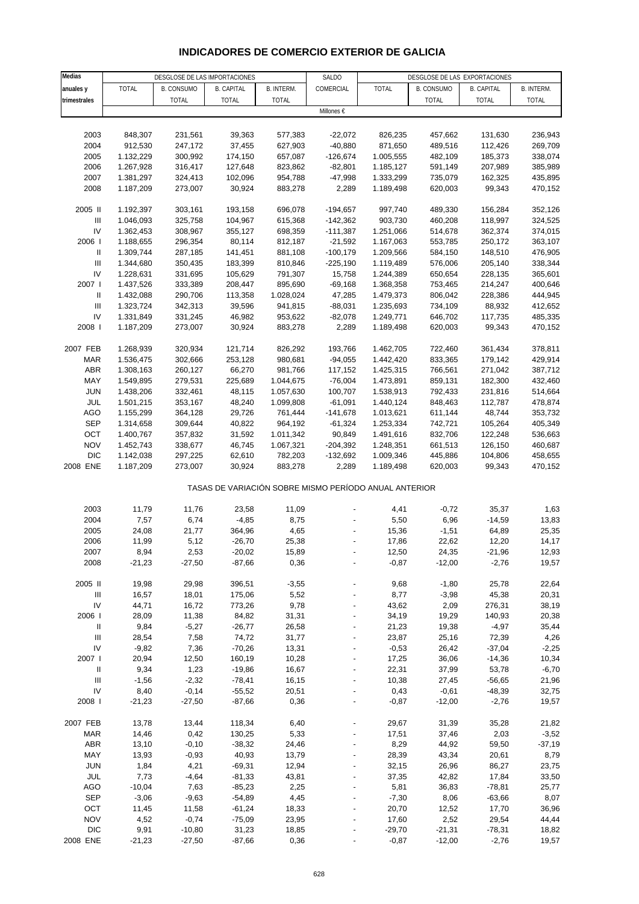# INDICADORES DE COMERCIO EXTERIOR DE GALICIA

| Medias anuales y trimestrales | DESGLOSE DE LAS IMPORTACIONES | | | | SALDO | DESGLOSE DE LAS EXPORTACIONES | | | |
|---|---|---|---|---|---|---|---|---|---|
| | TOTAL | B. CONSUMO TOTAL | B. CAPITAL TOTAL | B. INTERM. TOTAL | COMERCIAL | TOTAL | B. CONSUMO TOTAL | B. CAPITAL TOTAL | B. INTERM. TOTAL |
| | | | | | Millones € | | | | |
| 2003 | 848,307 | 231,561 | 39,363 | 577,383 | -22,072 | 826,235 | 457,662 | 131,630 | 236,943 |
| 2004 | 912,530 | 247,172 | 37,455 | 627,903 | -40,880 | 871,650 | 489,516 | 112,426 | 269,709 |
| 2005 | 1.132,229 | 300,992 | 174,150 | 657,087 | -126,674 | 1.005,555 | 482,109 | 185,373 | 338,074 |
| 2006 | 1.267,928 | 316,417 | 127,648 | 823,862 | -82,801 | 1.185,127 | 591,149 | 207,989 | 385,989 |
| 2007 | 1.381,297 | 324,413 | 102,096 | 954,788 | -47,998 | 1.333,299 | 735,079 | 162,325 | 435,895 |
| 2008 | 1.187,209 | 273,007 | 30,924 | 883,278 | 2,289 | 1.189,498 | 620,003 | 99,343 | 470,152 |
| 2005 II | 1.192,397 | 303,161 | 193,158 | 696,078 | -194,657 | 997,740 | 489,330 | 156,284 | 352,126 |
| III | 1.046,093 | 325,758 | 104,967 | 615,368 | -142,362 | 903,730 | 460,208 | 118,997 | 324,525 |
| IV | 1.362,453 | 308,967 | 355,127 | 698,359 | -111,387 | 1.251,066 | 514,678 | 362,374 | 374,015 |
| 2006 I | 1.188,655 | 296,354 | 80,114 | 812,187 | -21,592 | 1.167,063 | 553,785 | 250,172 | 363,107 |
| II | 1.309,744 | 287,185 | 141,451 | 881,108 | -100,179 | 1.209,566 | 584,150 | 148,510 | 476,905 |
| III | 1.344,680 | 350,435 | 183,399 | 810,846 | -225,190 | 1.119,489 | 576,006 | 205,140 | 338,344 |
| IV | 1.228,631 | 331,695 | 105,629 | 791,307 | 15,758 | 1.244,389 | 650,654 | 228,135 | 365,601 |
| 2007 I | 1.437,526 | 333,389 | 208,447 | 895,690 | -69,168 | 1.368,358 | 753,465 | 214,247 | 400,646 |
| II | 1.432,088 | 290,706 | 113,358 | 1.028,024 | 47,285 | 1.479,373 | 806,042 | 228,386 | 444,945 |
| III | 1.323,724 | 342,313 | 39,596 | 941,815 | -88,031 | 1.235,693 | 734,109 | 88,932 | 412,652 |
| IV | 1.331,849 | 331,245 | 46,982 | 953,622 | -82,078 | 1.249,771 | 646,702 | 117,735 | 485,335 |
| 2008 I | 1.187,209 | 273,007 | 30,924 | 883,278 | 2,289 | 1.189,498 | 620,003 | 99,343 | 470,152 |
| 2007 FEB | 1.268,939 | 320,934 | 121,714 | 826,292 | 193,766 | 1.462,705 | 722,460 | 361,434 | 378,811 |
| MAR | 1.536,475 | 302,666 | 253,128 | 980,681 | -94,055 | 1.442,420 | 833,365 | 179,142 | 429,914 |
| ABR | 1.308,163 | 260,127 | 66,270 | 981,766 | 117,152 | 1.425,315 | 766,561 | 271,042 | 387,712 |
| MAY | 1.549,895 | 279,531 | 225,689 | 1.044,675 | -76,004 | 1.473,891 | 859,131 | 182,300 | 432,460 |
| JUN | 1.438,206 | 332,461 | 48,115 | 1.057,630 | 100,707 | 1.538,913 | 792,433 | 231,816 | 514,664 |
| JUL | 1.501,215 | 353,167 | 48,240 | 1.099,808 | -61,091 | 1.440,124 | 848,463 | 112,787 | 478,874 |
| AGO | 1.155,299 | 364,128 | 29,726 | 761,444 | -141,678 | 1.013,621 | 611,144 | 48,744 | 353,732 |
| SEP | 1.314,658 | 309,644 | 40,822 | 964,192 | -61,324 | 1.253,334 | 742,721 | 105,264 | 405,349 |
| OCT | 1.400,767 | 357,832 | 31,592 | 1.011,342 | 90,849 | 1.491,616 | 832,706 | 122,248 | 536,663 |
| NOV | 1.452,743 | 338,677 | 46,745 | 1.067,321 | -204,392 | 1.248,351 | 661,513 | 126,150 | 460,687 |
| DIC | 1.142,038 | 297,225 | 62,610 | 782,203 | -132,692 | 1.009,346 | 445,886 | 104,806 | 458,655 |
| 2008 ENE | 1.187,209 | 273,007 | 30,924 | 883,278 | 2,289 | 1.189,498 | 620,003 | 99,343 | 470,152 |
| | TASAS DE VARIACIÓN SOBRE MISMO PERÍODO ANUAL ANTERIOR | | | | | | | | |
| 2003 | 11,79 | 11,76 | 23,58 | 11,09 | - | 4,41 | -0,72 | 35,37 | 1,63 |
| 2004 | 7,57 | 6,74 | -4,85 | 8,75 | - | 5,50 | 6,96 | -14,59 | 13,83 |
| 2005 | 24,08 | 21,77 | 364,96 | 4,65 | - | 15,36 | -1,51 | 64,89 | 25,35 |
| 2006 | 11,99 | 5,12 | -26,70 | 25,38 | - | 17,86 | 22,62 | 12,20 | 14,17 |
| 2007 | 8,94 | 2,53 | -20,02 | 15,89 | - | 12,50 | 24,35 | -21,96 | 12,93 |
| 2008 | -21,23 | -27,50 | -87,66 | 0,36 | - | -0,87 | -12,00 | -2,76 | 19,57 |
| 2005 II | 19,98 | 29,98 | 396,51 | -3,55 | - | 9,68 | -1,80 | 25,78 | 22,64 |
| III | 16,57 | 18,01 | 175,06 | 5,52 | - | 8,77 | -3,98 | 45,38 | 20,31 |
| IV | 44,71 | 16,72 | 773,26 | 9,78 | - | 43,62 | 2,09 | 276,31 | 38,19 |
| 2006 I | 28,09 | 11,38 | 84,82 | 31,31 | - | 34,19 | 19,29 | 140,93 | 20,38 |
| II | 9,84 | -5,27 | -26,77 | 26,58 | - | 21,23 | 19,38 | -4,97 | 35,44 |
| III | 28,54 | 7,58 | 74,72 | 31,77 | - | 23,87 | 25,16 | 72,39 | 4,26 |
| IV | -9,82 | 7,36 | -70,26 | 13,31 | - | -0,53 | 26,42 | -37,04 | -2,25 |
| 2007 I | 20,94 | 12,50 | 160,19 | 10,28 | - | 17,25 | 36,06 | -14,36 | 10,34 |
| II | 9,34 | 1,23 | -19,86 | 16,67 | - | 22,31 | 37,99 | 53,78 | -6,70 |
| III | -1,56 | -2,32 | -78,41 | 16,15 | - | 10,38 | 27,45 | -56,65 | 21,96 |
| IV | 8,40 | -0,14 | -55,52 | 20,51 | - | 0,43 | -0,61 | -48,39 | 32,75 |
| 2008 I | -21,23 | -27,50 | -87,66 | 0,36 | - | -0,87 | -12,00 | -2,76 | 19,57 |
| 2007 FEB | 13,78 | 13,44 | 118,34 | 6,40 | - | 29,67 | 31,39 | 35,28 | 21,82 |
| MAR | 14,46 | 0,42 | 130,25 | 5,33 | - | 17,51 | 37,46 | 2,03 | -3,52 |
| ABR | 13,10 | -0,10 | -38,32 | 24,46 | - | 8,29 | 44,92 | 59,50 | -37,19 |
| MAY | 13,93 | -0,93 | 40,93 | 13,79 | - | 28,39 | 43,34 | 20,61 | 8,79 |
| JUN | 1,84 | 4,21 | -69,31 | 12,94 | - | 32,15 | 26,96 | 86,27 | 23,75 |
| JUL | 7,73 | -4,64 | -81,33 | 43,81 | - | 37,35 | 42,82 | 17,84 | 33,50 |
| AGO | -10,04 | 7,63 | -85,23 | 2,25 | - | 5,81 | 36,83 | -78,81 | 25,77 |
| SEP | -3,06 | -9,63 | -54,89 | 4,45 | - | -7,30 | 8,06 | -63,66 | 8,07 |
| OCT | 11,45 | 11,58 | -61,24 | 18,33 | - | 20,70 | 12,52 | 17,70 | 36,96 |
| NOV | 4,52 | -0,74 | -75,09 | 23,95 | - | 17,60 | 2,52 | 29,54 | 44,44 |
| DIC | 9,91 | -10,80 | 31,23 | 18,85 | - | -29,70 | -21,31 | -78,31 | 18,82 |
| 2008 ENE | -21,23 | -27,50 | -87,66 | 0,36 | - | -0,87 | -12,00 | -2,76 | 19,57 |